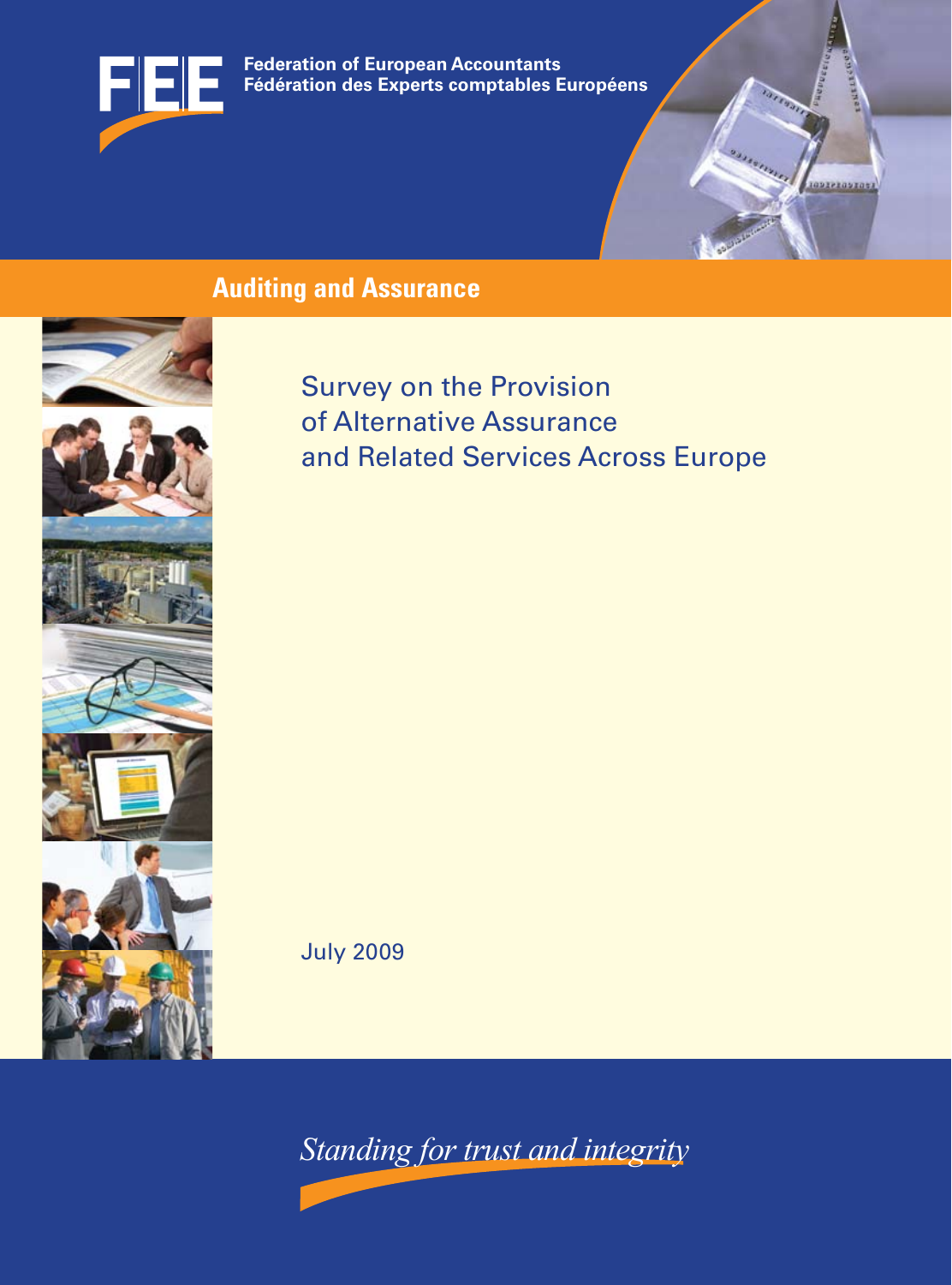FEE

**Federation of European Accountants**
**Fédération des Experts comptables Européens**

**Auditing and Assurance**

# Survey on the Provision of Alternative Assurance and Related Services Across Europe

July 2009

*Standing for trust and integrity*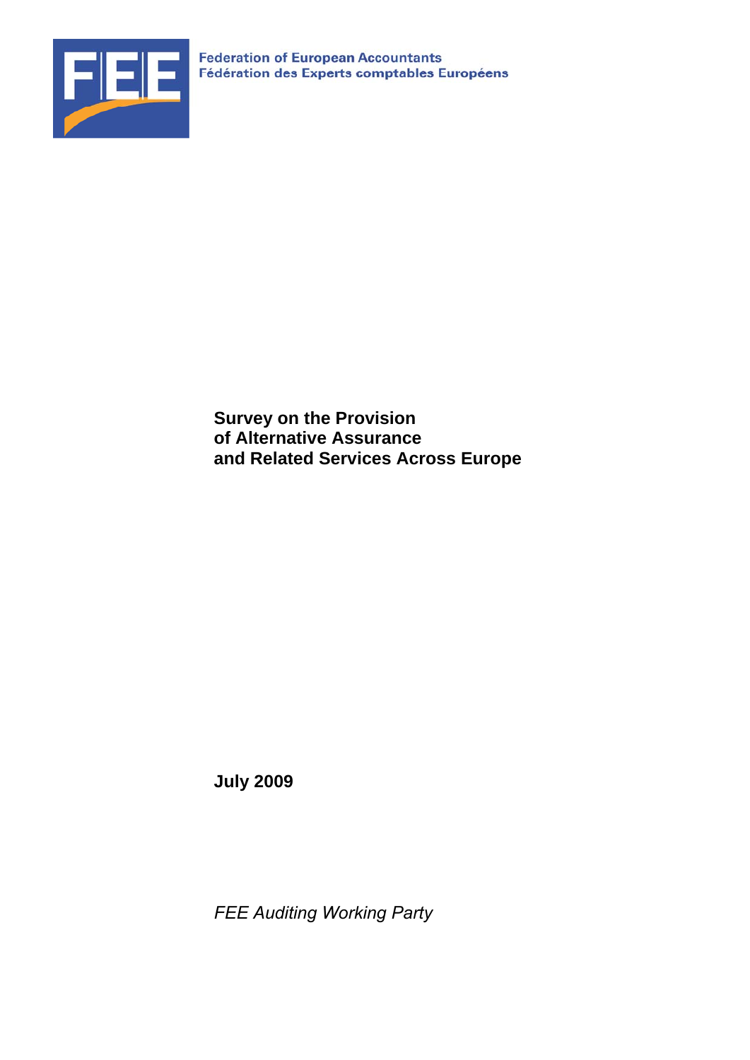Federation of European Accountants
Fédération des Experts comptables Européens

# Survey on the Provision of Alternative Assurance and Related Services Across Europe

**July 2009**

*FEE Auditing Working Party*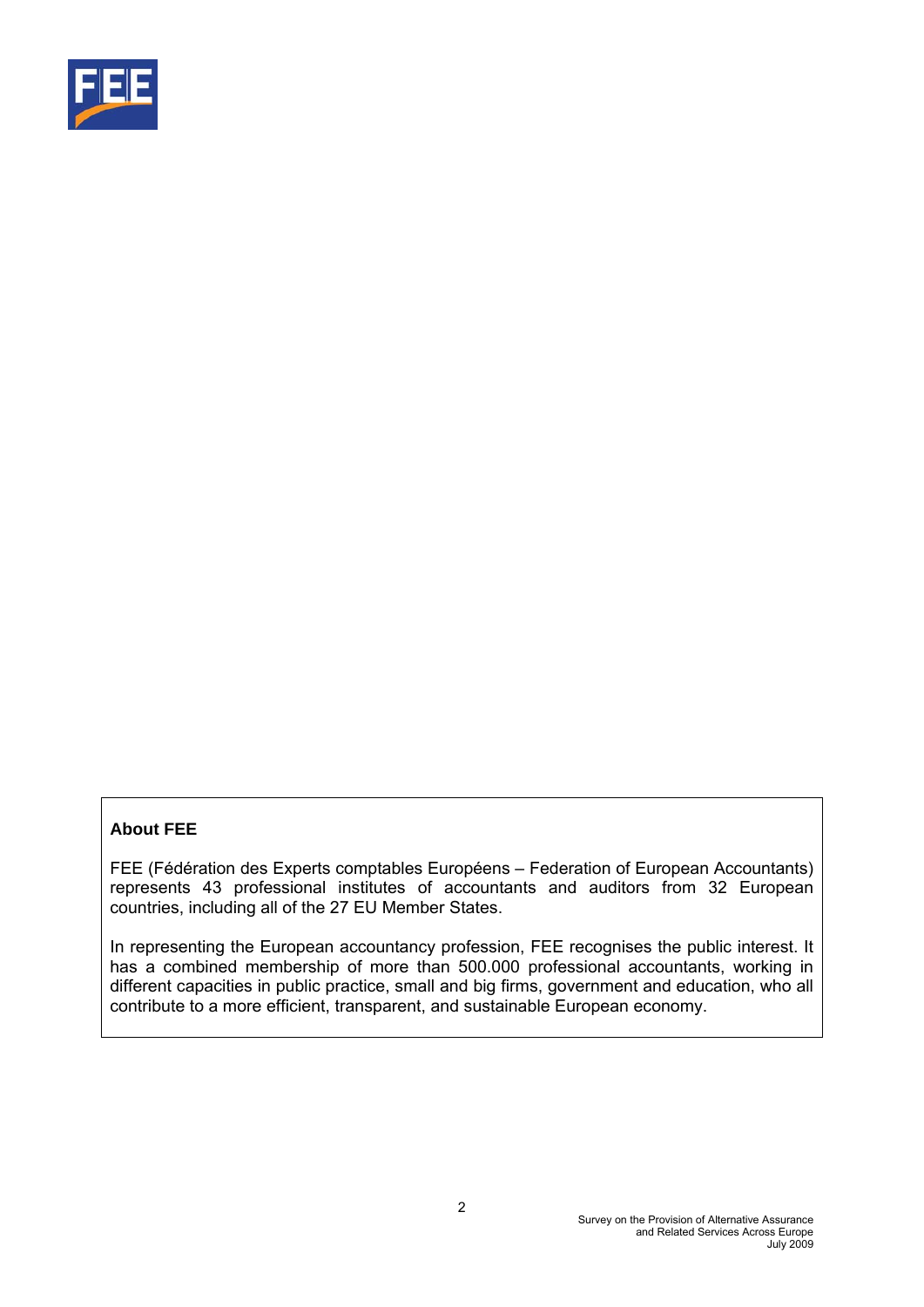**About FEE**

FEE (Fédération des Experts comptables Européens – Federation of European Accountants) represents 43 professional institutes of accountants and auditors from 32 European countries, including all of the 27 EU Member States.

In representing the European accountancy profession, FEE recognises the public interest. It has a combined membership of more than 500.000 professional accountants, working in different capacities in public practice, small and big firms, government and education, who all contribute to a more efficient, transparent, and sustainable European economy.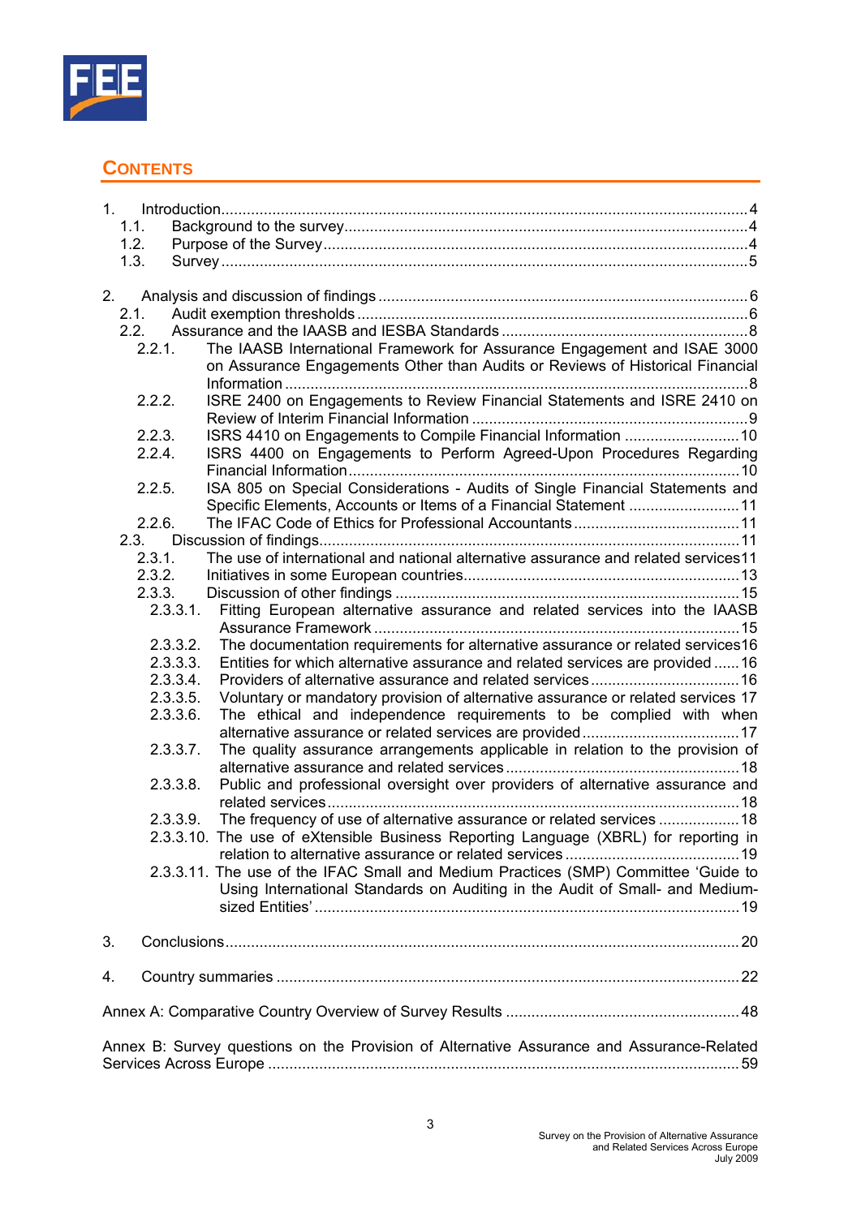## CONTENTS

1. Introduction .......... 4
    1.1. Background to the survey .......... 4
    1.2. Purpose of the Survey .......... 4
    1.3. Survey .......... 5

2. Analysis and discussion of findings .......... 6
    2.1. Audit exemption thresholds .......... 6
    2.2. Assurance and the IAASB and IESBA Standards .......... 8
        2.2.1. The IAASB International Framework for Assurance Engagement and ISAE 3000 on Assurance Engagements Other than Audits or Reviews of Historical Financial Information .......... 8
        2.2.2. ISRE 2400 on Engagements to Review Financial Statements and ISRE 2410 on Review of Interim Financial Information .......... 9
        2.2.3. ISRS 4410 on Engagements to Compile Financial Information .......... 10
        2.2.4. ISRS 4400 on Engagements to Perform Agreed-Upon Procedures Regarding Financial Information .......... 10
        2.2.5. ISA 805 on Special Considerations - Audits of Single Financial Statements and Specific Elements, Accounts or Items of a Financial Statement .......... 11
        2.2.6. The IFAC Code of Ethics for Professional Accountants .......... 11
    2.3. Discussion of findings .......... 11
        2.3.1. The use of international and national alternative assurance and related services .......... 11
        2.3.2. Initiatives in some European countries .......... 13
        2.3.3. Discussion of other findings .......... 15
            2.3.3.1. Fitting European alternative assurance and related services into the IAASB Assurance Framework .......... 15
            2.3.3.2. The documentation requirements for alternative assurance or related services .......... 16
            2.3.3.3. Entities for which alternative assurance and related services are provided .......... 16
            2.3.3.4. Providers of alternative assurance and related services .......... 16
            2.3.3.5. Voluntary or mandatory provision of alternative assurance or related services .......... 17
            2.3.3.6. The ethical and independence requirements to be complied with when alternative assurance or related services are provided .......... 17
            2.3.3.7. The quality assurance arrangements applicable in relation to the provision of alternative assurance and related services .......... 18
            2.3.3.8. Public and professional oversight over providers of alternative assurance and related services .......... 18
            2.3.3.9. The frequency of use of alternative assurance or related services .......... 18
            2.3.3.10. The use of eXtensible Business Reporting Language (XBRL) for reporting in relation to alternative assurance or related services .......... 19
            2.3.3.11. The use of the IFAC Small and Medium Practices (SMP) Committee 'Guide to Using International Standards on Auditing in the Audit of Small- and Medium-sized Entities' .......... 19

3. Conclusions .......... 20

4. Country summaries .......... 22

Annex A: Comparative Country Overview of Survey Results .......... 48

Annex B: Survey questions on the Provision of Alternative Assurance and Assurance-Related Services Across Europe .......... 59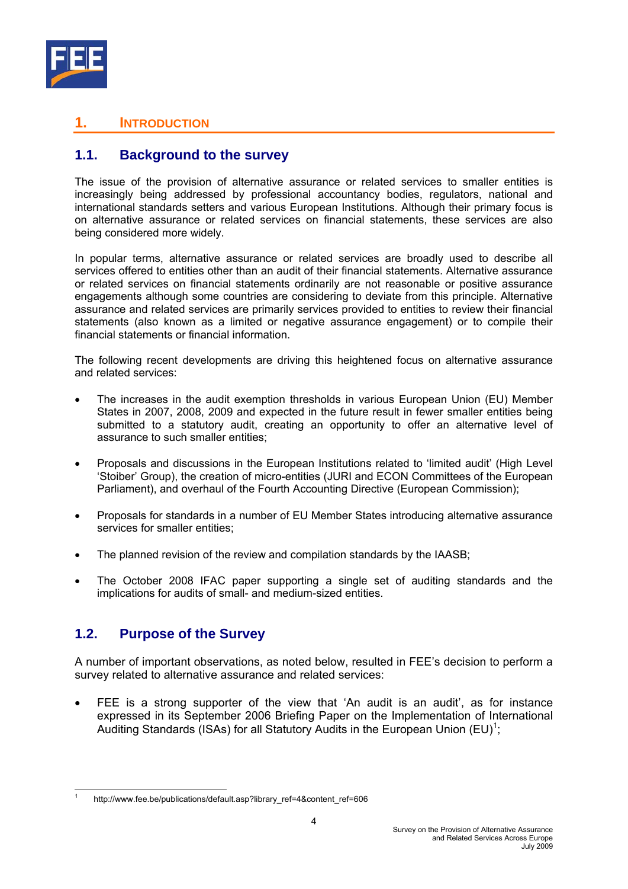# 1. INTRODUCTION

## 1.1. Background to the survey

The issue of the provision of alternative assurance or related services to smaller entities is increasingly being addressed by professional accountancy bodies, regulators, national and international standards setters and various European Institutions. Although their primary focus is on alternative assurance or related services on financial statements, these services are also being considered more widely.

In popular terms, alternative assurance or related services are broadly used to describe all services offered to entities other than an audit of their financial statements. Alternative assurance or related services on financial statements ordinarily are not reasonable or positive assurance engagements although some countries are considering to deviate from this principle. Alternative assurance and related services are primarily services provided to entities to review their financial statements (also known as a limited or negative assurance engagement) or to compile their financial statements or financial information.

The following recent developments are driving this heightened focus on alternative assurance and related services:

- The increases in the audit exemption thresholds in various European Union (EU) Member States in 2007, 2008, 2009 and expected in the future result in fewer smaller entities being submitted to a statutory audit, creating an opportunity to offer an alternative level of assurance to such smaller entities;
- Proposals and discussions in the European Institutions related to 'limited audit' (High Level 'Stoiber' Group), the creation of micro-entities (JURI and ECON Committees of the European Parliament), and overhaul of the Fourth Accounting Directive (European Commission);
- Proposals for standards in a number of EU Member States introducing alternative assurance services for smaller entities;
- The planned revision of the review and compilation standards by the IAASB;
- The October 2008 IFAC paper supporting a single set of auditing standards and the implications for audits of small- and medium-sized entities.

## 1.2. Purpose of the Survey

A number of important observations, as noted below, resulted in FEE's decision to perform a survey related to alternative assurance and related services:

- FEE is a strong supporter of the view that 'An audit is an audit', as for instance expressed in its September 2006 Briefing Paper on the Implementation of International Auditing Standards (ISAs) for all Statutory Audits in the European Union (EU)[1];

[1] http://www.fee.be/publications/default.asp?library_ref=4&content_ref=606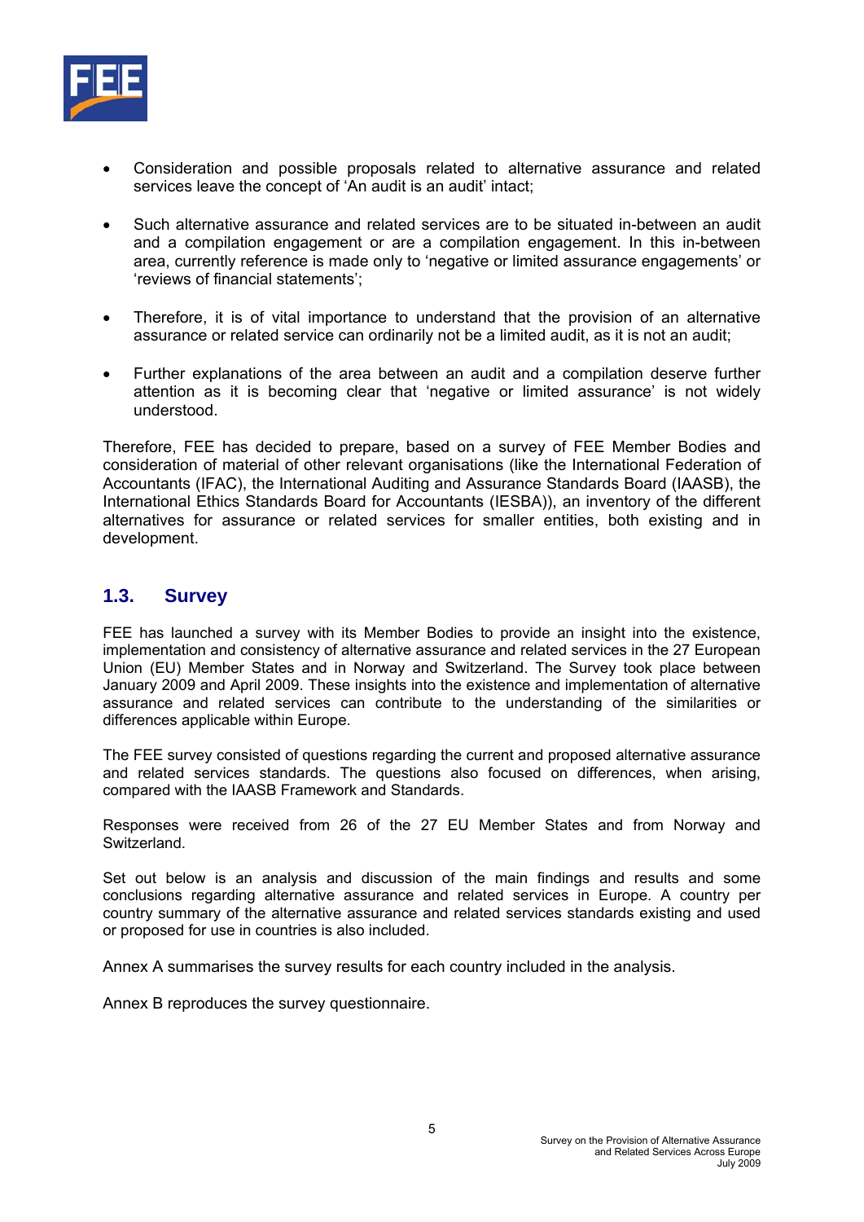- Consideration and possible proposals related to alternative assurance and related services leave the concept of 'An audit is an audit' intact;

- Such alternative assurance and related services are to be situated in-between an audit and a compilation engagement or are a compilation engagement. In this in-between area, currently reference is made only to 'negative or limited assurance engagements' or 'reviews of financial statements';

- Therefore, it is of vital importance to understand that the provision of an alternative assurance or related service can ordinarily not be a limited audit, as it is not an audit;

- Further explanations of the area between an audit and a compilation deserve further attention as it is becoming clear that 'negative or limited assurance' is not widely understood.

Therefore, FEE has decided to prepare, based on a survey of FEE Member Bodies and consideration of material of other relevant organisations (like the International Federation of Accountants (IFAC), the International Auditing and Assurance Standards Board (IAASB), the International Ethics Standards Board for Accountants (IESBA)), an inventory of the different alternatives for assurance or related services for smaller entities, both existing and in development.

## 1.3. Survey

FEE has launched a survey with its Member Bodies to provide an insight into the existence, implementation and consistency of alternative assurance and related services in the 27 European Union (EU) Member States and in Norway and Switzerland. The Survey took place between January 2009 and April 2009. These insights into the existence and implementation of alternative assurance and related services can contribute to the understanding of the similarities or differences applicable within Europe.

The FEE survey consisted of questions regarding the current and proposed alternative assurance and related services standards. The questions also focused on differences, when arising, compared with the IAASB Framework and Standards.

Responses were received from 26 of the 27 EU Member States and from Norway and Switzerland.

Set out below is an analysis and discussion of the main findings and results and some conclusions regarding alternative assurance and related services in Europe. A country per country summary of the alternative assurance and related services standards existing and used or proposed for use in countries is also included.

Annex A summarises the survey results for each country included in the analysis.

Annex B reproduces the survey questionnaire.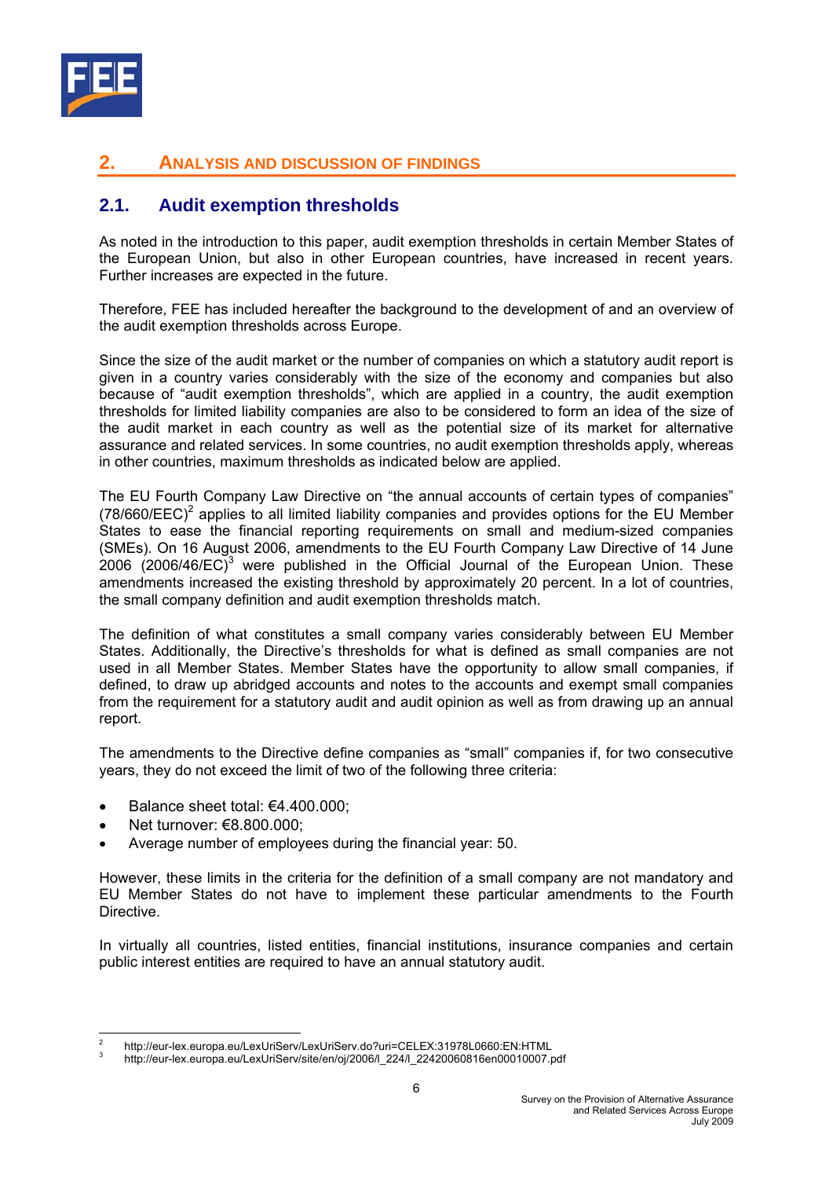## 2. ANALYSIS AND DISCUSSION OF FINDINGS

### 2.1. Audit exemption thresholds

As noted in the introduction to this paper, audit exemption thresholds in certain Member States of the European Union, but also in other European countries, have increased in recent years. Further increases are expected in the future.

Therefore, FEE has included hereafter the background to the development of and an overview of the audit exemption thresholds across Europe.

Since the size of the audit market or the number of companies on which a statutory audit report is given in a country varies considerably with the size of the economy and companies but also because of "audit exemption thresholds", which are applied in a country, the audit exemption thresholds for limited liability companies are also to be considered to form an idea of the size of the audit market in each country as well as the potential size of its market for alternative assurance and related services. In some countries, no audit exemption thresholds apply, whereas in other countries, maximum thresholds as indicated below are applied.

The EU Fourth Company Law Directive on "the annual accounts of certain types of companies" (78/660/EEC)[2] applies to all limited liability companies and provides options for the EU Member States to ease the financial reporting requirements on small and medium-sized companies (SMEs). On 16 August 2006, amendments to the EU Fourth Company Law Directive of 14 June 2006 (2006/46/EC)[3] were published in the Official Journal of the European Union. These amendments increased the existing threshold by approximately 20 percent. In a lot of countries, the small company definition and audit exemption thresholds match.

The definition of what constitutes a small company varies considerably between EU Member States. Additionally, the Directive's thresholds for what is defined as small companies are not used in all Member States. Member States have the opportunity to allow small companies, if defined, to draw up abridged accounts and notes to the accounts and exempt small companies from the requirement for a statutory audit and audit opinion as well as from drawing up an annual report.

The amendments to the Directive define companies as "small" companies if, for two consecutive years, they do not exceed the limit of two of the following three criteria:

- Balance sheet total: €4.400.000;
- Net turnover: €8.800.000;
- Average number of employees during the financial year: 50.

However, these limits in the criteria for the definition of a small company are not mandatory and EU Member States do not have to implement these particular amendments to the Fourth Directive.

In virtually all countries, listed entities, financial institutions, insurance companies and certain public interest entities are required to have an annual statutory audit.

---

2 http://eur-lex.europa.eu/LexUriServ/LexUriServ.do?uri=CELEX:31978L0660:EN:HTML

3 http://eur-lex.europa.eu/LexUriServ/site/en/oj/2006/l_224/l_22420060816en00010007.pdf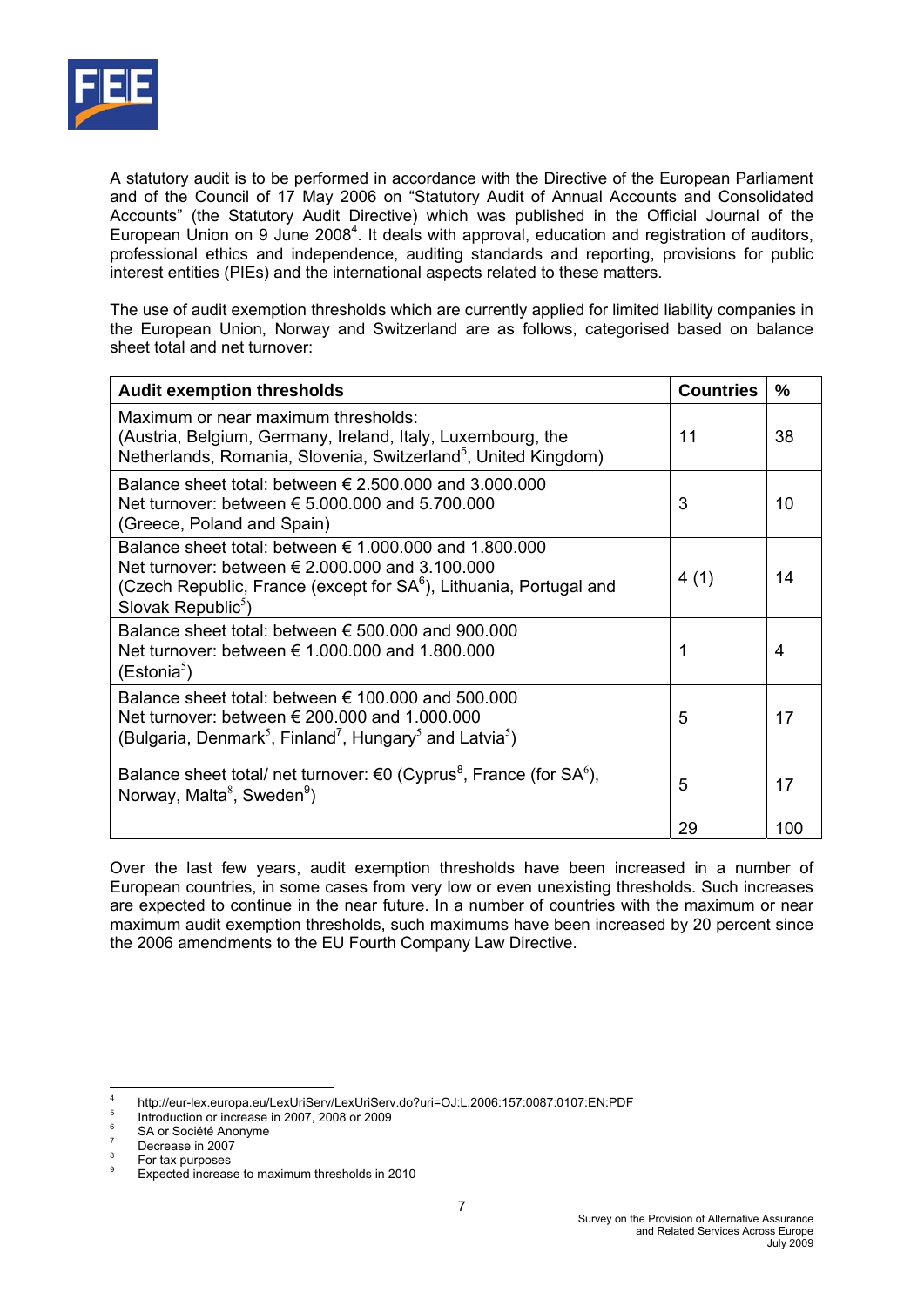A statutory audit is to be performed in accordance with the Directive of the European Parliament and of the Council of 17 May 2006 on "Statutory Audit of Annual Accounts and Consolidated Accounts" (the Statutory Audit Directive) which was published in the Official Journal of the European Union on 9 June 2008[4]. It deals with approval, education and registration of auditors, professional ethics and independence, auditing standards and reporting, provisions for public interest entities (PIEs) and the international aspects related to these matters.

The use of audit exemption thresholds which are currently applied for limited liability companies in the European Union, Norway and Switzerland are as follows, categorised based on balance sheet total and net turnover:

| Audit exemption thresholds | Countries | % |
|---|---|---|
| Maximum or near maximum thresholds: (Austria, Belgium, Germany, Ireland, Italy, Luxembourg, the Netherlands, Romania, Slovenia, Switzerland[5], United Kingdom) | 11 | 38 |
| Balance sheet total: between € 2.500.000 and 3.000.000<br>Net turnover: between € 5.000.000 and 5.700.000<br>(Greece, Poland and Spain) | 3 | 10 |
| Balance sheet total: between € 1.000.000 and 1.800.000<br>Net turnover: between € 2.000.000 and 3.100.000<br>(Czech Republic, France (except for SA[6]), Lithuania, Portugal and Slovak Republic[5]) | 4 (1) | 14 |
| Balance sheet total: between € 500.000 and 900.000<br>Net turnover: between € 1.000.000 and 1.800.000<br>(Estonia[5]) | 1 | 4 |
| Balance sheet total: between € 100.000 and 500.000<br>Net turnover: between € 200.000 and 1.000.000<br>(Bulgaria, Denmark[5], Finland[7], Hungary[5] and Latvia[5]) | 5 | 17 |
| Balance sheet total/ net turnover: €0 (Cyprus[8], France (for SA[6]), Norway, Malta[8], Sweden[9]) | 5 | 17 |
| | 29 | 100 |

Over the last few years, audit exemption thresholds have been increased in a number of European countries, in some cases from very low or even unexisting thresholds. Such increases are expected to continue in the near future. In a number of countries with the maximum or near maximum audit exemption thresholds, such maximums have been increased by 20 percent since the 2006 amendments to the EU Fourth Company Law Directive.

---

[4] http://eur-lex.europa.eu/LexUriServ/LexUriServ.do?uri=OJ:L:2006:157:0087:0107:EN:PDF

[5] Introduction or increase in 2007, 2008 or 2009

[6] SA or Société Anonyme

[7] Decrease in 2007

[8] For tax purposes

[9] Expected increase to maximum thresholds in 2010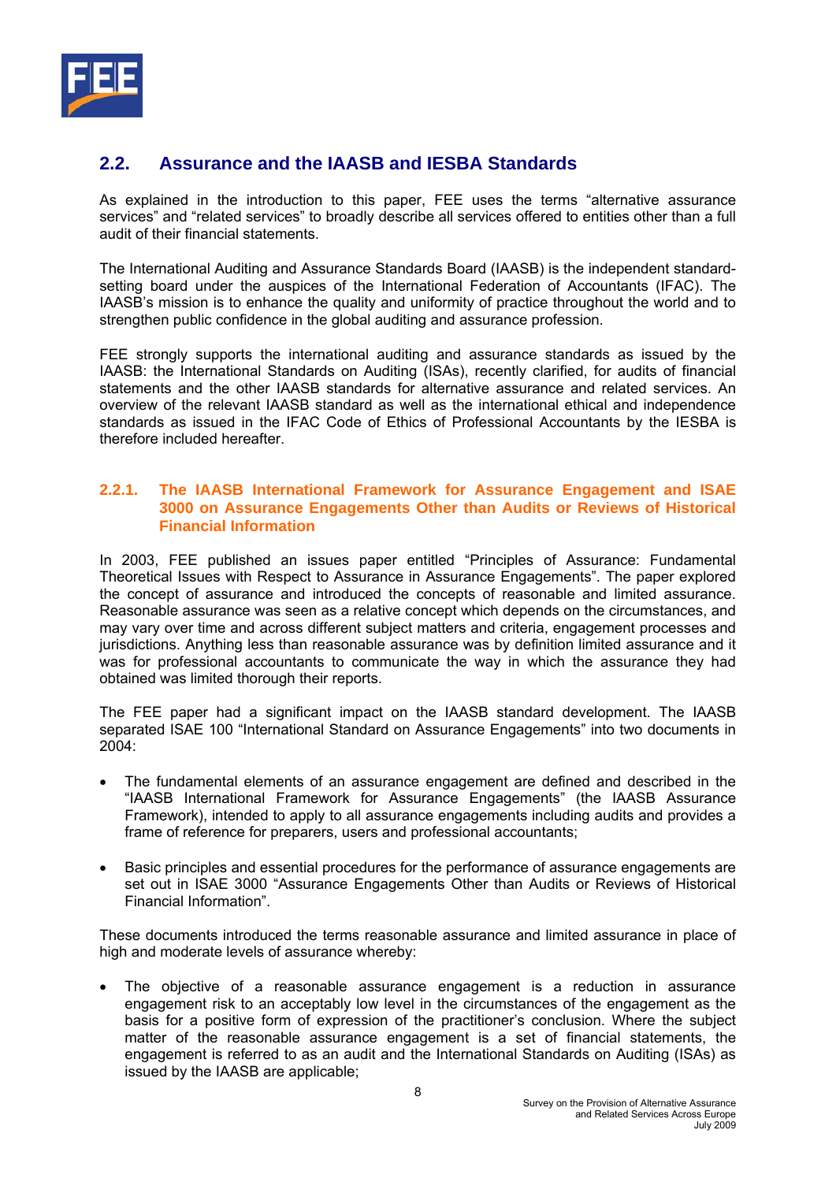## 2.2. Assurance and the IAASB and IESBA Standards

As explained in the introduction to this paper, FEE uses the terms "alternative assurance services" and "related services" to broadly describe all services offered to entities other than a full audit of their financial statements.

The International Auditing and Assurance Standards Board (IAASB) is the independent standard-setting board under the auspices of the International Federation of Accountants (IFAC). The IAASB's mission is to enhance the quality and uniformity of practice throughout the world and to strengthen public confidence in the global auditing and assurance profession.

FEE strongly supports the international auditing and assurance standards as issued by the IAASB: the International Standards on Auditing (ISAs), recently clarified, for audits of financial statements and the other IAASB standards for alternative assurance and related services. An overview of the relevant IAASB standard as well as the international ethical and independence standards as issued in the IFAC Code of Ethics of Professional Accountants by the IESBA is therefore included hereafter.

### 2.2.1. The IAASB International Framework for Assurance Engagement and ISAE 3000 on Assurance Engagements Other than Audits or Reviews of Historical Financial Information

In 2003, FEE published an issues paper entitled "Principles of Assurance: Fundamental Theoretical Issues with Respect to Assurance in Assurance Engagements". The paper explored the concept of assurance and introduced the concepts of reasonable and limited assurance. Reasonable assurance was seen as a relative concept which depends on the circumstances, and may vary over time and across different subject matters and criteria, engagement processes and jurisdictions. Anything less than reasonable assurance was by definition limited assurance and it was for professional accountants to communicate the way in which the assurance they had obtained was limited thorough their reports.

The FEE paper had a significant impact on the IAASB standard development. The IAASB separated ISAE 100 "International Standard on Assurance Engagements" into two documents in 2004:

- The fundamental elements of an assurance engagement are defined and described in the "IAASB International Framework for Assurance Engagements" (the IAASB Assurance Framework), intended to apply to all assurance engagements including audits and provides a frame of reference for preparers, users and professional accountants;

- Basic principles and essential procedures for the performance of assurance engagements are set out in ISAE 3000 "Assurance Engagements Other than Audits or Reviews of Historical Financial Information".

These documents introduced the terms reasonable assurance and limited assurance in place of high and moderate levels of assurance whereby:

- The objective of a reasonable assurance engagement is a reduction in assurance engagement risk to an acceptably low level in the circumstances of the engagement as the basis for a positive form of expression of the practitioner's conclusion. Where the subject matter of the reasonable assurance engagement is a set of financial statements, the engagement is referred to as an audit and the International Standards on Auditing (ISAs) as issued by the IAASB are applicable;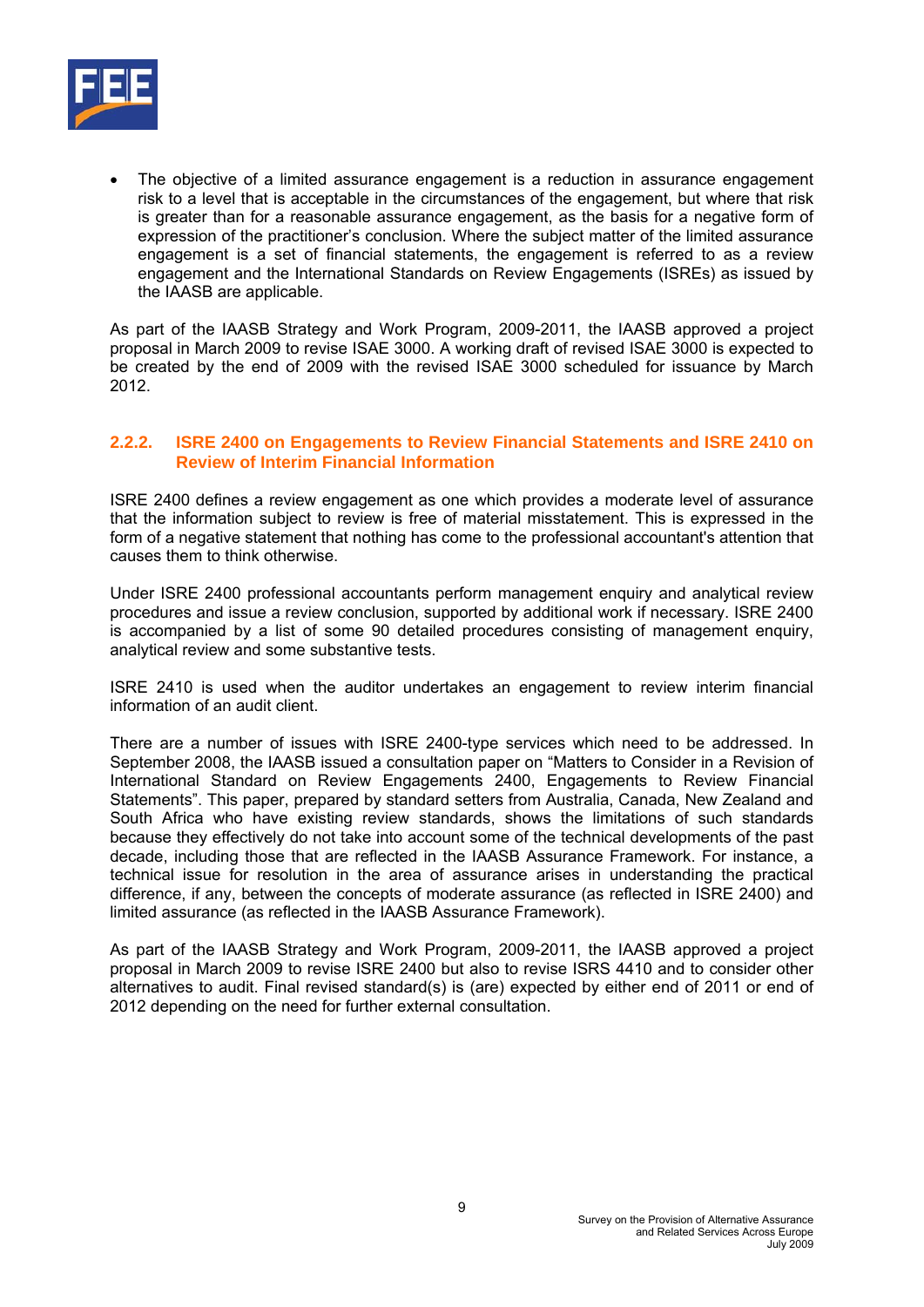- The objective of a limited assurance engagement is a reduction in assurance engagement risk to a level that is acceptable in the circumstances of the engagement, but where that risk is greater than for a reasonable assurance engagement, as the basis for a negative form of expression of the practitioner's conclusion. Where the subject matter of the limited assurance engagement is a set of financial statements, the engagement is referred to as a review engagement and the International Standards on Review Engagements (ISREs) as issued by the IAASB are applicable.

As part of the IAASB Strategy and Work Program, 2009-2011, the IAASB approved a project proposal in March 2009 to revise ISAE 3000. A working draft of revised ISAE 3000 is expected to be created by the end of 2009 with the revised ISAE 3000 scheduled for issuance by March 2012.

### 2.2.2. ISRE 2400 on Engagements to Review Financial Statements and ISRE 2410 on Review of Interim Financial Information

ISRE 2400 defines a review engagement as one which provides a moderate level of assurance that the information subject to review is free of material misstatement. This is expressed in the form of a negative statement that nothing has come to the professional accountant's attention that causes them to think otherwise.

Under ISRE 2400 professional accountants perform management enquiry and analytical review procedures and issue a review conclusion, supported by additional work if necessary. ISRE 2400 is accompanied by a list of some 90 detailed procedures consisting of management enquiry, analytical review and some substantive tests.

ISRE 2410 is used when the auditor undertakes an engagement to review interim financial information of an audit client.

There are a number of issues with ISRE 2400-type services which need to be addressed. In September 2008, the IAASB issued a consultation paper on "Matters to Consider in a Revision of International Standard on Review Engagements 2400, Engagements to Review Financial Statements". This paper, prepared by standard setters from Australia, Canada, New Zealand and South Africa who have existing review standards, shows the limitations of such standards because they effectively do not take into account some of the technical developments of the past decade, including those that are reflected in the IAASB Assurance Framework. For instance, a technical issue for resolution in the area of assurance arises in understanding the practical difference, if any, between the concepts of moderate assurance (as reflected in ISRE 2400) and limited assurance (as reflected in the IAASB Assurance Framework).

As part of the IAASB Strategy and Work Program, 2009-2011, the IAASB approved a project proposal in March 2009 to revise ISRE 2400 but also to revise ISRS 4410 and to consider other alternatives to audit. Final revised standard(s) is (are) expected by either end of 2011 or end of 2012 depending on the need for further external consultation.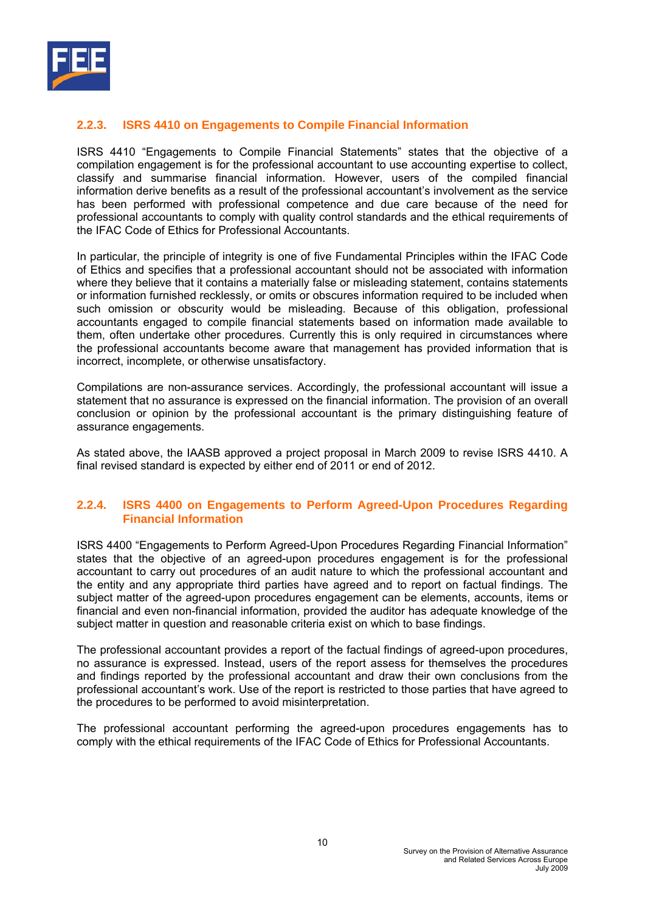### 2.2.3. ISRS 4410 on Engagements to Compile Financial Information

ISRS 4410 "Engagements to Compile Financial Statements" states that the objective of a compilation engagement is for the professional accountant to use accounting expertise to collect, classify and summarise financial information. However, users of the compiled financial information derive benefits as a result of the professional accountant's involvement as the service has been performed with professional competence and due care because of the need for professional accountants to comply with quality control standards and the ethical requirements of the IFAC Code of Ethics for Professional Accountants.

In particular, the principle of integrity is one of five Fundamental Principles within the IFAC Code of Ethics and specifies that a professional accountant should not be associated with information where they believe that it contains a materially false or misleading statement, contains statements or information furnished recklessly, or omits or obscures information required to be included when such omission or obscurity would be misleading. Because of this obligation, professional accountants engaged to compile financial statements based on information made available to them, often undertake other procedures. Currently this is only required in circumstances where the professional accountants become aware that management has provided information that is incorrect, incomplete, or otherwise unsatisfactory.

Compilations are non-assurance services. Accordingly, the professional accountant will issue a statement that no assurance is expressed on the financial information. The provision of an overall conclusion or opinion by the professional accountant is the primary distinguishing feature of assurance engagements.

As stated above, the IAASB approved a project proposal in March 2009 to revise ISRS 4410. A final revised standard is expected by either end of 2011 or end of 2012.

### 2.2.4. ISRS 4400 on Engagements to Perform Agreed-Upon Procedures Regarding Financial Information

ISRS 4400 "Engagements to Perform Agreed-Upon Procedures Regarding Financial Information" states that the objective of an agreed-upon procedures engagement is for the professional accountant to carry out procedures of an audit nature to which the professional accountant and the entity and any appropriate third parties have agreed and to report on factual findings. The subject matter of the agreed-upon procedures engagement can be elements, accounts, items or financial and even non-financial information, provided the auditor has adequate knowledge of the subject matter in question and reasonable criteria exist on which to base findings.

The professional accountant provides a report of the factual findings of agreed-upon procedures, no assurance is expressed. Instead, users of the report assess for themselves the procedures and findings reported by the professional accountant and draw their own conclusions from the professional accountant's work. Use of the report is restricted to those parties that have agreed to the procedures to be performed to avoid misinterpretation.

The professional accountant performing the agreed-upon procedures engagements has to comply with the ethical requirements of the IFAC Code of Ethics for Professional Accountants.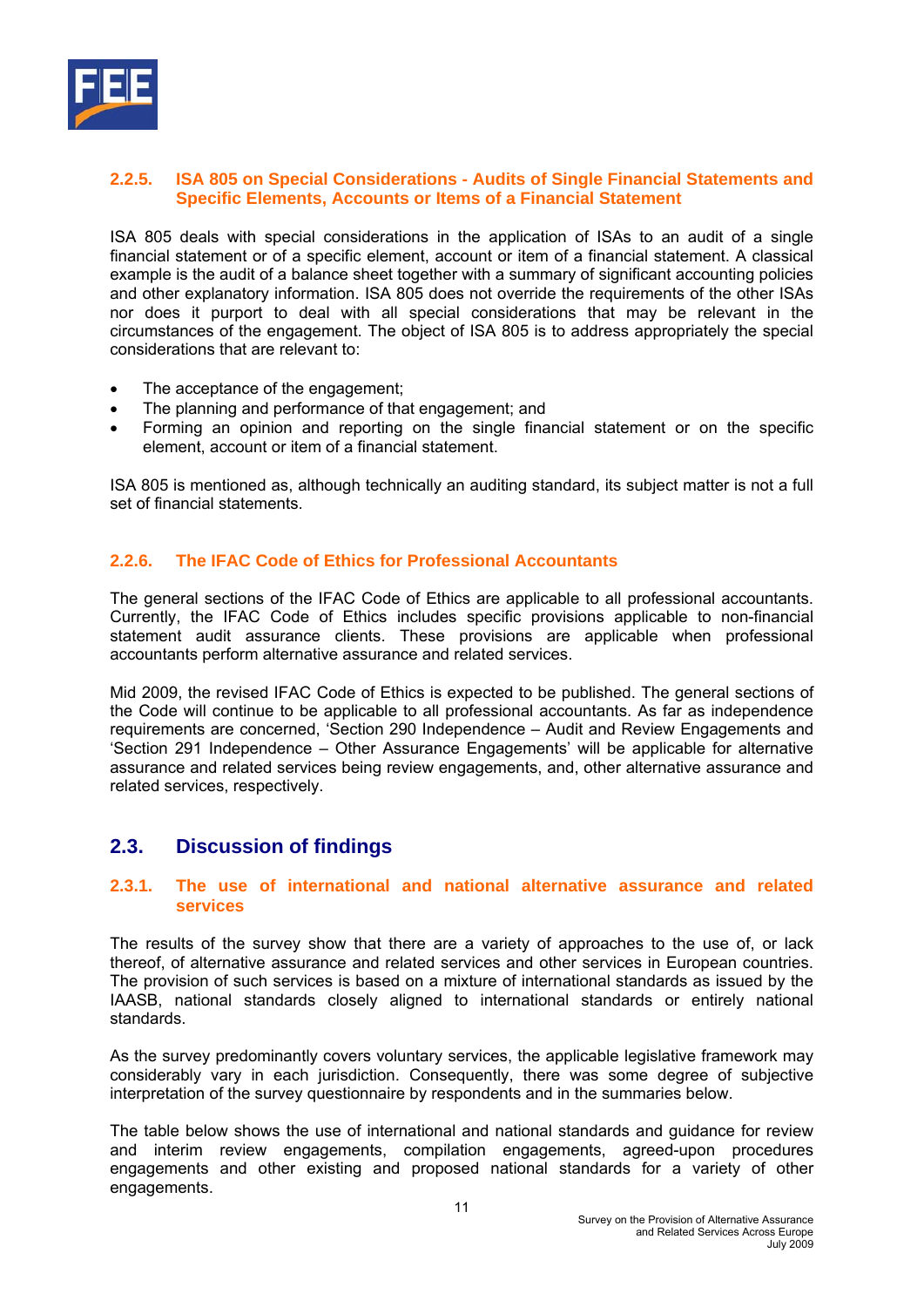### 2.2.5. ISA 805 on Special Considerations - Audits of Single Financial Statements and Specific Elements, Accounts or Items of a Financial Statement

ISA 805 deals with special considerations in the application of ISAs to an audit of a single financial statement or of a specific element, account or item of a financial statement. A classical example is the audit of a balance sheet together with a summary of significant accounting policies and other explanatory information. ISA 805 does not override the requirements of the other ISAs nor does it purport to deal with all special considerations that may be relevant in the circumstances of the engagement. The object of ISA 805 is to address appropriately the special considerations that are relevant to:

- The acceptance of the engagement;
- The planning and performance of that engagement; and
- Forming an opinion and reporting on the single financial statement or on the specific element, account or item of a financial statement.

ISA 805 is mentioned as, although technically an auditing standard, its subject matter is not a full set of financial statements.

### 2.2.6. The IFAC Code of Ethics for Professional Accountants

The general sections of the IFAC Code of Ethics are applicable to all professional accountants. Currently, the IFAC Code of Ethics includes specific provisions applicable to non-financial statement audit assurance clients. These provisions are applicable when professional accountants perform alternative assurance and related services.

Mid 2009, the revised IFAC Code of Ethics is expected to be published. The general sections of the Code will continue to be applicable to all professional accountants. As far as independence requirements are concerned, 'Section 290 Independence – Audit and Review Engagements and 'Section 291 Independence – Other Assurance Engagements' will be applicable for alternative assurance and related services being review engagements, and, other alternative assurance and related services, respectively.

## 2.3. Discussion of findings

### 2.3.1. The use of international and national alternative assurance and related services

The results of the survey show that there are a variety of approaches to the use of, or lack thereof, of alternative assurance and related services and other services in European countries. The provision of such services is based on a mixture of international standards as issued by the IAASB, national standards closely aligned to international standards or entirely national standards.

As the survey predominantly covers voluntary services, the applicable legislative framework may considerably vary in each jurisdiction. Consequently, there was some degree of subjective interpretation of the survey questionnaire by respondents and in the summaries below.

The table below shows the use of international and national standards and guidance for review and interim review engagements, compilation engagements, agreed-upon procedures engagements and other existing and proposed national standards for a variety of other engagements.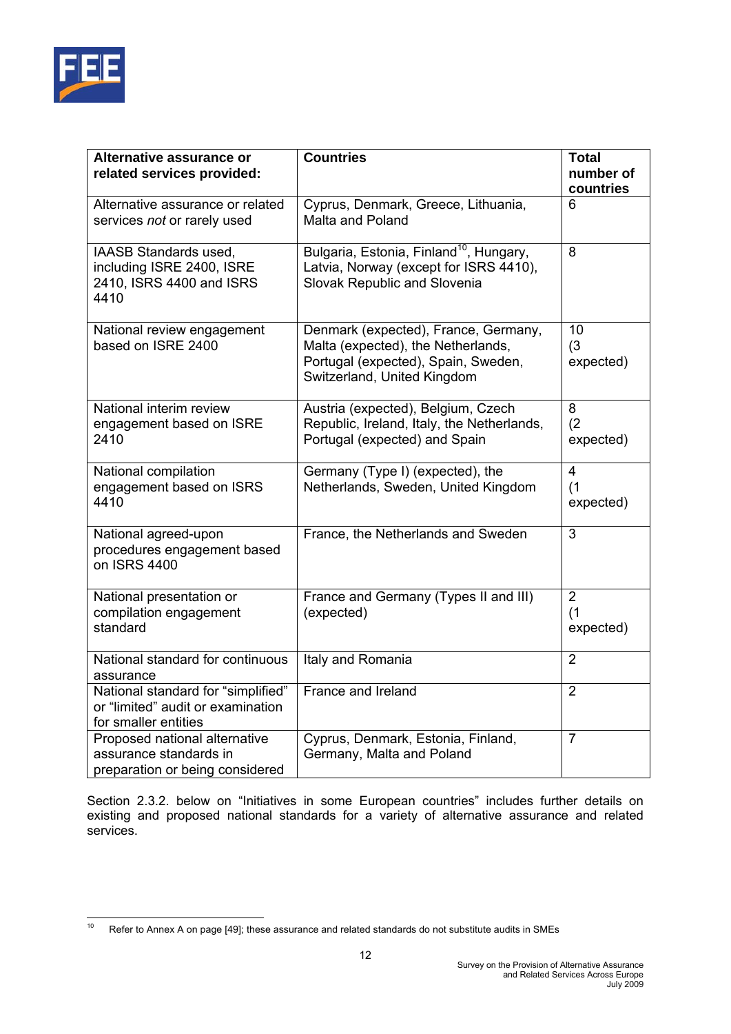| Alternative assurance or related services provided: | Countries | Total number of countries |
|---|---|---|
| Alternative assurance or related services *not* or rarely used | Cyprus, Denmark, Greece, Lithuania, Malta and Poland | 6 |
| IAASB Standards used, including ISRE 2400, ISRE 2410, ISRS 4400 and ISRS 4410 | Bulgaria, Estonia, Finland[10], Hungary, Latvia, Norway (except for ISRS 4410), Slovak Republic and Slovenia | 8 |
| National review engagement based on ISRE 2400 | Denmark (expected), France, Germany, Malta (expected), the Netherlands, Portugal (expected), Spain, Sweden, Switzerland, United Kingdom | 10 (3 expected) |
| National interim review engagement based on ISRE 2410 | Austria (expected), Belgium, Czech Republic, Ireland, Italy, the Netherlands, Portugal (expected) and Spain | 8 (2 expected) |
| National compilation engagement based on ISRS 4410 | Germany (Type I) (expected), the Netherlands, Sweden, United Kingdom | 4 (1 expected) |
| National agreed-upon procedures engagement based on ISRS 4400 | France, the Netherlands and Sweden | 3 |
| National presentation or compilation engagement standard | France and Germany (Types II and III) (expected) | 2 (1 expected) |
| National standard for continuous assurance | Italy and Romania | 2 |
| National standard for "simplified" or "limited" audit or examination for smaller entities | France and Ireland | 2 |
| Proposed national alternative assurance standards in preparation or being considered | Cyprus, Denmark, Estonia, Finland, Germany, Malta and Poland | 7 |

Section 2.3.2. below on "Initiatives in some European countries" includes further details on existing and proposed national standards for a variety of alternative assurance and related services.

---

[10] Refer to Annex A on page [49]; these assurance and related standards do not substitute audits in SMEs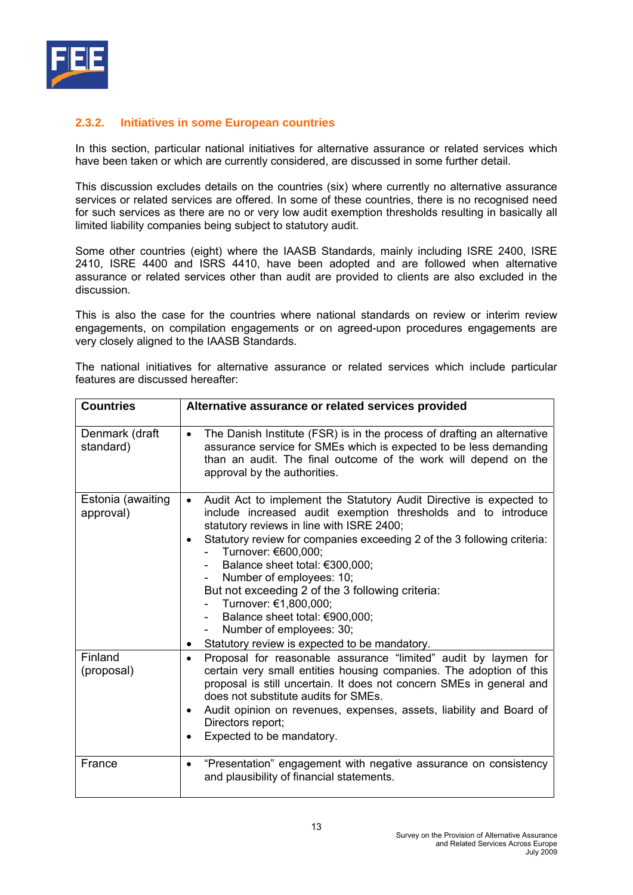### 2.3.2. Initiatives in some European countries

In this section, particular national initiatives for alternative assurance or related services which have been taken or which are currently considered, are discussed in some further detail.

This discussion excludes details on the countries (six) where currently no alternative assurance services or related services are offered. In some of these countries, there is no recognised need for such services as there are no or very low audit exemption thresholds resulting in basically all limited liability companies being subject to statutory audit.

Some other countries (eight) where the IAASB Standards, mainly including ISRE 2400, ISRE 2410, ISRE 4400 and ISRS 4410, have been adopted and are followed when alternative assurance or related services other than audit are provided to clients are also excluded in the discussion.

This is also the case for the countries where national standards on review or interim review engagements, on compilation engagements or on agreed-upon procedures engagements are very closely aligned to the IAASB Standards.

The national initiatives for alternative assurance or related services which include particular features are discussed hereafter:

| Countries | Alternative assurance or related services provided |
|---|---|
| Denmark (draft standard) | • The Danish Institute (FSR) is in the process of drafting an alternative assurance service for SMEs which is expected to be less demanding than an audit. The final outcome of the work will depend on the approval by the authorities. |
| Estonia (awaiting approval) | • Audit Act to implement the Statutory Audit Directive is expected to include increased audit exemption thresholds and to introduce statutory reviews in line with ISRE 2400;<br>• Statutory review for companies exceeding 2 of the 3 following criteria:<br>- Turnover: €600,000;<br>- Balance sheet total: €300,000;<br>- Number of employees: 10;<br>But not exceeding 2 of the 3 following criteria:<br>- Turnover: €1,800,000;<br>- Balance sheet total: €900,000;<br>- Number of employees: 30;<br>• Statutory review is expected to be mandatory. |
| Finland (proposal) | • Proposal for reasonable assurance "limited" audit by laymen for certain very small entities housing companies. The adoption of this proposal is still uncertain. It does not concern SMEs in general and does not substitute audits for SMEs.<br>• Audit opinion on revenues, expenses, assets, liability and Board of Directors report;<br>• Expected to be mandatory. |
| France | • "Presentation" engagement with negative assurance on consistency and plausibility of financial statements. |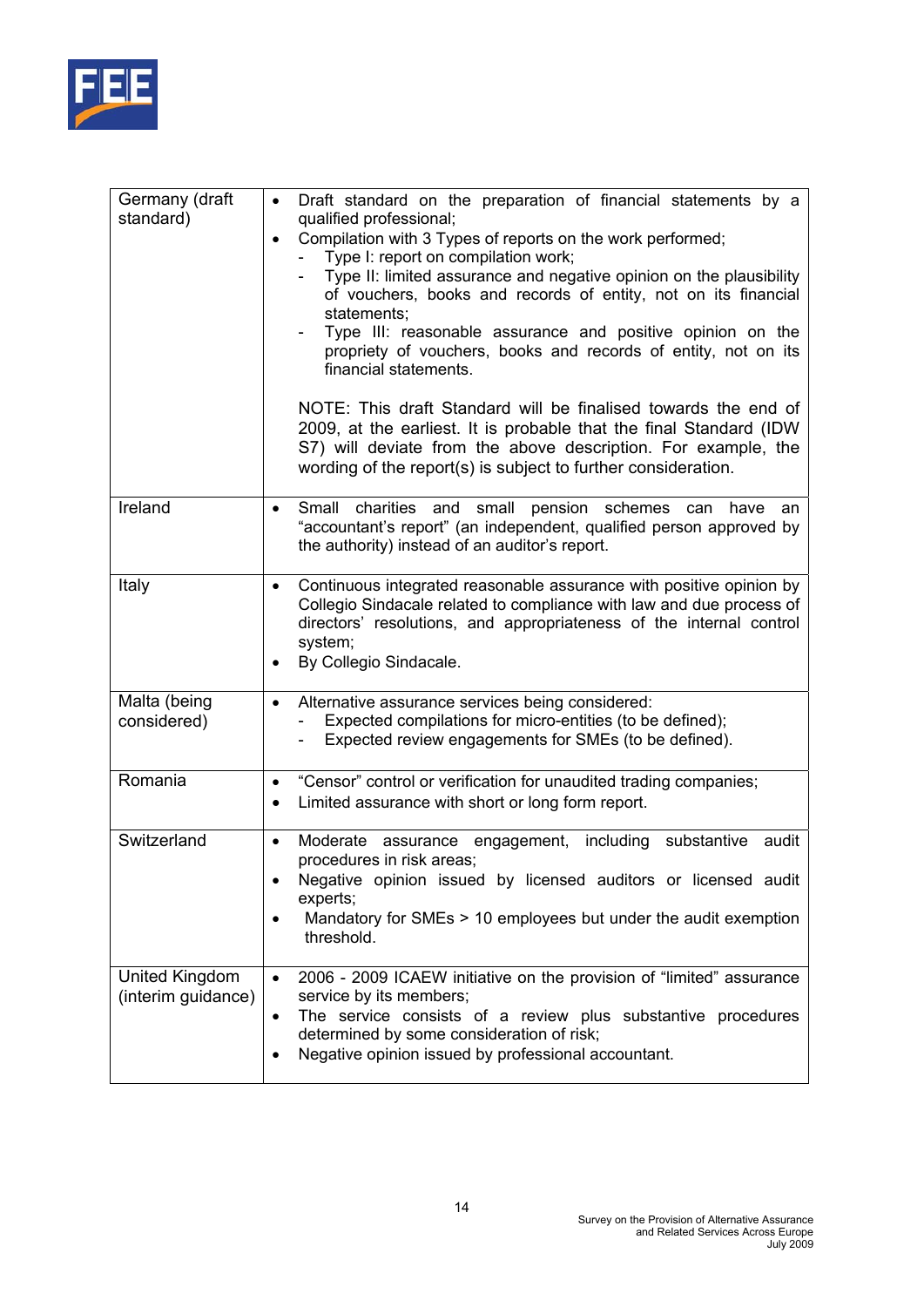| | |
|---|---|
| Germany (draft standard) | • Draft standard on the preparation of financial statements by a qualified professional;<br>• Compilation with 3 Types of reports on the work performed;<br>- Type I: report on compilation work;<br>- Type II: limited assurance and negative opinion on the plausibility of vouchers, books and records of entity, not on its financial statements;<br>- Type III: reasonable assurance and positive opinion on the propriety of vouchers, books and records of entity, not on its financial statements.<br><br>NOTE: This draft Standard will be finalised towards the end of 2009, at the earliest. It is probable that the final Standard (IDW S7) will deviate from the above description. For example, the wording of the report(s) is subject to further consideration. |
| Ireland | • Small charities and small pension schemes can have an "accountant's report" (an independent, qualified person approved by the authority) instead of an auditor's report. |
| Italy | • Continuous integrated reasonable assurance with positive opinion by Collegio Sindacale related to compliance with law and due process of directors' resolutions, and appropriateness of the internal control system;<br>• By Collegio Sindacale. |
| Malta (being considered) | • Alternative assurance services being considered:<br>- Expected compilations for micro-entities (to be defined);<br>- Expected review engagements for SMEs (to be defined). |
| Romania | • "Censor" control or verification for unaudited trading companies;<br>• Limited assurance with short or long form report. |
| Switzerland | • Moderate assurance engagement, including substantive audit procedures in risk areas;<br>• Negative opinion issued by licensed auditors or licensed audit experts;<br>• Mandatory for SMEs > 10 employees but under the audit exemption threshold. |
| United Kingdom (interim guidance) | • 2006 - 2009 ICAEW initiative on the provision of "limited" assurance service by its members;<br>• The service consists of a review plus substantive procedures determined by some consideration of risk;<br>• Negative opinion issued by professional accountant. |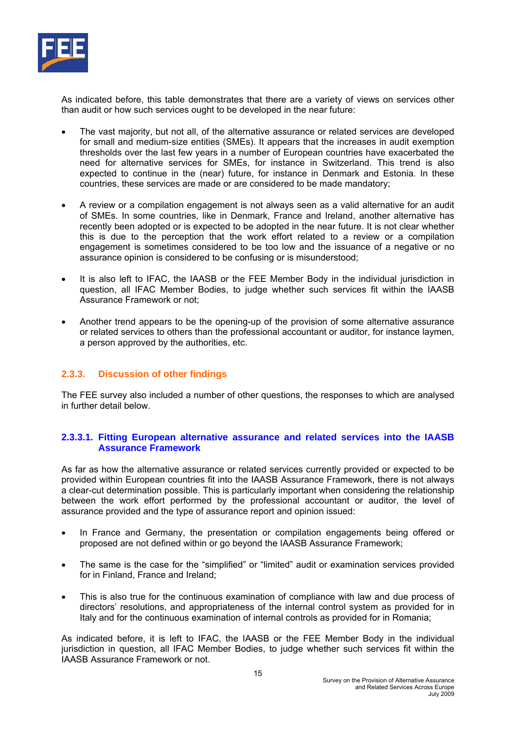As indicated before, this table demonstrates that there are a variety of views on services other than audit or how such services ought to be developed in the near future:

- The vast majority, but not all, of the alternative assurance or related services are developed for small and medium-size entities (SMEs). It appears that the increases in audit exemption thresholds over the last few years in a number of European countries have exacerbated the need for alternative services for SMEs, for instance in Switzerland. This trend is also expected to continue in the (near) future, for instance in Denmark and Estonia. In these countries, these services are made or are considered to be made mandatory;

- A review or a compilation engagement is not always seen as a valid alternative for an audit of SMEs. In some countries, like in Denmark, France and Ireland, another alternative has recently been adopted or is expected to be adopted in the near future. It is not clear whether this is due to the perception that the work effort related to a review or a compilation engagement is sometimes considered to be too low and the issuance of a negative or no assurance opinion is considered to be confusing or is misunderstood;

- It is also left to IFAC, the IAASB or the FEE Member Body in the individual jurisdiction in question, all IFAC Member Bodies, to judge whether such services fit within the IAASB Assurance Framework or not;

- Another trend appears to be the opening-up of the provision of some alternative assurance or related services to others than the professional accountant or auditor, for instance laymen, a person approved by the authorities, etc.

### 2.3.3. Discussion of other findings

The FEE survey also included a number of other questions, the responses to which are analysed in further detail below.

#### 2.3.3.1. Fitting European alternative assurance and related services into the IAASB Assurance Framework

As far as how the alternative assurance or related services currently provided or expected to be provided within European countries fit into the IAASB Assurance Framework, there is not always a clear-cut determination possible. This is particularly important when considering the relationship between the work effort performed by the professional accountant or auditor, the level of assurance provided and the type of assurance report and opinion issued:

- In France and Germany, the presentation or compilation engagements being offered or proposed are not defined within or go beyond the IAASB Assurance Framework;

- The same is the case for the "simplified" or "limited" audit or examination services provided for in Finland, France and Ireland;

- This is also true for the continuous examination of compliance with law and due process of directors' resolutions, and appropriateness of the internal control system as provided for in Italy and for the continuous examination of internal controls as provided for in Romania;

As indicated before, it is left to IFAC, the IAASB or the FEE Member Body in the individual jurisdiction in question, all IFAC Member Bodies, to judge whether such services fit within the IAASB Assurance Framework or not.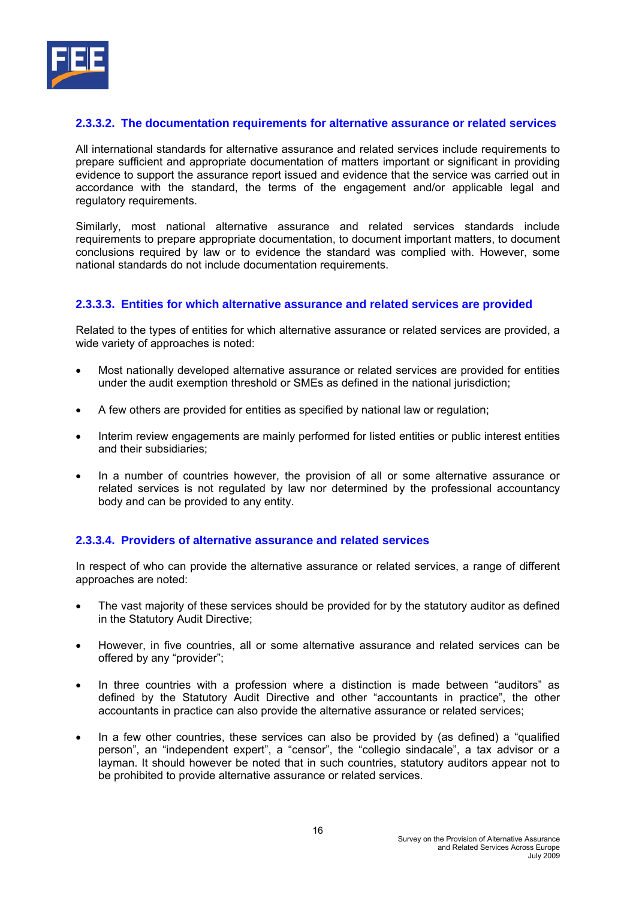#### 2.3.3.2. The documentation requirements for alternative assurance or related services

All international standards for alternative assurance and related services include requirements to prepare sufficient and appropriate documentation of matters important or significant in providing evidence to support the assurance report issued and evidence that the service was carried out in accordance with the standard, the terms of the engagement and/or applicable legal and regulatory requirements.

Similarly, most national alternative assurance and related services standards include requirements to prepare appropriate documentation, to document important matters, to document conclusions required by law or to evidence the standard was complied with. However, some national standards do not include documentation requirements.

#### 2.3.3.3. Entities for which alternative assurance and related services are provided

Related to the types of entities for which alternative assurance or related services are provided, a wide variety of approaches is noted:

- Most nationally developed alternative assurance or related services are provided for entities under the audit exemption threshold or SMEs as defined in the national jurisdiction;
- A few others are provided for entities as specified by national law or regulation;
- Interim review engagements are mainly performed for listed entities or public interest entities and their subsidiaries;
- In a number of countries however, the provision of all or some alternative assurance or related services is not regulated by law nor determined by the professional accountancy body and can be provided to any entity.

#### 2.3.3.4. Providers of alternative assurance and related services

In respect of who can provide the alternative assurance or related services, a range of different approaches are noted:

- The vast majority of these services should be provided for by the statutory auditor as defined in the Statutory Audit Directive;
- However, in five countries, all or some alternative assurance and related services can be offered by any "provider";
- In three countries with a profession where a distinction is made between "auditors" as defined by the Statutory Audit Directive and other "accountants in practice", the other accountants in practice can also provide the alternative assurance or related services;
- In a few other countries, these services can also be provided by (as defined) a "qualified person", an "independent expert", a "censor", the "collegio sindacale", a tax advisor or a layman. It should however be noted that in such countries, statutory auditors appear not to be prohibited to provide alternative assurance or related services.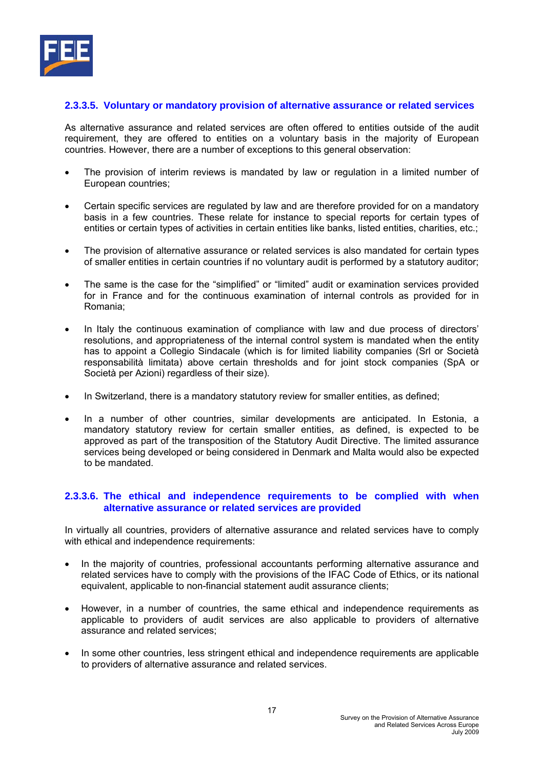#### 2.3.3.5. Voluntary or mandatory provision of alternative assurance or related services

As alternative assurance and related services are often offered to entities outside of the audit requirement, they are offered to entities on a voluntary basis in the majority of European countries. However, there are a number of exceptions to this general observation:

- The provision of interim reviews is mandated by law or regulation in a limited number of European countries;
- Certain specific services are regulated by law and are therefore provided for on a mandatory basis in a few countries. These relate for instance to special reports for certain types of entities or certain types of activities in certain entities like banks, listed entities, charities, etc.;
- The provision of alternative assurance or related services is also mandated for certain types of smaller entities in certain countries if no voluntary audit is performed by a statutory auditor;
- The same is the case for the "simplified" or "limited" audit or examination services provided for in France and for the continuous examination of internal controls as provided for in Romania;
- In Italy the continuous examination of compliance with law and due process of directors' resolutions, and appropriateness of the internal control system is mandated when the entity has to appoint a Collegio Sindacale (which is for limited liability companies (Srl or Società responsabilità limitata) above certain thresholds and for joint stock companies (SpA or Società per Azioni) regardless of their size).
- In Switzerland, there is a mandatory statutory review for smaller entities, as defined;
- In a number of other countries, similar developments are anticipated. In Estonia, a mandatory statutory review for certain smaller entities, as defined, is expected to be approved as part of the transposition of the Statutory Audit Directive. The limited assurance services being developed or being considered in Denmark and Malta would also be expected to be mandated.

#### 2.3.3.6. The ethical and independence requirements to be complied with when alternative assurance or related services are provided

In virtually all countries, providers of alternative assurance and related services have to comply with ethical and independence requirements:

- In the majority of countries, professional accountants performing alternative assurance and related services have to comply with the provisions of the IFAC Code of Ethics, or its national equivalent, applicable to non-financial statement audit assurance clients;
- However, in a number of countries, the same ethical and independence requirements as applicable to providers of audit services are also applicable to providers of alternative assurance and related services;
- In some other countries, less stringent ethical and independence requirements are applicable to providers of alternative assurance and related services.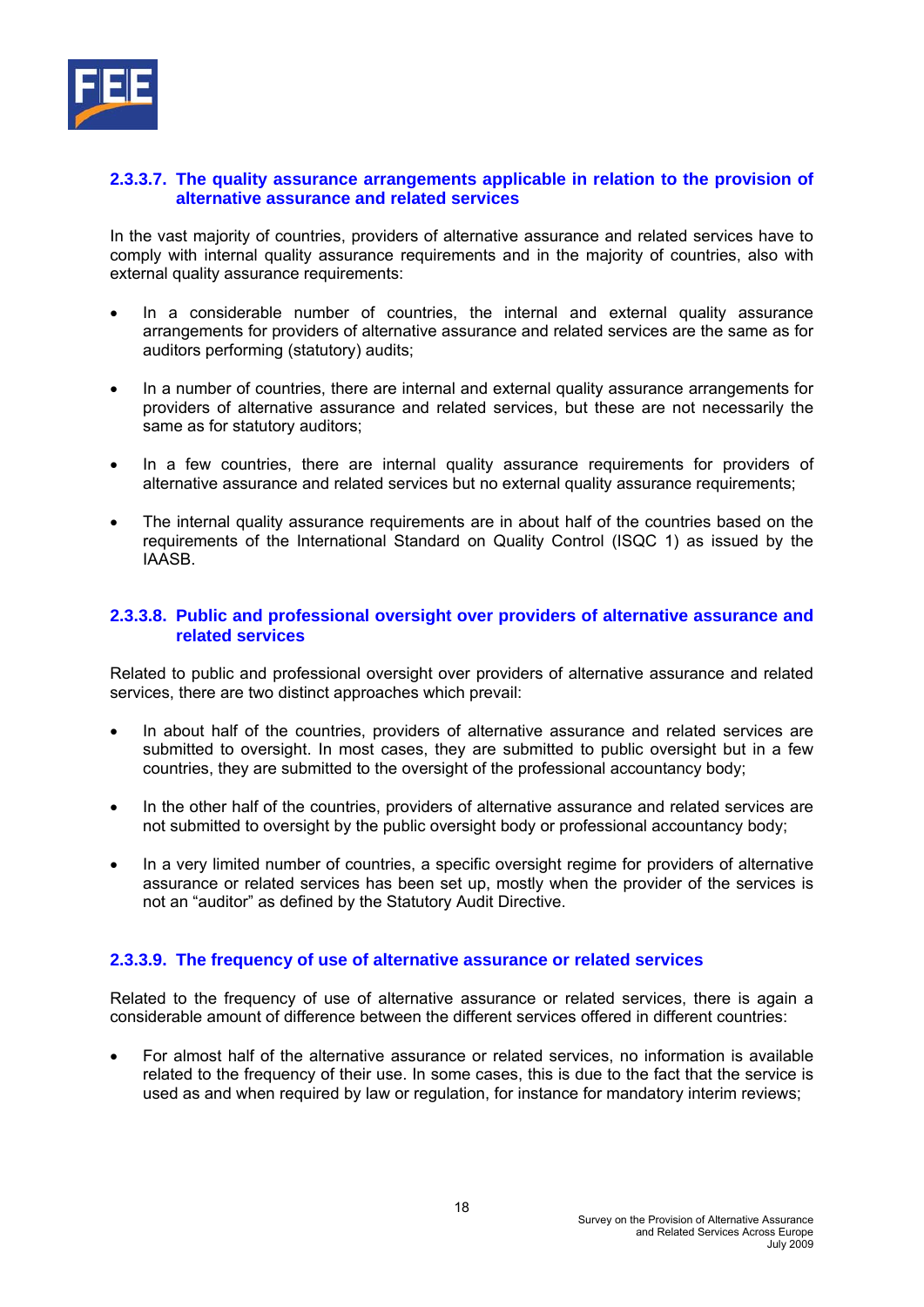#### 2.3.3.7. The quality assurance arrangements applicable in relation to the provision of alternative assurance and related services

In the vast majority of countries, providers of alternative assurance and related services have to comply with internal quality assurance requirements and in the majority of countries, also with external quality assurance requirements:

- In a considerable number of countries, the internal and external quality assurance arrangements for providers of alternative assurance and related services are the same as for auditors performing (statutory) audits;

- In a number of countries, there are internal and external quality assurance arrangements for providers of alternative assurance and related services, but these are not necessarily the same as for statutory auditors;

- In a few countries, there are internal quality assurance requirements for providers of alternative assurance and related services but no external quality assurance requirements;

- The internal quality assurance requirements are in about half of the countries based on the requirements of the International Standard on Quality Control (ISQC 1) as issued by the IAASB.

#### 2.3.3.8. Public and professional oversight over providers of alternative assurance and related services

Related to public and professional oversight over providers of alternative assurance and related services, there are two distinct approaches which prevail:

- In about half of the countries, providers of alternative assurance and related services are submitted to oversight. In most cases, they are submitted to public oversight but in a few countries, they are submitted to the oversight of the professional accountancy body;

- In the other half of the countries, providers of alternative assurance and related services are not submitted to oversight by the public oversight body or professional accountancy body;

- In a very limited number of countries, a specific oversight regime for providers of alternative assurance or related services has been set up, mostly when the provider of the services is not an "auditor" as defined by the Statutory Audit Directive.

#### 2.3.3.9. The frequency of use of alternative assurance or related services

Related to the frequency of use of alternative assurance or related services, there is again a considerable amount of difference between the different services offered in different countries:

- For almost half of the alternative assurance or related services, no information is available related to the frequency of their use. In some cases, this is due to the fact that the service is used as and when required by law or regulation, for instance for mandatory interim reviews;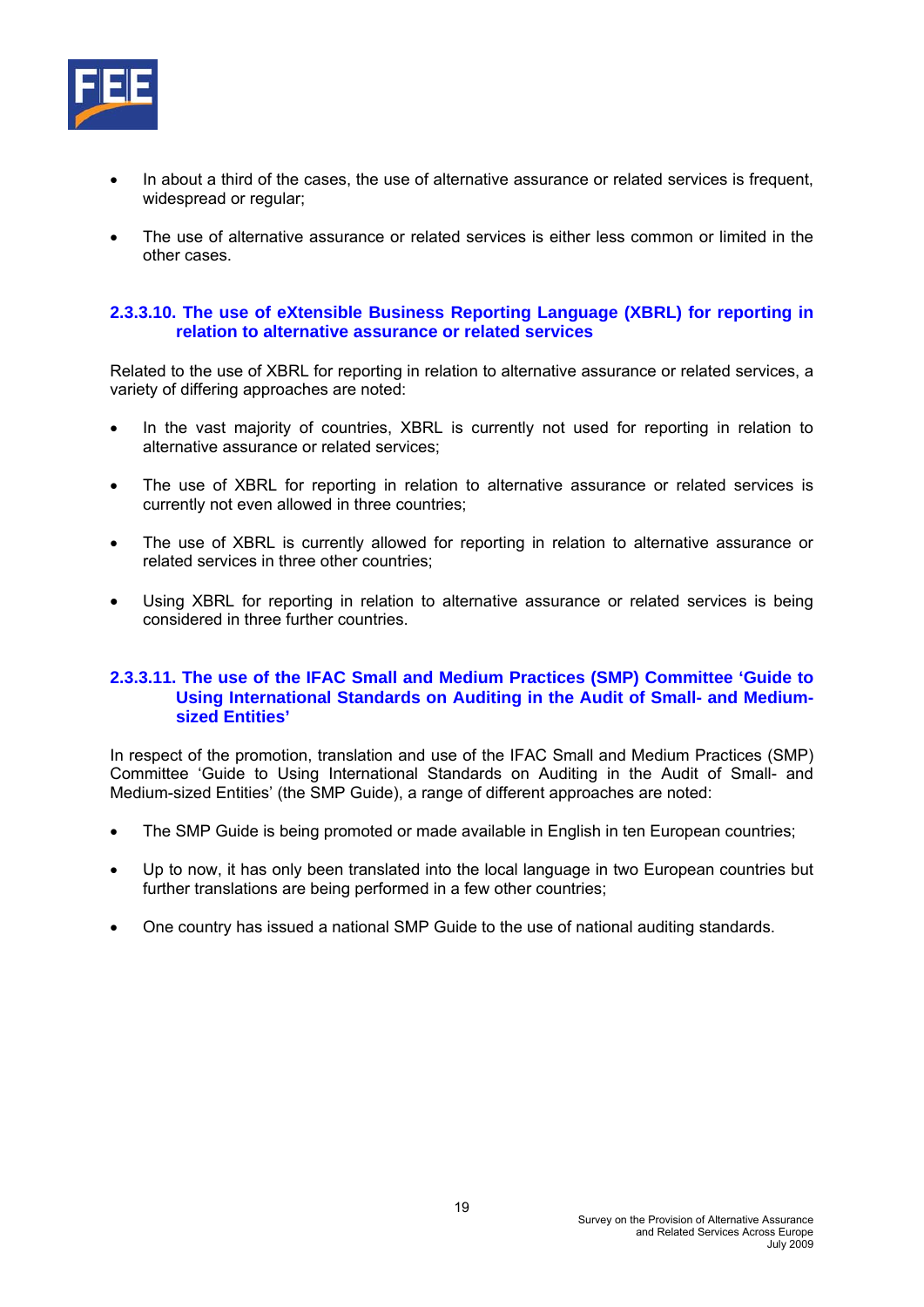- In about a third of the cases, the use of alternative assurance or related services is frequent, widespread or regular;

- The use of alternative assurance or related services is either less common or limited in the other cases.

#### 2.3.3.10. The use of eXtensible Business Reporting Language (XBRL) for reporting in relation to alternative assurance or related services

Related to the use of XBRL for reporting in relation to alternative assurance or related services, a variety of differing approaches are noted:

- In the vast majority of countries, XBRL is currently not used for reporting in relation to alternative assurance or related services;

- The use of XBRL for reporting in relation to alternative assurance or related services is currently not even allowed in three countries;

- The use of XBRL is currently allowed for reporting in relation to alternative assurance or related services in three other countries;

- Using XBRL for reporting in relation to alternative assurance or related services is being considered in three further countries.

#### 2.3.3.11. The use of the IFAC Small and Medium Practices (SMP) Committee 'Guide to Using International Standards on Auditing in the Audit of Small- and Medium-sized Entities'

In respect of the promotion, translation and use of the IFAC Small and Medium Practices (SMP) Committee 'Guide to Using International Standards on Auditing in the Audit of Small- and Medium-sized Entities' (the SMP Guide), a range of different approaches are noted:

- The SMP Guide is being promoted or made available in English in ten European countries;

- Up to now, it has only been translated into the local language in two European countries but further translations are being performed in a few other countries;

- One country has issued a national SMP Guide to the use of national auditing standards.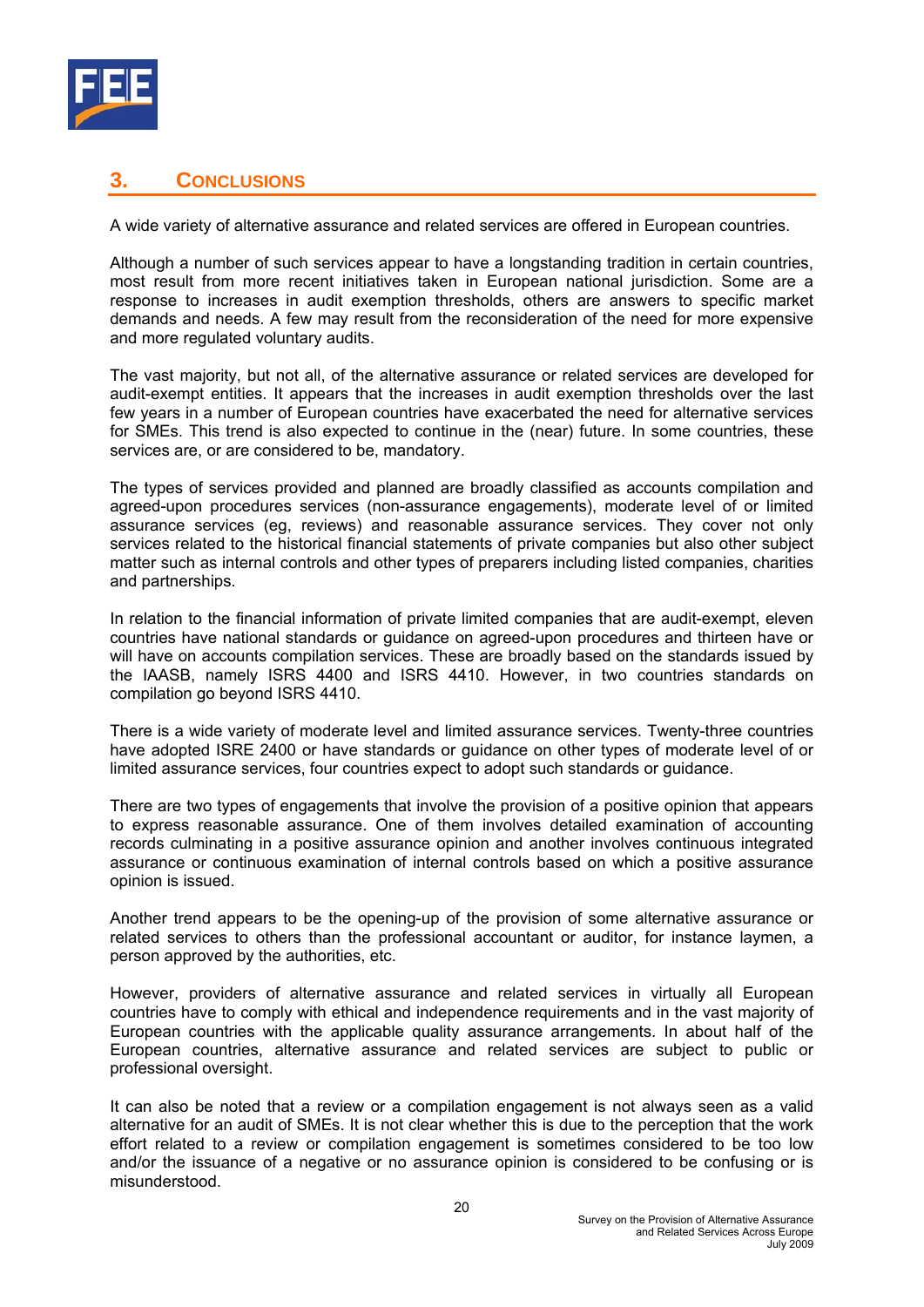## 3. CONCLUSIONS

A wide variety of alternative assurance and related services are offered in European countries.

Although a number of such services appear to have a longstanding tradition in certain countries, most result from more recent initiatives taken in European national jurisdiction. Some are a response to increases in audit exemption thresholds, others are answers to specific market demands and needs. A few may result from the reconsideration of the need for more expensive and more regulated voluntary audits.

The vast majority, but not all, of the alternative assurance or related services are developed for audit-exempt entities. It appears that the increases in audit exemption thresholds over the last few years in a number of European countries have exacerbated the need for alternative services for SMEs. This trend is also expected to continue in the (near) future. In some countries, these services are, or are considered to be, mandatory.

The types of services provided and planned are broadly classified as accounts compilation and agreed-upon procedures services (non-assurance engagements), moderate level of or limited assurance services (eg, reviews) and reasonable assurance services. They cover not only services related to the historical financial statements of private companies but also other subject matter such as internal controls and other types of preparers including listed companies, charities and partnerships.

In relation to the financial information of private limited companies that are audit-exempt, eleven countries have national standards or guidance on agreed-upon procedures and thirteen have or will have on accounts compilation services. These are broadly based on the standards issued by the IAASB, namely ISRS 4400 and ISRS 4410. However, in two countries standards on compilation go beyond ISRS 4410.

There is a wide variety of moderate level and limited assurance services. Twenty-three countries have adopted ISRE 2400 or have standards or guidance on other types of moderate level of or limited assurance services, four countries expect to adopt such standards or guidance.

There are two types of engagements that involve the provision of a positive opinion that appears to express reasonable assurance. One of them involves detailed examination of accounting records culminating in a positive assurance opinion and another involves continuous integrated assurance or continuous examination of internal controls based on which a positive assurance opinion is issued.

Another trend appears to be the opening-up of the provision of some alternative assurance or related services to others than the professional accountant or auditor, for instance laymen, a person approved by the authorities, etc.

However, providers of alternative assurance and related services in virtually all European countries have to comply with ethical and independence requirements and in the vast majority of European countries with the applicable quality assurance arrangements. In about half of the European countries, alternative assurance and related services are subject to public or professional oversight.

It can also be noted that a review or a compilation engagement is not always seen as a valid alternative for an audit of SMEs. It is not clear whether this is due to the perception that the work effort related to a review or compilation engagement is sometimes considered to be too low and/or the issuance of a negative or no assurance opinion is considered to be confusing or is misunderstood.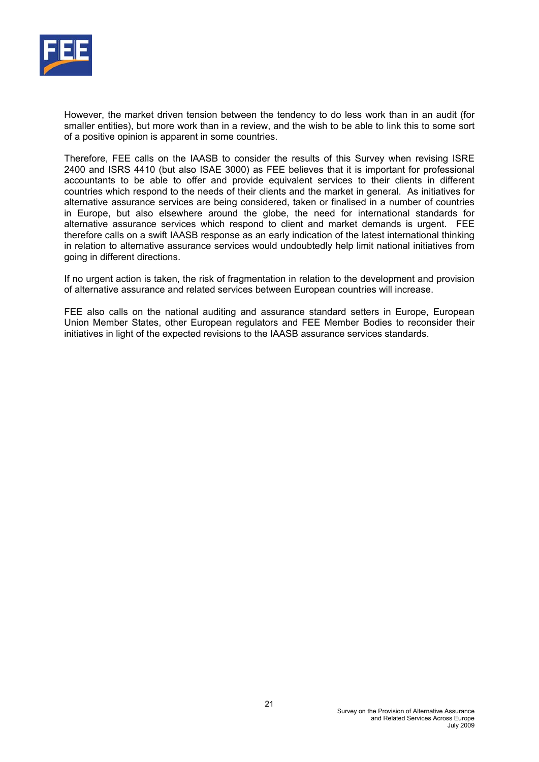However, the market driven tension between the tendency to do less work than in an audit (for smaller entities), but more work than in a review, and the wish to be able to link this to some sort of a positive opinion is apparent in some countries.

Therefore, FEE calls on the IAASB to consider the results of this Survey when revising ISRE 2400 and ISRS 4410 (but also ISAE 3000) as FEE believes that it is important for professional accountants to be able to offer and provide equivalent services to their clients in different countries which respond to the needs of their clients and the market in general. As initiatives for alternative assurance services are being considered, taken or finalised in a number of countries in Europe, but also elsewhere around the globe, the need for international standards for alternative assurance services which respond to client and market demands is urgent. FEE therefore calls on a swift IAASB response as an early indication of the latest international thinking in relation to alternative assurance services would undoubtedly help limit national initiatives from going in different directions.

If no urgent action is taken, the risk of fragmentation in relation to the development and provision of alternative assurance and related services between European countries will increase.

FEE also calls on the national auditing and assurance standard setters in Europe, European Union Member States, other European regulators and FEE Member Bodies to reconsider their initiatives in light of the expected revisions to the IAASB assurance services standards.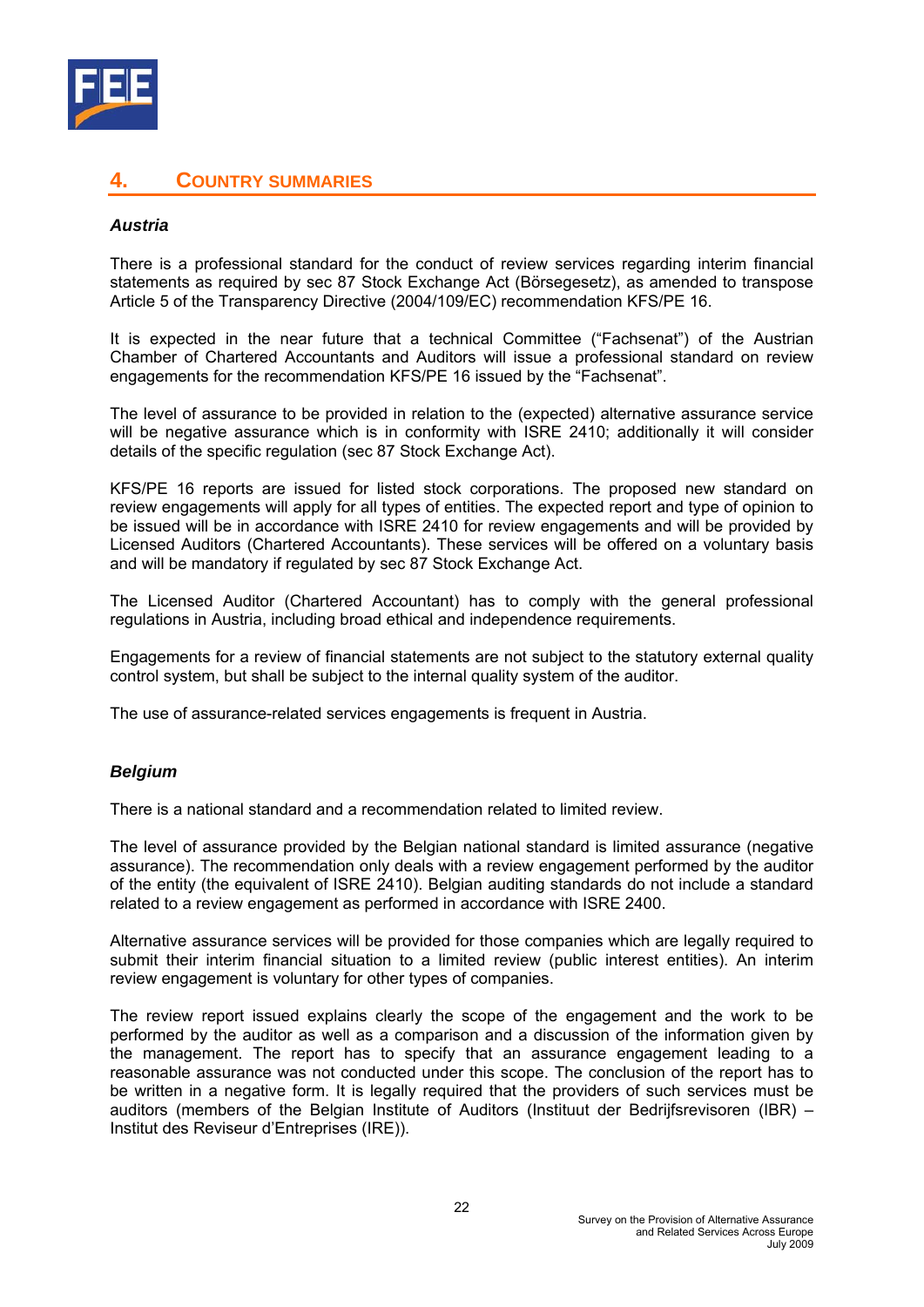## 4. COUNTRY SUMMARIES

### *Austria*

There is a professional standard for the conduct of review services regarding interim financial statements as required by sec 87 Stock Exchange Act (Börsegesetz), as amended to transpose Article 5 of the Transparency Directive (2004/109/EC) recommendation KFS/PE 16.

It is expected in the near future that a technical Committee ("Fachsenat") of the Austrian Chamber of Chartered Accountants and Auditors will issue a professional standard on review engagements for the recommendation KFS/PE 16 issued by the "Fachsenat".

The level of assurance to be provided in relation to the (expected) alternative assurance service will be negative assurance which is in conformity with ISRE 2410; additionally it will consider details of the specific regulation (sec 87 Stock Exchange Act).

KFS/PE 16 reports are issued for listed stock corporations. The proposed new standard on review engagements will apply for all types of entities. The expected report and type of opinion to be issued will be in accordance with ISRE 2410 for review engagements and will be provided by Licensed Auditors (Chartered Accountants). These services will be offered on a voluntary basis and will be mandatory if regulated by sec 87 Stock Exchange Act.

The Licensed Auditor (Chartered Accountant) has to comply with the general professional regulations in Austria, including broad ethical and independence requirements.

Engagements for a review of financial statements are not subject to the statutory external quality control system, but shall be subject to the internal quality system of the auditor.

The use of assurance-related services engagements is frequent in Austria.

### *Belgium*

There is a national standard and a recommendation related to limited review.

The level of assurance provided by the Belgian national standard is limited assurance (negative assurance). The recommendation only deals with a review engagement performed by the auditor of the entity (the equivalent of ISRE 2410). Belgian auditing standards do not include a standard related to a review engagement as performed in accordance with ISRE 2400.

Alternative assurance services will be provided for those companies which are legally required to submit their interim financial situation to a limited review (public interest entities). An interim review engagement is voluntary for other types of companies.

The review report issued explains clearly the scope of the engagement and the work to be performed by the auditor as well as a comparison and a discussion of the information given by the management. The report has to specify that an assurance engagement leading to a reasonable assurance was not conducted under this scope. The conclusion of the report has to be written in a negative form. It is legally required that the providers of such services must be auditors (members of the Belgian Institute of Auditors (Instituut der Bedrijfsrevisoren (IBR) – Institut des Reviseur d'Entreprises (IRE)).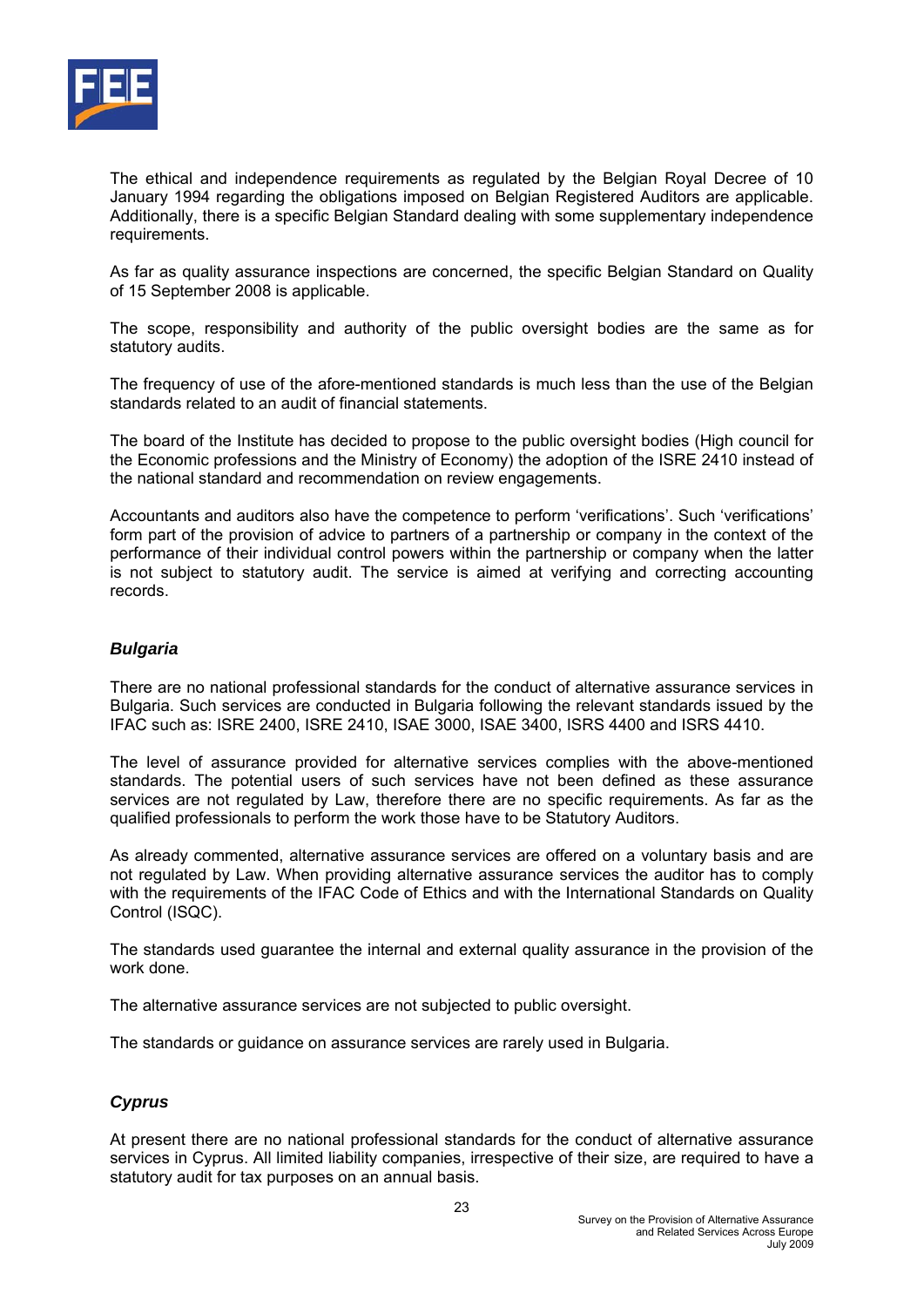The ethical and independence requirements as regulated by the Belgian Royal Decree of 10 January 1994 regarding the obligations imposed on Belgian Registered Auditors are applicable. Additionally, there is a specific Belgian Standard dealing with some supplementary independence requirements.

As far as quality assurance inspections are concerned, the specific Belgian Standard on Quality of 15 September 2008 is applicable.

The scope, responsibility and authority of the public oversight bodies are the same as for statutory audits.

The frequency of use of the afore-mentioned standards is much less than the use of the Belgian standards related to an audit of financial statements.

The board of the Institute has decided to propose to the public oversight bodies (High council for the Economic professions and the Ministry of Economy) the adoption of the ISRE 2410 instead of the national standard and recommendation on review engagements.

Accountants and auditors also have the competence to perform 'verifications'. Such 'verifications' form part of the provision of advice to partners of a partnership or company in the context of the performance of their individual control powers within the partnership or company when the latter is not subject to statutory audit. The service is aimed at verifying and correcting accounting records.

### *Bulgaria*

There are no national professional standards for the conduct of alternative assurance services in Bulgaria. Such services are conducted in Bulgaria following the relevant standards issued by the IFAC such as: ISRE 2400, ISRE 2410, ISAE 3000, ISAE 3400, ISRS 4400 and ISRS 4410.

The level of assurance provided for alternative services complies with the above-mentioned standards. The potential users of such services have not been defined as these assurance services are not regulated by Law, therefore there are no specific requirements. As far as the qualified professionals to perform the work those have to be Statutory Auditors.

As already commented, alternative assurance services are offered on a voluntary basis and are not regulated by Law. When providing alternative assurance services the auditor has to comply with the requirements of the IFAC Code of Ethics and with the International Standards on Quality Control (ISQC).

The standards used guarantee the internal and external quality assurance in the provision of the work done.

The alternative assurance services are not subjected to public oversight.

The standards or guidance on assurance services are rarely used in Bulgaria.

### *Cyprus*

At present there are no national professional standards for the conduct of alternative assurance services in Cyprus. All limited liability companies, irrespective of their size, are required to have a statutory audit for tax purposes on an annual basis.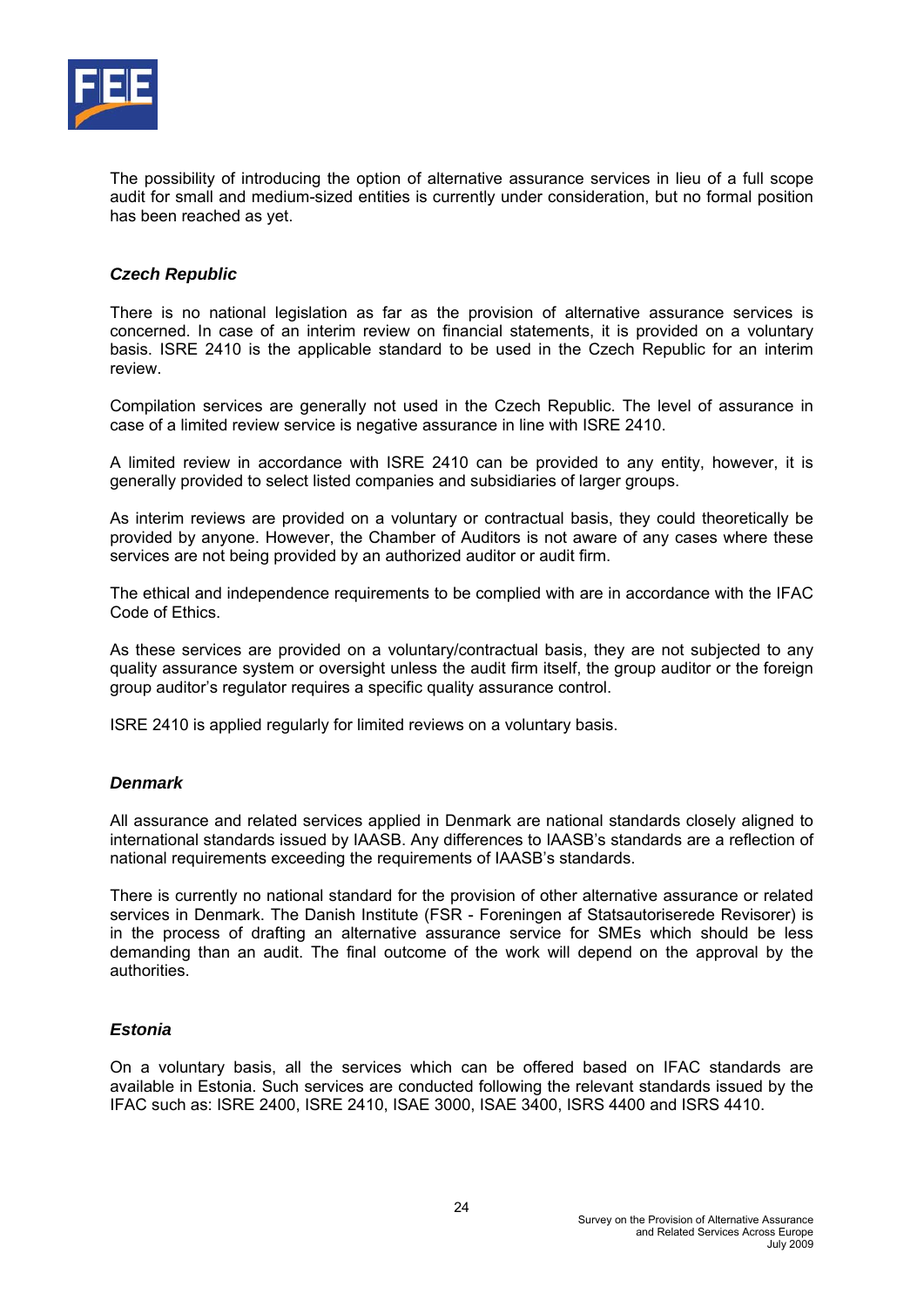The possibility of introducing the option of alternative assurance services in lieu of a full scope audit for small and medium-sized entities is currently under consideration, but no formal position has been reached as yet.

### *Czech Republic*

There is no national legislation as far as the provision of alternative assurance services is concerned. In case of an interim review on financial statements, it is provided on a voluntary basis. ISRE 2410 is the applicable standard to be used in the Czech Republic for an interim review.

Compilation services are generally not used in the Czech Republic. The level of assurance in case of a limited review service is negative assurance in line with ISRE 2410.

A limited review in accordance with ISRE 2410 can be provided to any entity, however, it is generally provided to select listed companies and subsidiaries of larger groups.

As interim reviews are provided on a voluntary or contractual basis, they could theoretically be provided by anyone. However, the Chamber of Auditors is not aware of any cases where these services are not being provided by an authorized auditor or audit firm.

The ethical and independence requirements to be complied with are in accordance with the IFAC Code of Ethics.

As these services are provided on a voluntary/contractual basis, they are not subjected to any quality assurance system or oversight unless the audit firm itself, the group auditor or the foreign group auditor's regulator requires a specific quality assurance control.

ISRE 2410 is applied regularly for limited reviews on a voluntary basis.

### *Denmark*

All assurance and related services applied in Denmark are national standards closely aligned to international standards issued by IAASB. Any differences to IAASB's standards are a reflection of national requirements exceeding the requirements of IAASB's standards.

There is currently no national standard for the provision of other alternative assurance or related services in Denmark. The Danish Institute (FSR - Foreningen af Statsautoriserede Revisorer) is in the process of drafting an alternative assurance service for SMEs which should be less demanding than an audit. The final outcome of the work will depend on the approval by the authorities.

### *Estonia*

On a voluntary basis, all the services which can be offered based on IFAC standards are available in Estonia. Such services are conducted following the relevant standards issued by the IFAC such as: ISRE 2400, ISRE 2410, ISAE 3000, ISAE 3400, ISRS 4400 and ISRS 4410.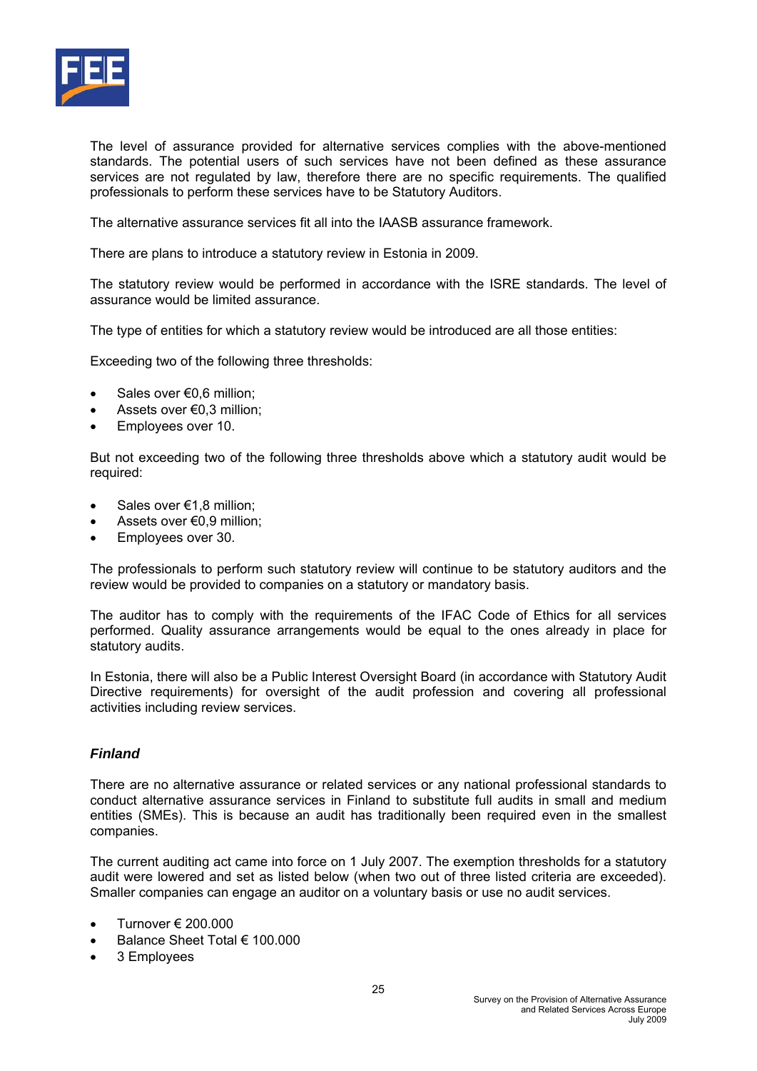The level of assurance provided for alternative services complies with the above-mentioned standards. The potential users of such services have not been defined as these assurance services are not regulated by law, therefore there are no specific requirements. The qualified professionals to perform these services have to be Statutory Auditors.

The alternative assurance services fit all into the IAASB assurance framework.

There are plans to introduce a statutory review in Estonia in 2009.

The statutory review would be performed in accordance with the ISRE standards. The level of assurance would be limited assurance.

The type of entities for which a statutory review would be introduced are all those entities:

Exceeding two of the following three thresholds:

- Sales over €0,6 million;
- Assets over €0,3 million;
- Employees over 10.

But not exceeding two of the following three thresholds above which a statutory audit would be required:

- Sales over €1,8 million;
- Assets over €0,9 million;
- Employees over 30.

The professionals to perform such statutory review will continue to be statutory auditors and the review would be provided to companies on a statutory or mandatory basis.

The auditor has to comply with the requirements of the IFAC Code of Ethics for all services performed. Quality assurance arrangements would be equal to the ones already in place for statutory audits.

In Estonia, there will also be a Public Interest Oversight Board (in accordance with Statutory Audit Directive requirements) for oversight of the audit profession and covering all professional activities including review services.

### *Finland*

There are no alternative assurance or related services or any national professional standards to conduct alternative assurance services in Finland to substitute full audits in small and medium entities (SMEs). This is because an audit has traditionally been required even in the smallest companies.

The current auditing act came into force on 1 July 2007. The exemption thresholds for a statutory audit were lowered and set as listed below (when two out of three listed criteria are exceeded). Smaller companies can engage an auditor on a voluntary basis or use no audit services.

- Turnover € 200.000
- Balance Sheet Total € 100.000
- 3 Employees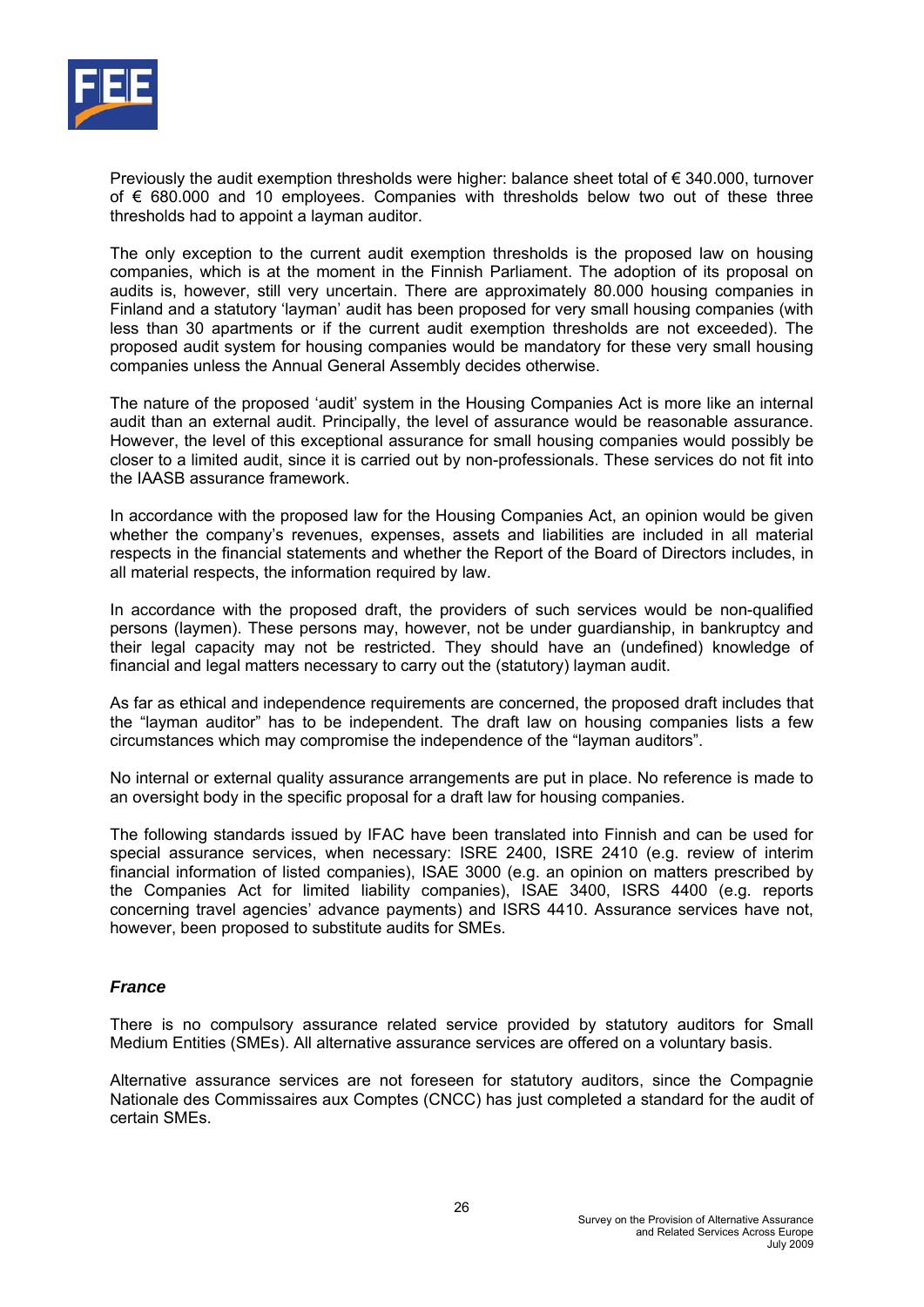Previously the audit exemption thresholds were higher: balance sheet total of € 340.000, turnover of € 680.000 and 10 employees. Companies with thresholds below two out of these three thresholds had to appoint a layman auditor.

The only exception to the current audit exemption thresholds is the proposed law on housing companies, which is at the moment in the Finnish Parliament. The adoption of its proposal on audits is, however, still very uncertain. There are approximately 80.000 housing companies in Finland and a statutory 'layman' audit has been proposed for very small housing companies (with less than 30 apartments or if the current audit exemption thresholds are not exceeded). The proposed audit system for housing companies would be mandatory for these very small housing companies unless the Annual General Assembly decides otherwise.

The nature of the proposed 'audit' system in the Housing Companies Act is more like an internal audit than an external audit. Principally, the level of assurance would be reasonable assurance. However, the level of this exceptional assurance for small housing companies would possibly be closer to a limited audit, since it is carried out by non-professionals. These services do not fit into the IAASB assurance framework.

In accordance with the proposed law for the Housing Companies Act, an opinion would be given whether the company's revenues, expenses, assets and liabilities are included in all material respects in the financial statements and whether the Report of the Board of Directors includes, in all material respects, the information required by law.

In accordance with the proposed draft, the providers of such services would be non-qualified persons (laymen). These persons may, however, not be under guardianship, in bankruptcy and their legal capacity may not be restricted. They should have an (undefined) knowledge of financial and legal matters necessary to carry out the (statutory) layman audit.

As far as ethical and independence requirements are concerned, the proposed draft includes that the "layman auditor" has to be independent. The draft law on housing companies lists a few circumstances which may compromise the independence of the "layman auditors".

No internal or external quality assurance arrangements are put in place. No reference is made to an oversight body in the specific proposal for a draft law for housing companies.

The following standards issued by IFAC have been translated into Finnish and can be used for special assurance services, when necessary: ISRE 2400, ISRE 2410 (e.g. review of interim financial information of listed companies), ISAE 3000 (e.g. an opinion on matters prescribed by the Companies Act for limited liability companies), ISAE 3400, ISRS 4400 (e.g. reports concerning travel agencies' advance payments) and ISRS 4410. Assurance services have not, however, been proposed to substitute audits for SMEs.

### *France*

There is no compulsory assurance related service provided by statutory auditors for Small Medium Entities (SMEs). All alternative assurance services are offered on a voluntary basis.

Alternative assurance services are not foreseen for statutory auditors, since the Compagnie Nationale des Commissaires aux Comptes (CNCC) has just completed a standard for the audit of certain SMEs.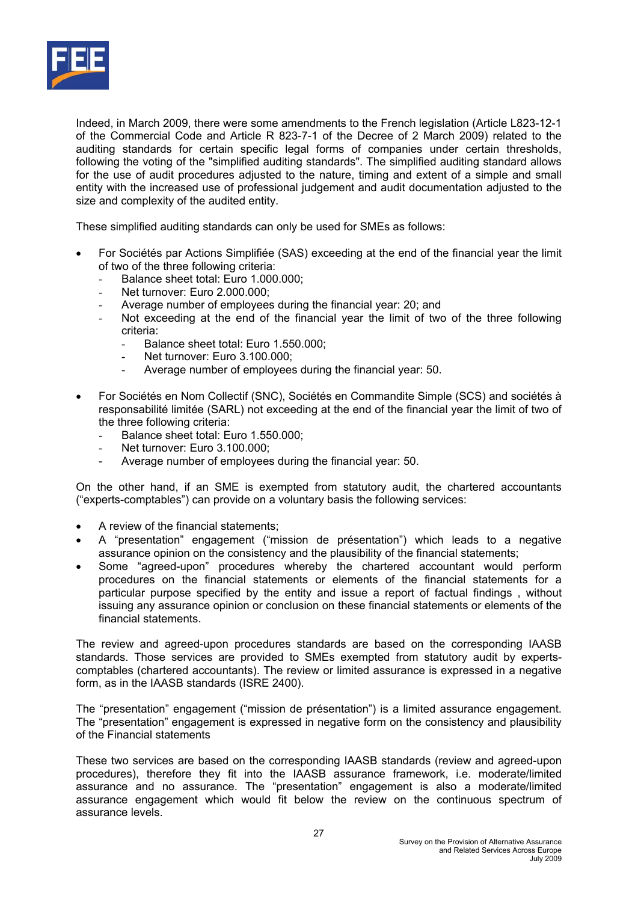Indeed, in March 2009, there were some amendments to the French legislation (Article L823-12-1 of the Commercial Code and Article R 823-7-1 of the Decree of 2 March 2009) related to the auditing standards for certain specific legal forms of companies under certain thresholds, following the voting of the "simplified auditing standards". The simplified auditing standard allows for the use of audit procedures adjusted to the nature, timing and extent of a simple and small entity with the increased use of professional judgement and audit documentation adjusted to the size and complexity of the audited entity.

These simplified auditing standards can only be used for SMEs as follows:

- For Sociétés par Actions Simplifiée (SAS) exceeding at the end of the financial year the limit of two of the three following criteria:
  - Balance sheet total: Euro 1.000.000;
  - Net turnover: Euro 2.000.000;
  - Average number of employees during the financial year: 20; and
  - Not exceeding at the end of the financial year the limit of two of the three following criteria:
    - Balance sheet total: Euro 1.550.000;
    - Net turnover: Euro 3.100.000;
    - Average number of employees during the financial year: 50.

- For Sociétés en Nom Collectif (SNC), Sociétés en Commandite Simple (SCS) and sociétés à responsabilité limitée (SARL) not exceeding at the end of the financial year the limit of two of the three following criteria:
  - Balance sheet total: Euro 1.550.000;
  - Net turnover: Euro 3.100.000;
  - Average number of employees during the financial year: 50.

On the other hand, if an SME is exempted from statutory audit, the chartered accountants ("experts-comptables") can provide on a voluntary basis the following services:

- A review of the financial statements;
- A "presentation" engagement ("mission de présentation") which leads to a negative assurance opinion on the consistency and the plausibility of the financial statements;
- Some "agreed-upon" procedures whereby the chartered accountant would perform procedures on the financial statements or elements of the financial statements for a particular purpose specified by the entity and issue a report of factual findings , without issuing any assurance opinion or conclusion on these financial statements or elements of the financial statements.

The review and agreed-upon procedures standards are based on the corresponding IAASB standards. Those services are provided to SMEs exempted from statutory audit by experts-comptables (chartered accountants). The review or limited assurance is expressed in a negative form, as in the IAASB standards (ISRE 2400).

The "presentation" engagement ("mission de présentation") is a limited assurance engagement. The "presentation" engagement is expressed in negative form on the consistency and plausibility of the Financial statements

These two services are based on the corresponding IAASB standards (review and agreed-upon procedures), therefore they fit into the IAASB assurance framework, i.e. moderate/limited assurance and no assurance. The "presentation" engagement is also a moderate/limited assurance engagement which would fit below the review on the continuous spectrum of assurance levels.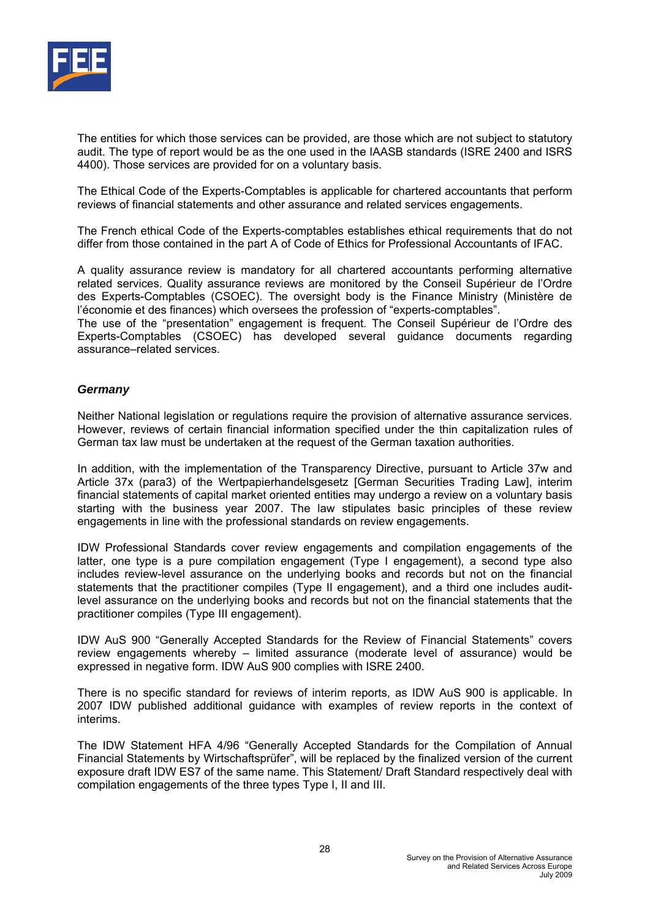The entities for which those services can be provided, are those which are not subject to statutory audit. The type of report would be as the one used in the IAASB standards (ISRE 2400 and ISRS 4400). Those services are provided for on a voluntary basis.

The Ethical Code of the Experts-Comptables is applicable for chartered accountants that perform reviews of financial statements and other assurance and related services engagements.

The French ethical Code of the Experts-comptables establishes ethical requirements that do not differ from those contained in the part A of Code of Ethics for Professional Accountants of IFAC.

A quality assurance review is mandatory for all chartered accountants performing alternative related services. Quality assurance reviews are monitored by the Conseil Supérieur de l'Ordre des Experts-Comptables (CSOEC). The oversight body is the Finance Ministry (Ministère de l'économie et des finances) which oversees the profession of "experts-comptables".
The use of the "presentation" engagement is frequent. The Conseil Supérieur de l'Ordre des Experts-Comptables (CSOEC) has developed several guidance documents regarding assurance–related services.

### *Germany*

Neither National legislation or regulations require the provision of alternative assurance services. However, reviews of certain financial information specified under the thin capitalization rules of German tax law must be undertaken at the request of the German taxation authorities.

In addition, with the implementation of the Transparency Directive, pursuant to Article 37w and Article 37x (para3) of the Wertpapierhandelsgesetz [German Securities Trading Law], interim financial statements of capital market oriented entities may undergo a review on a voluntary basis starting with the business year 2007. The law stipulates basic principles of these review engagements in line with the professional standards on review engagements.

IDW Professional Standards cover review engagements and compilation engagements of the latter, one type is a pure compilation engagement (Type I engagement), a second type also includes review-level assurance on the underlying books and records but not on the financial statements that the practitioner compiles (Type II engagement), and a third one includes audit-level assurance on the underlying books and records but not on the financial statements that the practitioner compiles (Type III engagement).

IDW AuS 900 "Generally Accepted Standards for the Review of Financial Statements" covers review engagements whereby – limited assurance (moderate level of assurance) would be expressed in negative form. IDW AuS 900 complies with ISRE 2400.

There is no specific standard for reviews of interim reports, as IDW AuS 900 is applicable. In 2007 IDW published additional guidance with examples of review reports in the context of interims.

The IDW Statement HFA 4/96 "Generally Accepted Standards for the Compilation of Annual Financial Statements by Wirtschaftsprüfer", will be replaced by the finalized version of the current exposure draft IDW ES7 of the same name. This Statement/ Draft Standard respectively deal with compilation engagements of the three types Type I, II and III.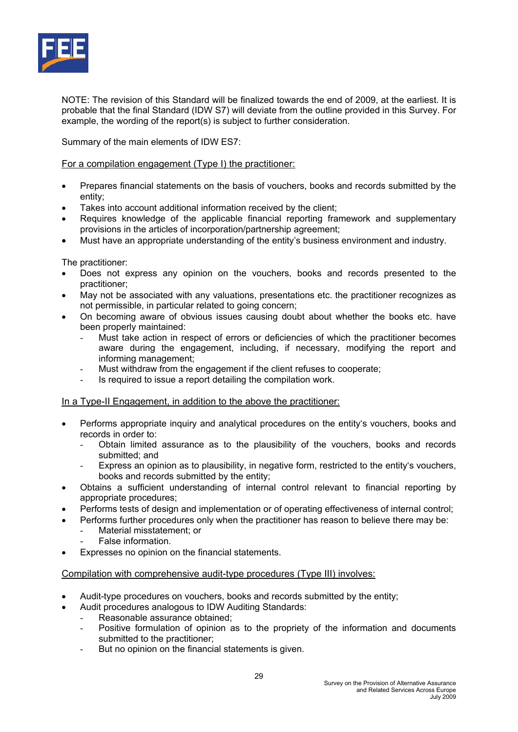NOTE: The revision of this Standard will be finalized towards the end of 2009, at the earliest. It is probable that the final Standard (IDW S7) will deviate from the outline provided in this Survey. For example, the wording of the report(s) is subject to further consideration.

Summary of the main elements of IDW ES7:

For a compilation engagement (Type I) the practitioner:

- Prepares financial statements on the basis of vouchers, books and records submitted by the entity;
- Takes into account additional information received by the client;
- Requires knowledge of the applicable financial reporting framework and supplementary provisions in the articles of incorporation/partnership agreement;
- Must have an appropriate understanding of the entity's business environment and industry.

The practitioner:

- Does not express any opinion on the vouchers, books and records presented to the practitioner;
- May not be associated with any valuations, presentations etc. the practitioner recognizes as not permissible, in particular related to going concern;
- On becoming aware of obvious issues causing doubt about whether the books etc. have been properly maintained:
  - Must take action in respect of errors or deficiencies of which the practitioner becomes aware during the engagement, including, if necessary, modifying the report and informing management;
  - Must withdraw from the engagement if the client refuses to cooperate;
  - Is required to issue a report detailing the compilation work.

In a Type-II Engagement, in addition to the above the practitioner:

- Performs appropriate inquiry and analytical procedures on the entity's vouchers, books and records in order to:
  - Obtain limited assurance as to the plausibility of the vouchers, books and records submitted; and
  - Express an opinion as to plausibility, in negative form, restricted to the entity's vouchers, books and records submitted by the entity;
- Obtains a sufficient understanding of internal control relevant to financial reporting by appropriate procedures;
- Performs tests of design and implementation or of operating effectiveness of internal control;
- Performs further procedures only when the practitioner has reason to believe there may be:
  - Material misstatement; or
  - False information.
- Expresses no opinion on the financial statements.

Compilation with comprehensive audit-type procedures (Type III) involves:

- Audit-type procedures on vouchers, books and records submitted by the entity;
- Audit procedures analogous to IDW Auditing Standards:
  - Reasonable assurance obtained;
  - Positive formulation of opinion as to the propriety of the information and documents submitted to the practitioner;
  - But no opinion on the financial statements is given.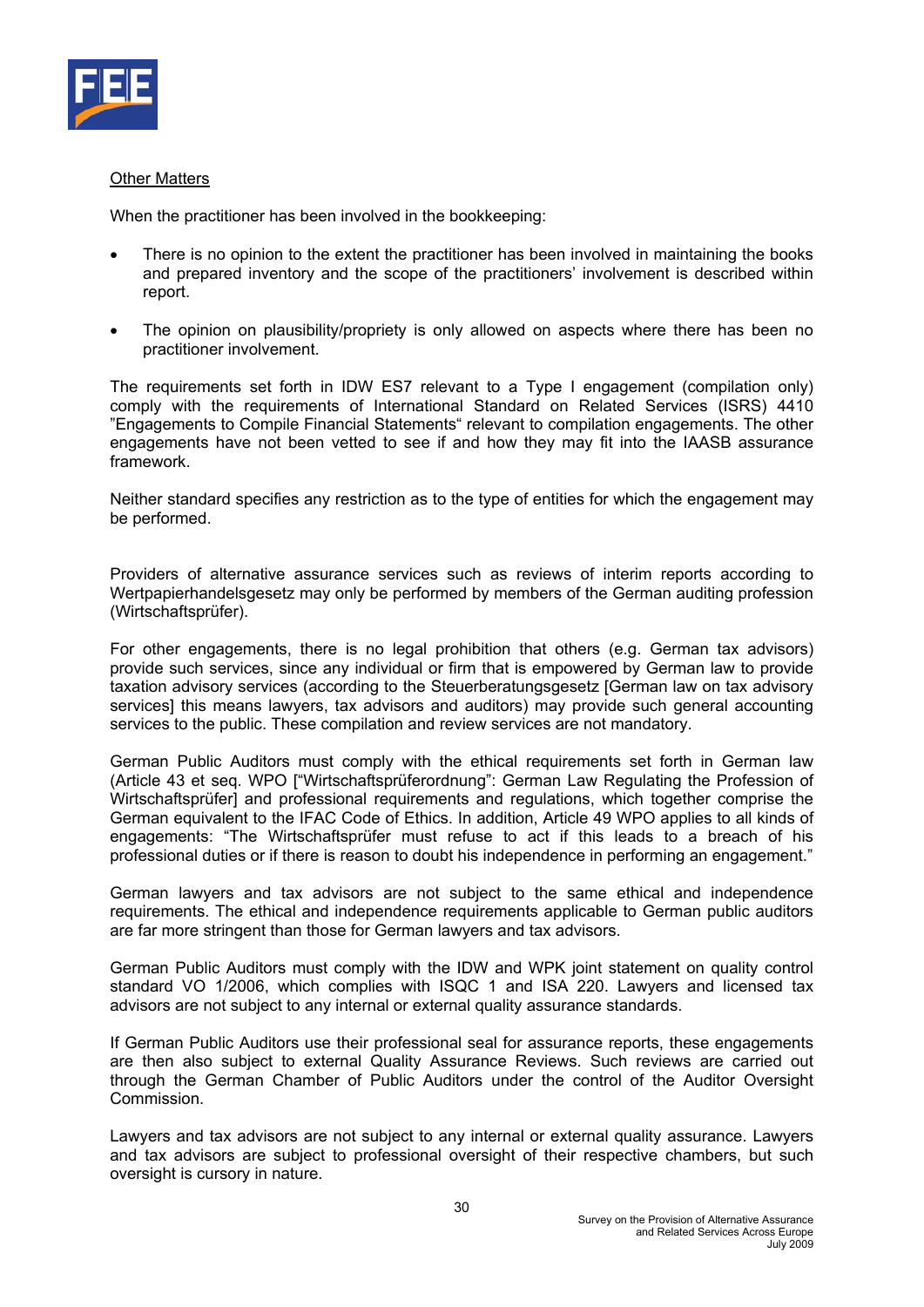<u>Other Matters</u>

When the practitioner has been involved in the bookkeeping:

- There is no opinion to the extent the practitioner has been involved in maintaining the books and prepared inventory and the scope of the practitioners' involvement is described within report.
- The opinion on plausibility/propriety is only allowed on aspects where there has been no practitioner involvement.

The requirements set forth in IDW ES7 relevant to a Type I engagement (compilation only) comply with the requirements of International Standard on Related Services (ISRS) 4410 "Engagements to Compile Financial Statements" relevant to compilation engagements. The other engagements have not been vetted to see if and how they may fit into the IAASB assurance framework.

Neither standard specifies any restriction as to the type of entities for which the engagement may be performed.

Providers of alternative assurance services such as reviews of interim reports according to Wertpapierhandelsgesetz may only be performed by members of the German auditing profession (Wirtschaftsprüfer).

For other engagements, there is no legal prohibition that others (e.g. German tax advisors) provide such services, since any individual or firm that is empowered by German law to provide taxation advisory services (according to the Steuerberatungsgesetz [German law on tax advisory services] this means lawyers, tax advisors and auditors) may provide such general accounting services to the public. These compilation and review services are not mandatory.

German Public Auditors must comply with the ethical requirements set forth in German law (Article 43 et seq. WPO ["Wirtschaftsprüferordnung": German Law Regulating the Profession of Wirtschaftsprüfer] and professional requirements and regulations, which together comprise the German equivalent to the IFAC Code of Ethics. In addition, Article 49 WPO applies to all kinds of engagements: "The Wirtschaftsprüfer must refuse to act if this leads to a breach of his professional duties or if there is reason to doubt his independence in performing an engagement."

German lawyers and tax advisors are not subject to the same ethical and independence requirements. The ethical and independence requirements applicable to German public auditors are far more stringent than those for German lawyers and tax advisors.

German Public Auditors must comply with the IDW and WPK joint statement on quality control standard VO 1/2006, which complies with ISQC 1 and ISA 220. Lawyers and licensed tax advisors are not subject to any internal or external quality assurance standards.

If German Public Auditors use their professional seal for assurance reports, these engagements are then also subject to external Quality Assurance Reviews. Such reviews are carried out through the German Chamber of Public Auditors under the control of the Auditor Oversight Commission.

Lawyers and tax advisors are not subject to any internal or external quality assurance. Lawyers and tax advisors are subject to professional oversight of their respective chambers, but such oversight is cursory in nature.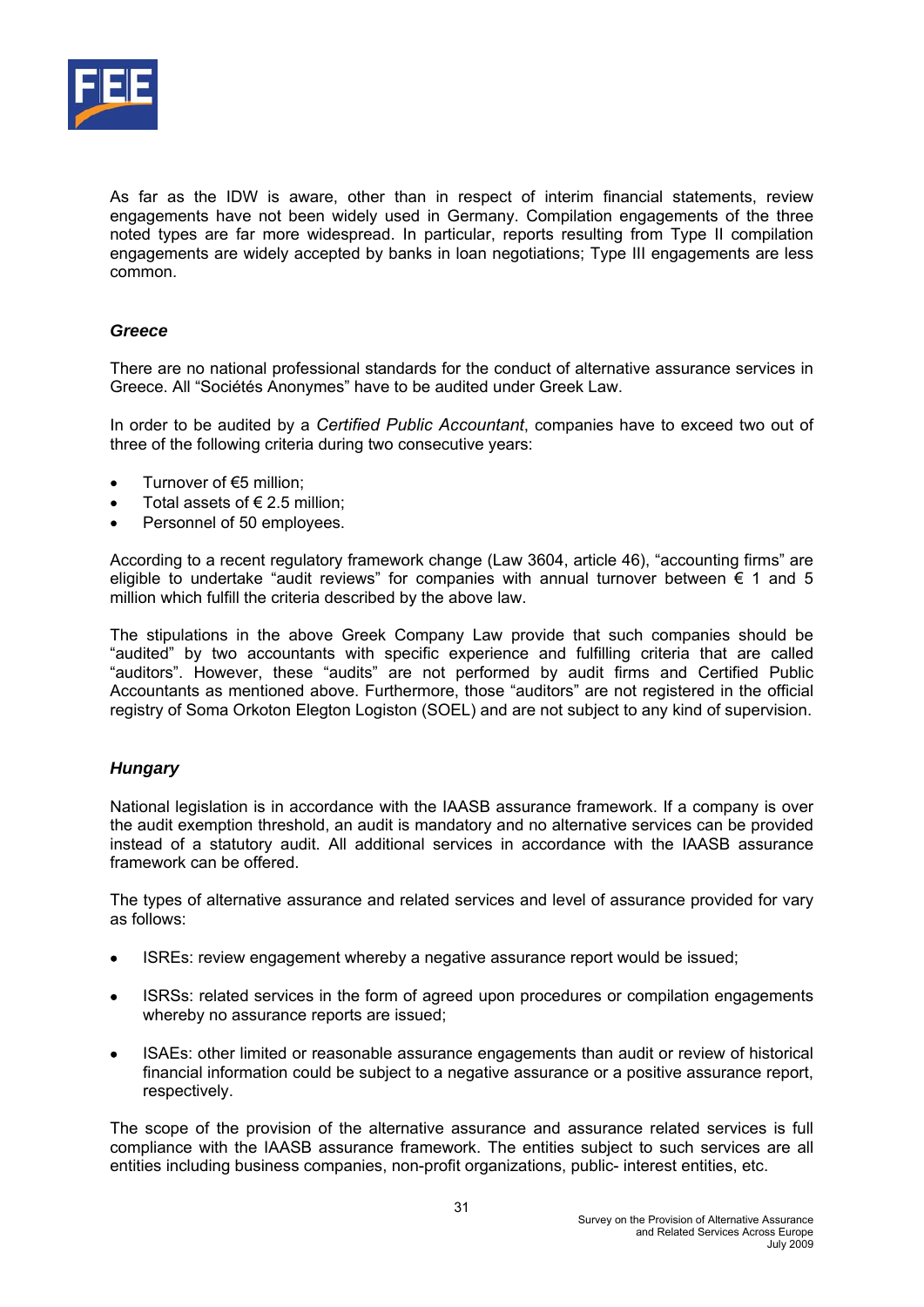As far as the IDW is aware, other than in respect of interim financial statements, review engagements have not been widely used in Germany. Compilation engagements of the three noted types are far more widespread. In particular, reports resulting from Type II compilation engagements are widely accepted by banks in loan negotiations; Type III engagements are less common.

### *Greece*

There are no national professional standards for the conduct of alternative assurance services in Greece. All "Sociétés Anonymes" have to be audited under Greek Law.

In order to be audited by a *Certified Public Accountant*, companies have to exceed two out of three of the following criteria during two consecutive years:

- Turnover of €5 million;
- Total assets of € 2.5 million;
- Personnel of 50 employees.

According to a recent regulatory framework change (Law 3604, article 46), "accounting firms" are eligible to undertake "audit reviews" for companies with annual turnover between € 1 and 5 million which fulfill the criteria described by the above law.

The stipulations in the above Greek Company Law provide that such companies should be "audited" by two accountants with specific experience and fulfilling criteria that are called "auditors". However, these "audits" are not performed by audit firms and Certified Public Accountants as mentioned above. Furthermore, those "auditors" are not registered in the official registry of Soma Orkoton Elegton Logiston (SOEL) and are not subject to any kind of supervision.

### *Hungary*

National legislation is in accordance with the IAASB assurance framework. If a company is over the audit exemption threshold, an audit is mandatory and no alternative services can be provided instead of a statutory audit. All additional services in accordance with the IAASB assurance framework can be offered.

The types of alternative assurance and related services and level of assurance provided for vary as follows:

- ISREs: review engagement whereby a negative assurance report would be issued;

- ISRSs: related services in the form of agreed upon procedures or compilation engagements whereby no assurance reports are issued;

- ISAEs: other limited or reasonable assurance engagements than audit or review of historical financial information could be subject to a negative assurance or a positive assurance report, respectively.

The scope of the provision of the alternative assurance and assurance related services is full compliance with the IAASB assurance framework. The entities subject to such services are all entities including business companies, non-profit organizations, public- interest entities, etc.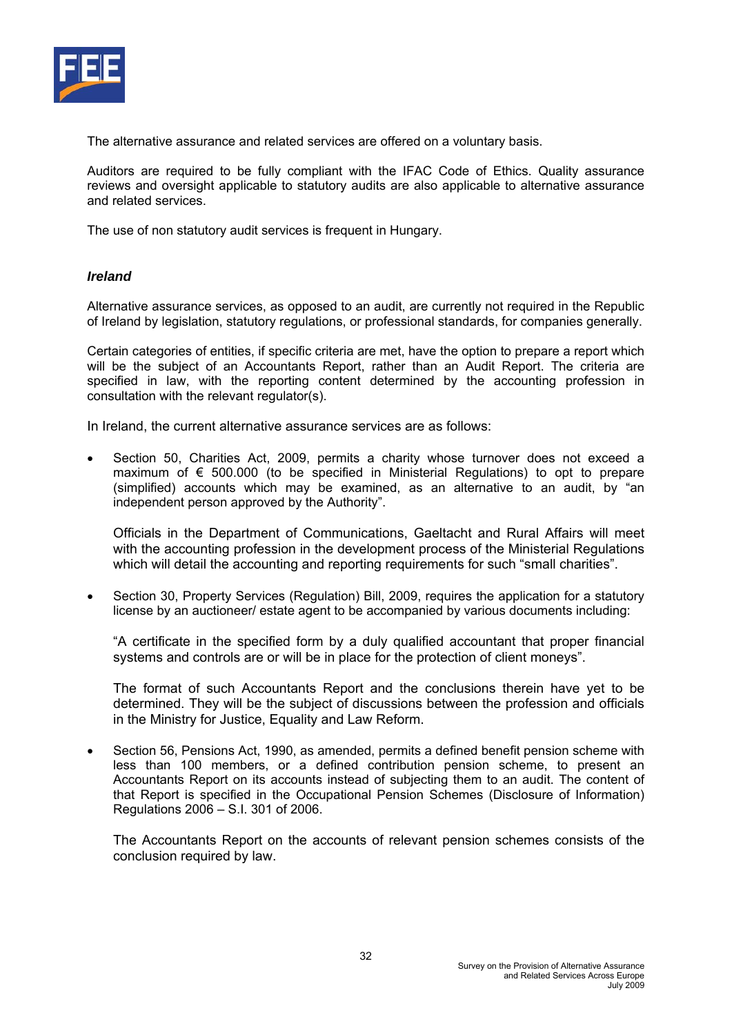The alternative assurance and related services are offered on a voluntary basis.

Auditors are required to be fully compliant with the IFAC Code of Ethics. Quality assurance reviews and oversight applicable to statutory audits are also applicable to alternative assurance and related services.

The use of non statutory audit services is frequent in Hungary.

***Ireland***

Alternative assurance services, as opposed to an audit, are currently not required in the Republic of Ireland by legislation, statutory regulations, or professional standards, for companies generally.

Certain categories of entities, if specific criteria are met, have the option to prepare a report which will be the subject of an Accountants Report, rather than an Audit Report. The criteria are specified in law, with the reporting content determined by the accounting profession in consultation with the relevant regulator(s).

In Ireland, the current alternative assurance services are as follows:

- Section 50, Charities Act, 2009, permits a charity whose turnover does not exceed a maximum of € 500.000 (to be specified in Ministerial Regulations) to opt to prepare (simplified) accounts which may be examined, as an alternative to an audit, by "an independent person approved by the Authority".

  Officials in the Department of Communications, Gaeltacht and Rural Affairs will meet with the accounting profession in the development process of the Ministerial Regulations which will detail the accounting and reporting requirements for such "small charities".

- Section 30, Property Services (Regulation) Bill, 2009, requires the application for a statutory license by an auctioneer/ estate agent to be accompanied by various documents including:

  "A certificate in the specified form by a duly qualified accountant that proper financial systems and controls are or will be in place for the protection of client moneys".

  The format of such Accountants Report and the conclusions therein have yet to be determined. They will be the subject of discussions between the profession and officials in the Ministry for Justice, Equality and Law Reform.

- Section 56, Pensions Act, 1990, as amended, permits a defined benefit pension scheme with less than 100 members, or a defined contribution pension scheme, to present an Accountants Report on its accounts instead of subjecting them to an audit. The content of that Report is specified in the Occupational Pension Schemes (Disclosure of Information) Regulations 2006 – S.I. 301 of 2006.

  The Accountants Report on the accounts of relevant pension schemes consists of the conclusion required by law.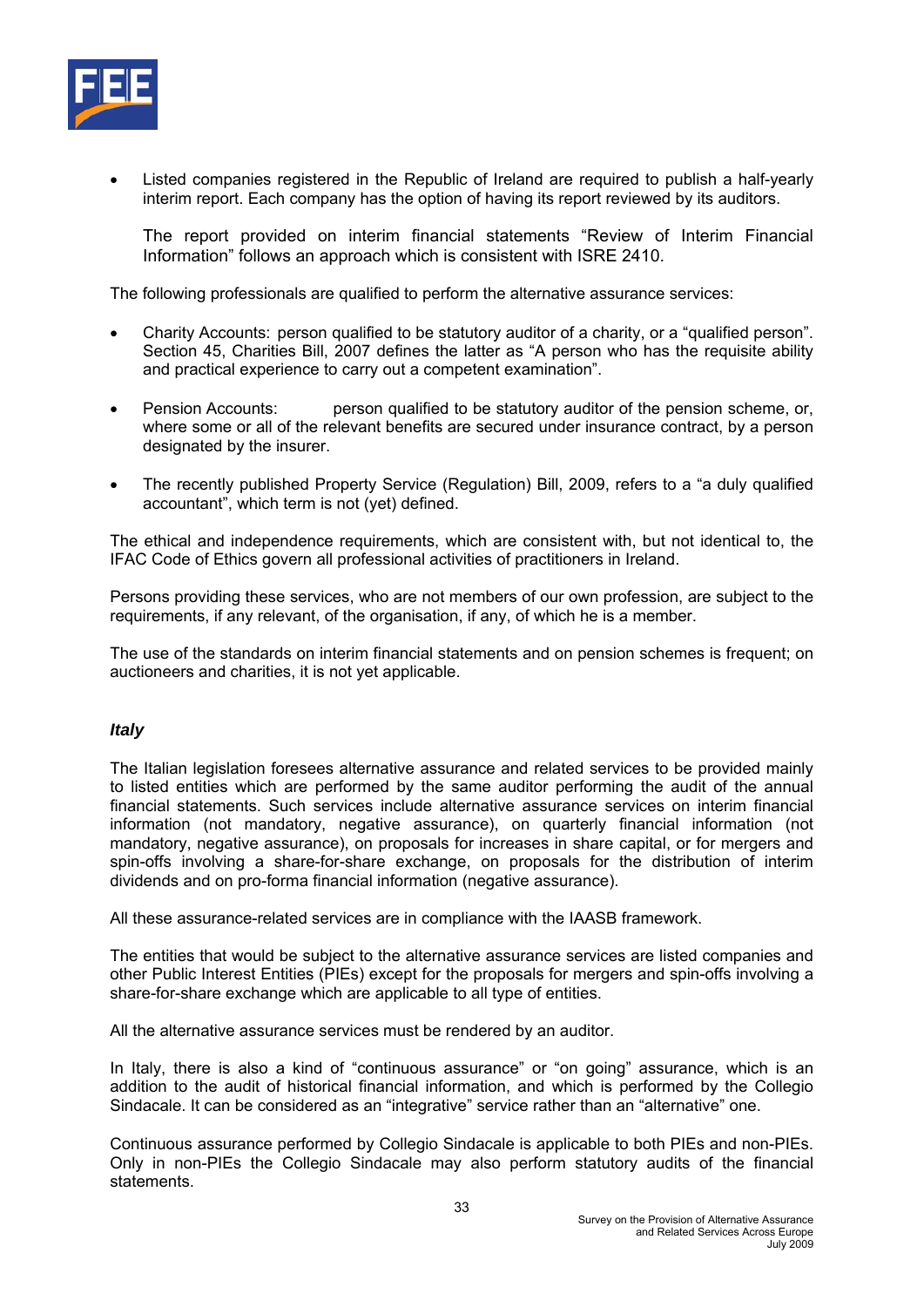- Listed companies registered in the Republic of Ireland are required to publish a half-yearly interim report. Each company has the option of having its report reviewed by its auditors.

  The report provided on interim financial statements "Review of Interim Financial Information" follows an approach which is consistent with ISRE 2410.

The following professionals are qualified to perform the alternative assurance services:

- Charity Accounts: person qualified to be statutory auditor of a charity, or a "qualified person". Section 45, Charities Bill, 2007 defines the latter as "A person who has the requisite ability and practical experience to carry out a competent examination".

- Pension Accounts: person qualified to be statutory auditor of the pension scheme, or, where some or all of the relevant benefits are secured under insurance contract, by a person designated by the insurer.

- The recently published Property Service (Regulation) Bill, 2009, refers to a "a duly qualified accountant", which term is not (yet) defined.

The ethical and independence requirements, which are consistent with, but not identical to, the IFAC Code of Ethics govern all professional activities of practitioners in Ireland.

Persons providing these services, who are not members of our own profession, are subject to the requirements, if any relevant, of the organisation, if any, of which he is a member.

The use of the standards on interim financial statements and on pension schemes is frequent; on auctioneers and charities, it is not yet applicable.

***Italy***

The Italian legislation foresees alternative assurance and related services to be provided mainly to listed entities which are performed by the same auditor performing the audit of the annual financial statements. Such services include alternative assurance services on interim financial information (not mandatory, negative assurance), on quarterly financial information (not mandatory, negative assurance), on proposals for increases in share capital, or for mergers and spin-offs involving a share-for-share exchange, on proposals for the distribution of interim dividends and on pro-forma financial information (negative assurance).

All these assurance-related services are in compliance with the IAASB framework.

The entities that would be subject to the alternative assurance services are listed companies and other Public Interest Entities (PIEs) except for the proposals for mergers and spin-offs involving a share-for-share exchange which are applicable to all type of entities.

All the alternative assurance services must be rendered by an auditor.

In Italy, there is also a kind of "continuous assurance" or "on going" assurance, which is an addition to the audit of historical financial information, and which is performed by the Collegio Sindacale. It can be considered as an "integrative" service rather than an "alternative" one.

Continuous assurance performed by Collegio Sindacale is applicable to both PIEs and non-PIEs. Only in non-PIEs the Collegio Sindacale may also perform statutory audits of the financial statements.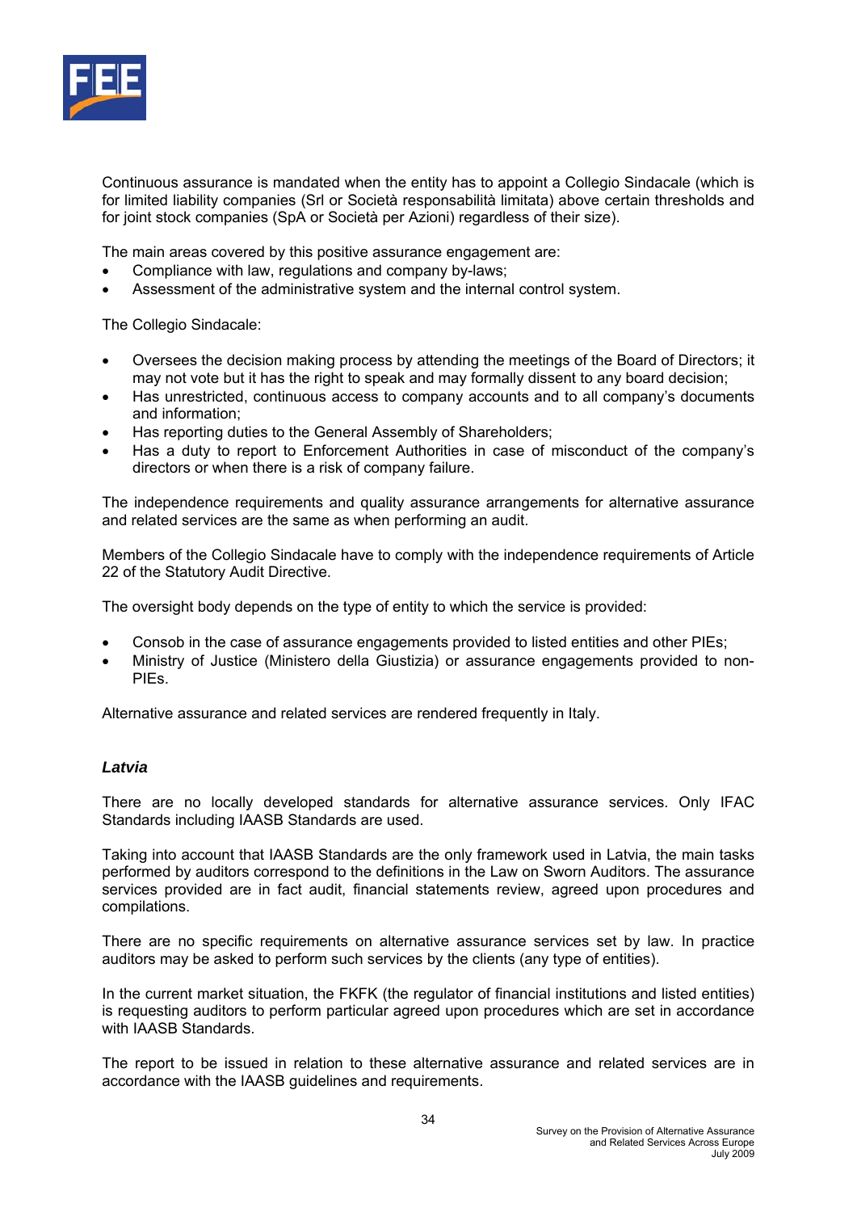Continuous assurance is mandated when the entity has to appoint a Collegio Sindacale (which is for limited liability companies (Srl or Società responsabilità limitata) above certain thresholds and for joint stock companies (SpA or Società per Azioni) regardless of their size).

The main areas covered by this positive assurance engagement are:

- Compliance with law, regulations and company by-laws;
- Assessment of the administrative system and the internal control system.

The Collegio Sindacale:

- Oversees the decision making process by attending the meetings of the Board of Directors; it may not vote but it has the right to speak and may formally dissent to any board decision;
- Has unrestricted, continuous access to company accounts and to all company's documents and information;
- Has reporting duties to the General Assembly of Shareholders;
- Has a duty to report to Enforcement Authorities in case of misconduct of the company's directors or when there is a risk of company failure.

The independence requirements and quality assurance arrangements for alternative assurance and related services are the same as when performing an audit.

Members of the Collegio Sindacale have to comply with the independence requirements of Article 22 of the Statutory Audit Directive.

The oversight body depends on the type of entity to which the service is provided:

- Consob in the case of assurance engagements provided to listed entities and other PIEs;
- Ministry of Justice (Ministero della Giustizia) or assurance engagements provided to non-PIEs.

Alternative assurance and related services are rendered frequently in Italy.

### *Latvia*

There are no locally developed standards for alternative assurance services. Only IFAC Standards including IAASB Standards are used.

Taking into account that IAASB Standards are the only framework used in Latvia, the main tasks performed by auditors correspond to the definitions in the Law on Sworn Auditors. The assurance services provided are in fact audit, financial statements review, agreed upon procedures and compilations.

There are no specific requirements on alternative assurance services set by law. In practice auditors may be asked to perform such services by the clients (any type of entities).

In the current market situation, the FKFK (the regulator of financial institutions and listed entities) is requesting auditors to perform particular agreed upon procedures which are set in accordance with IAASB Standards.

The report to be issued in relation to these alternative assurance and related services are in accordance with the IAASB guidelines and requirements.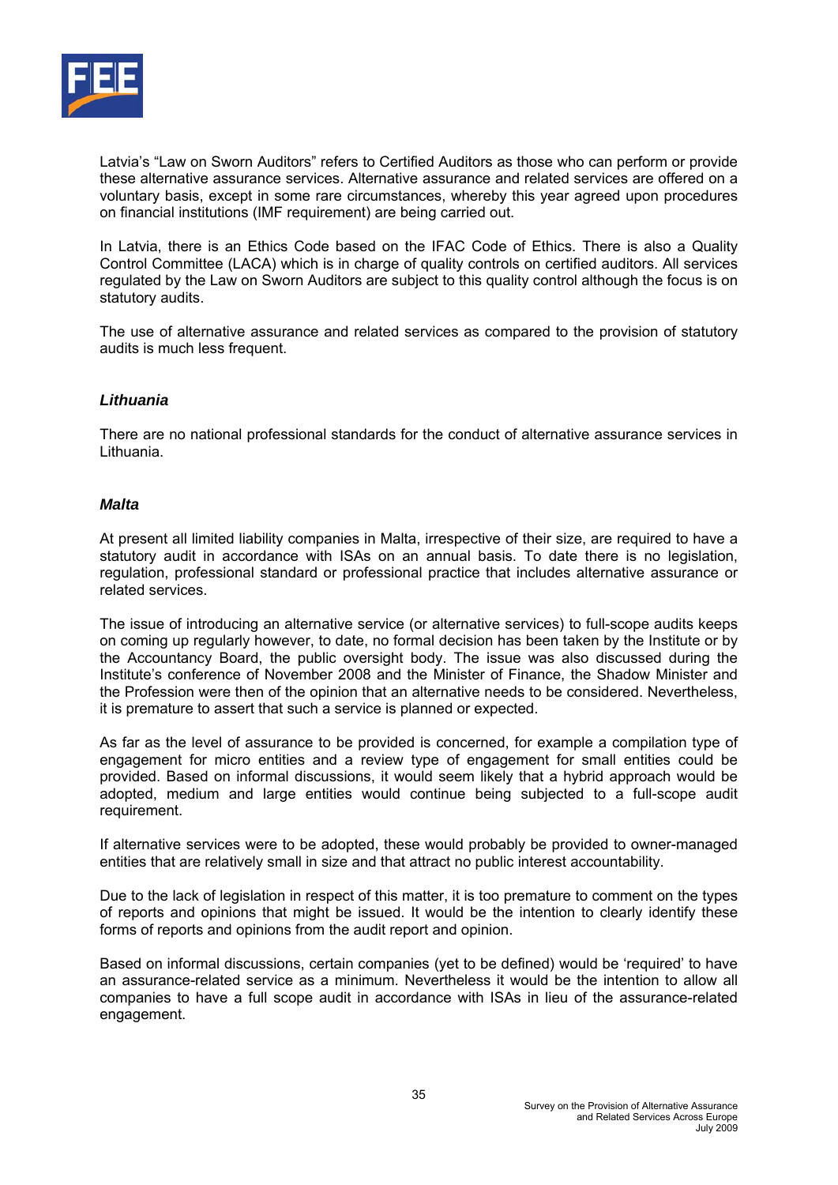Latvia's "Law on Sworn Auditors" refers to Certified Auditors as those who can perform or provide these alternative assurance services. Alternative assurance and related services are offered on a voluntary basis, except in some rare circumstances, whereby this year agreed upon procedures on financial institutions (IMF requirement) are being carried out.

In Latvia, there is an Ethics Code based on the IFAC Code of Ethics. There is also a Quality Control Committee (LACA) which is in charge of quality controls on certified auditors. All services regulated by the Law on Sworn Auditors are subject to this quality control although the focus is on statutory audits.

The use of alternative assurance and related services as compared to the provision of statutory audits is much less frequent.

### *Lithuania*

There are no national professional standards for the conduct of alternative assurance services in Lithuania.

### *Malta*

At present all limited liability companies in Malta, irrespective of their size, are required to have a statutory audit in accordance with ISAs on an annual basis. To date there is no legislation, regulation, professional standard or professional practice that includes alternative assurance or related services.

The issue of introducing an alternative service (or alternative services) to full-scope audits keeps on coming up regularly however, to date, no formal decision has been taken by the Institute or by the Accountancy Board, the public oversight body. The issue was also discussed during the Institute's conference of November 2008 and the Minister of Finance, the Shadow Minister and the Profession were then of the opinion that an alternative needs to be considered. Nevertheless, it is premature to assert that such a service is planned or expected.

As far as the level of assurance to be provided is concerned, for example a compilation type of engagement for micro entities and a review type of engagement for small entities could be provided. Based on informal discussions, it would seem likely that a hybrid approach would be adopted, medium and large entities would continue being subjected to a full-scope audit requirement.

If alternative services were to be adopted, these would probably be provided to owner-managed entities that are relatively small in size and that attract no public interest accountability.

Due to the lack of legislation in respect of this matter, it is too premature to comment on the types of reports and opinions that might be issued. It would be the intention to clearly identify these forms of reports and opinions from the audit report and opinion.

Based on informal discussions, certain companies (yet to be defined) would be 'required' to have an assurance-related service as a minimum. Nevertheless it would be the intention to allow all companies to have a full scope audit in accordance with ISAs in lieu of the assurance-related engagement.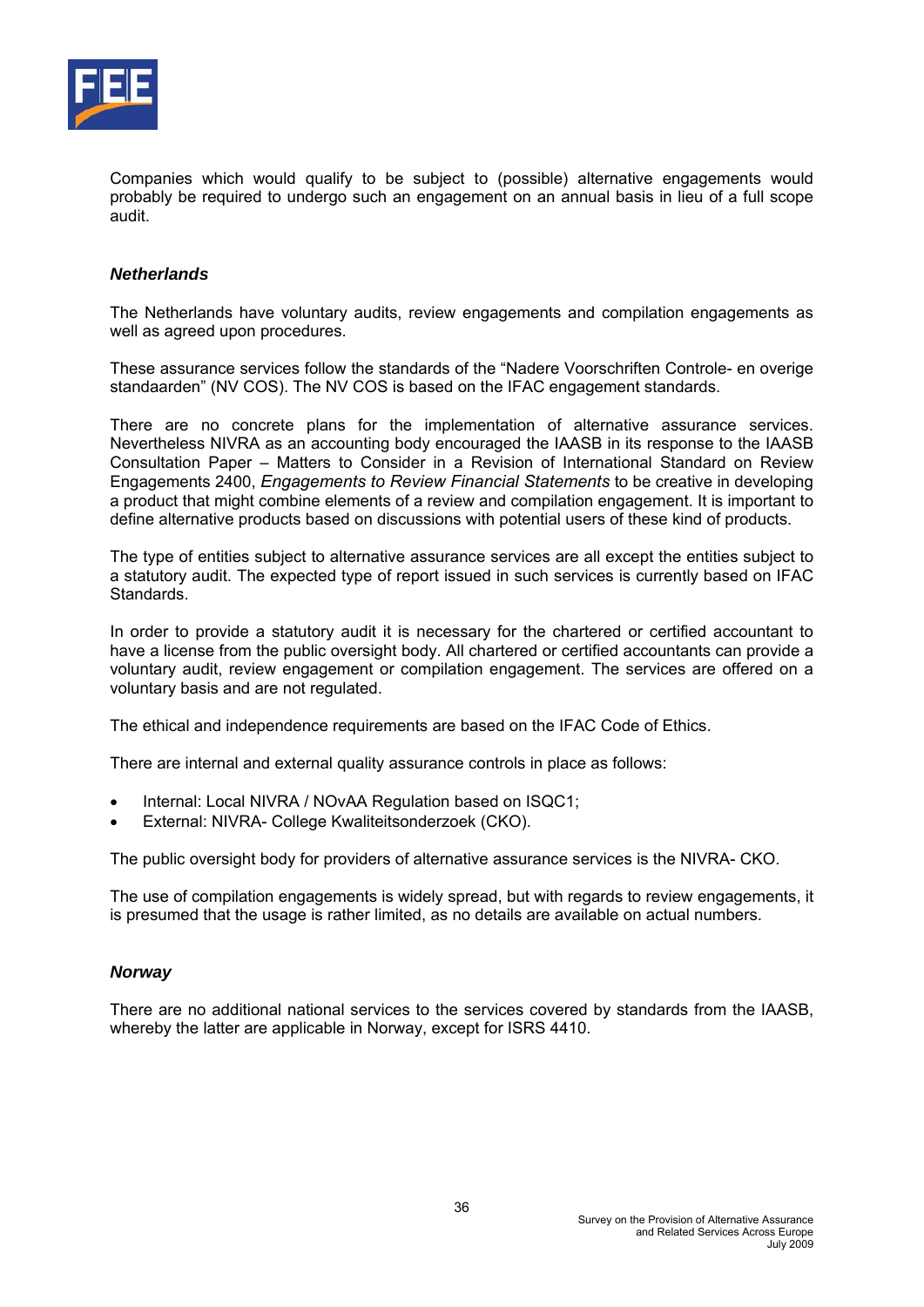Companies which would qualify to be subject to (possible) alternative engagements would probably be required to undergo such an engagement on an annual basis in lieu of a full scope audit.

### *Netherlands*

The Netherlands have voluntary audits, review engagements and compilation engagements as well as agreed upon procedures.

These assurance services follow the standards of the "Nadere Voorschriften Controle- en overige standaarden" (NV COS). The NV COS is based on the IFAC engagement standards.

There are no concrete plans for the implementation of alternative assurance services. Nevertheless NIVRA as an accounting body encouraged the IAASB in its response to the IAASB Consultation Paper – Matters to Consider in a Revision of International Standard on Review Engagements 2400, *Engagements to Review Financial Statements* to be creative in developing a product that might combine elements of a review and compilation engagement. It is important to define alternative products based on discussions with potential users of these kind of products.

The type of entities subject to alternative assurance services are all except the entities subject to a statutory audit. The expected type of report issued in such services is currently based on IFAC Standards.

In order to provide a statutory audit it is necessary for the chartered or certified accountant to have a license from the public oversight body. All chartered or certified accountants can provide a voluntary audit, review engagement or compilation engagement. The services are offered on a voluntary basis and are not regulated.

The ethical and independence requirements are based on the IFAC Code of Ethics.

There are internal and external quality assurance controls in place as follows:

- Internal: Local NIVRA / NOvAA Regulation based on ISQC1;
- External: NIVRA- College Kwaliteitsonderzoek (CKO).

The public oversight body for providers of alternative assurance services is the NIVRA- CKO.

The use of compilation engagements is widely spread, but with regards to review engagements, it is presumed that the usage is rather limited, as no details are available on actual numbers.

### *Norway*

There are no additional national services to the services covered by standards from the IAASB, whereby the latter are applicable in Norway, except for ISRS 4410.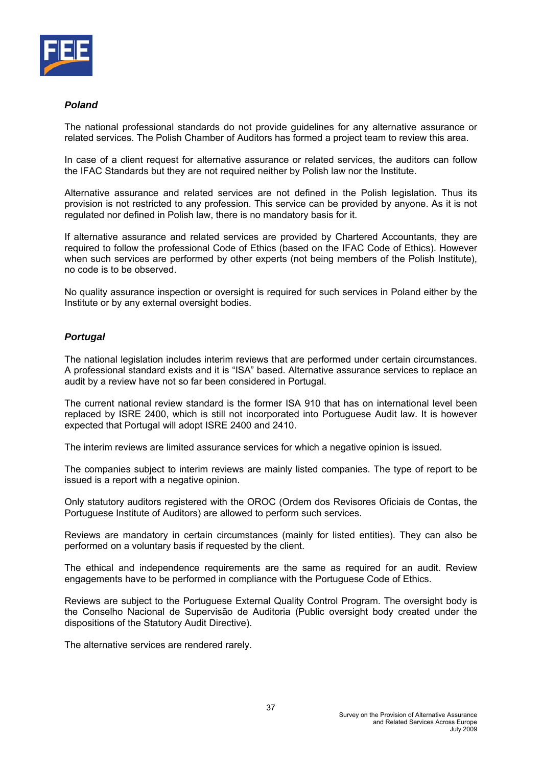***Poland***

The national professional standards do not provide guidelines for any alternative assurance or related services. The Polish Chamber of Auditors has formed a project team to review this area.

In case of a client request for alternative assurance or related services, the auditors can follow the IFAC Standards but they are not required neither by Polish law nor the Institute.

Alternative assurance and related services are not defined in the Polish legislation. Thus its provision is not restricted to any profession. This service can be provided by anyone. As it is not regulated nor defined in Polish law, there is no mandatory basis for it.

If alternative assurance and related services are provided by Chartered Accountants, they are required to follow the professional Code of Ethics (based on the IFAC Code of Ethics). However when such services are performed by other experts (not being members of the Polish Institute), no code is to be observed.

No quality assurance inspection or oversight is required for such services in Poland either by the Institute or by any external oversight bodies.

***Portugal***

The national legislation includes interim reviews that are performed under certain circumstances. A professional standard exists and it is "ISA" based. Alternative assurance services to replace an audit by a review have not so far been considered in Portugal.

The current national review standard is the former ISA 910 that has on international level been replaced by ISRE 2400, which is still not incorporated into Portuguese Audit law. It is however expected that Portugal will adopt ISRE 2400 and 2410.

The interim reviews are limited assurance services for which a negative opinion is issued.

The companies subject to interim reviews are mainly listed companies. The type of report to be issued is a report with a negative opinion.

Only statutory auditors registered with the OROC (Ordem dos Revisores Oficiais de Contas, the Portuguese Institute of Auditors) are allowed to perform such services.

Reviews are mandatory in certain circumstances (mainly for listed entities). They can also be performed on a voluntary basis if requested by the client.

The ethical and independence requirements are the same as required for an audit. Review engagements have to be performed in compliance with the Portuguese Code of Ethics.

Reviews are subject to the Portuguese External Quality Control Program. The oversight body is the Conselho Nacional de Supervisão de Auditoria (Public oversight body created under the dispositions of the Statutory Audit Directive).

The alternative services are rendered rarely.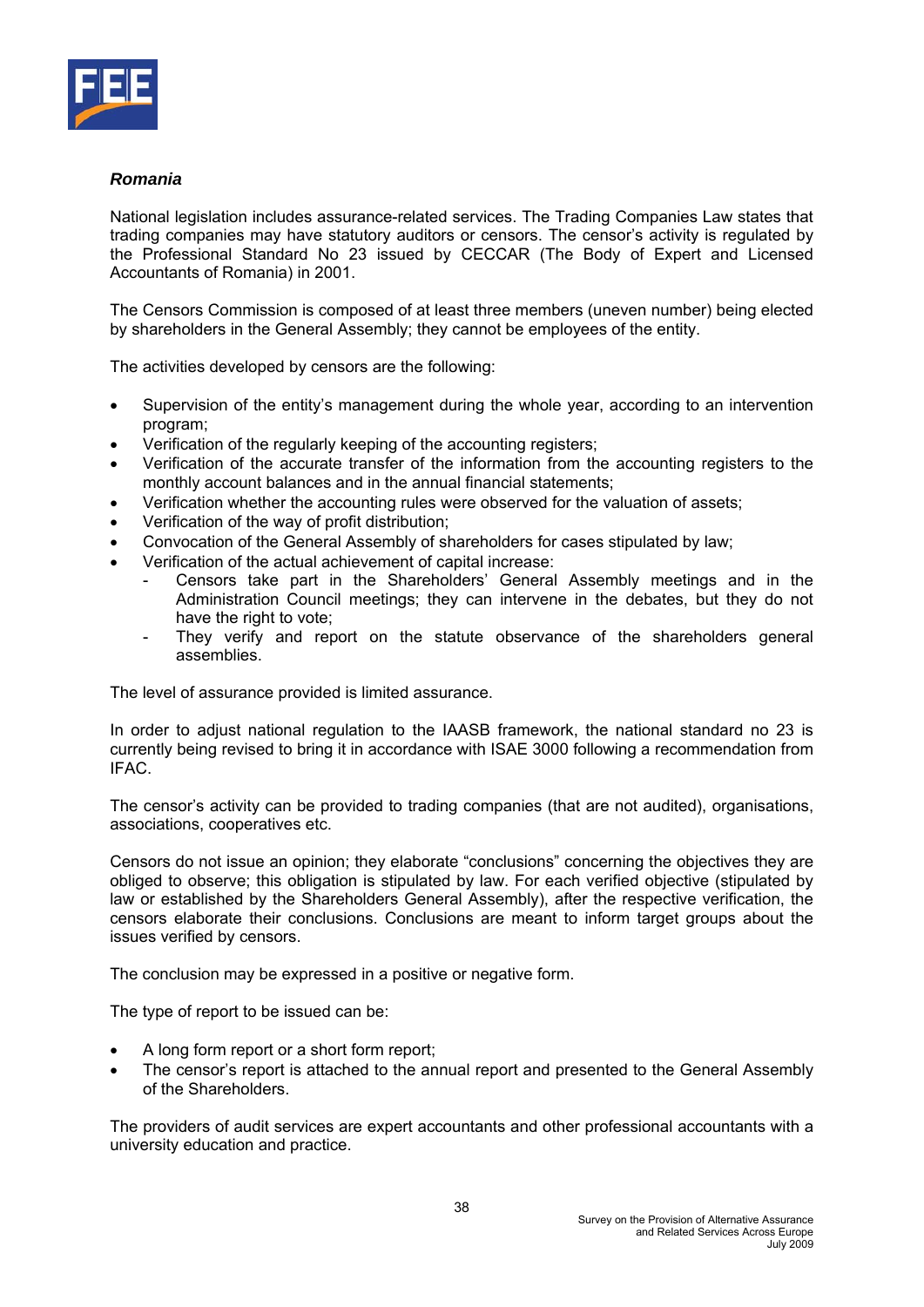***Romania***

National legislation includes assurance-related services. The Trading Companies Law states that trading companies may have statutory auditors or censors. The censor's activity is regulated by the Professional Standard No 23 issued by CECCAR (The Body of Expert and Licensed Accountants of Romania) in 2001.

The Censors Commission is composed of at least three members (uneven number) being elected by shareholders in the General Assembly; they cannot be employees of the entity.

The activities developed by censors are the following:

- Supervision of the entity's management during the whole year, according to an intervention program;
- Verification of the regularly keeping of the accounting registers;
- Verification of the accurate transfer of the information from the accounting registers to the monthly account balances and in the annual financial statements;
- Verification whether the accounting rules were observed for the valuation of assets;
- Verification of the way of profit distribution;
- Convocation of the General Assembly of shareholders for cases stipulated by law;
- Verification of the actual achievement of capital increase:
  - Censors take part in the Shareholders' General Assembly meetings and in the Administration Council meetings; they can intervene in the debates, but they do not have the right to vote;
  - They verify and report on the statute observance of the shareholders general assemblies.

The level of assurance provided is limited assurance.

In order to adjust national regulation to the IAASB framework, the national standard no 23 is currently being revised to bring it in accordance with ISAE 3000 following a recommendation from IFAC.

The censor's activity can be provided to trading companies (that are not audited), organisations, associations, cooperatives etc.

Censors do not issue an opinion; they elaborate "conclusions" concerning the objectives they are obliged to observe; this obligation is stipulated by law. For each verified objective (stipulated by law or established by the Shareholders General Assembly), after the respective verification, the censors elaborate their conclusions. Conclusions are meant to inform target groups about the issues verified by censors.

The conclusion may be expressed in a positive or negative form.

The type of report to be issued can be:

- A long form report or a short form report;
- The censor's report is attached to the annual report and presented to the General Assembly of the Shareholders.

The providers of audit services are expert accountants and other professional accountants with a university education and practice.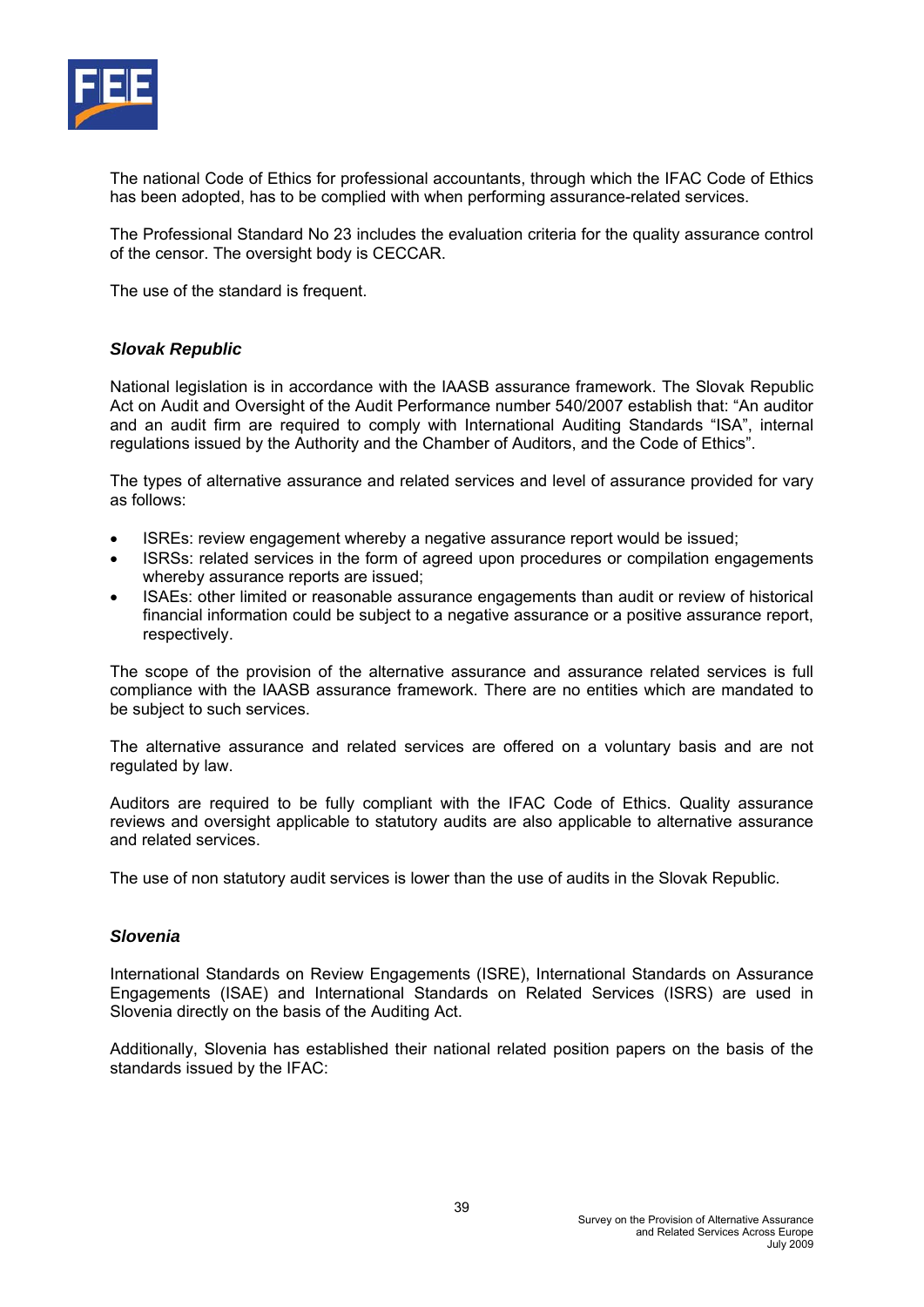The national Code of Ethics for professional accountants, through which the IFAC Code of Ethics has been adopted, has to be complied with when performing assurance-related services.

The Professional Standard No 23 includes the evaluation criteria for the quality assurance control of the censor. The oversight body is CECCAR.

The use of the standard is frequent.

### *Slovak Republic*

National legislation is in accordance with the IAASB assurance framework. The Slovak Republic Act on Audit and Oversight of the Audit Performance number 540/2007 establish that: "An auditor and an audit firm are required to comply with International Auditing Standards "ISA", internal regulations issued by the Authority and the Chamber of Auditors, and the Code of Ethics".

The types of alternative assurance and related services and level of assurance provided for vary as follows:

- ISREs: review engagement whereby a negative assurance report would be issued;
- ISRSs: related services in the form of agreed upon procedures or compilation engagements whereby assurance reports are issued;
- ISAEs: other limited or reasonable assurance engagements than audit or review of historical financial information could be subject to a negative assurance or a positive assurance report, respectively.

The scope of the provision of the alternative assurance and assurance related services is full compliance with the IAASB assurance framework. There are no entities which are mandated to be subject to such services.

The alternative assurance and related services are offered on a voluntary basis and are not regulated by law.

Auditors are required to be fully compliant with the IFAC Code of Ethics. Quality assurance reviews and oversight applicable to statutory audits are also applicable to alternative assurance and related services.

The use of non statutory audit services is lower than the use of audits in the Slovak Republic.

### *Slovenia*

International Standards on Review Engagements (ISRE), International Standards on Assurance Engagements (ISAE) and International Standards on Related Services (ISRS) are used in Slovenia directly on the basis of the Auditing Act.

Additionally, Slovenia has established their national related position papers on the basis of the standards issued by the IFAC: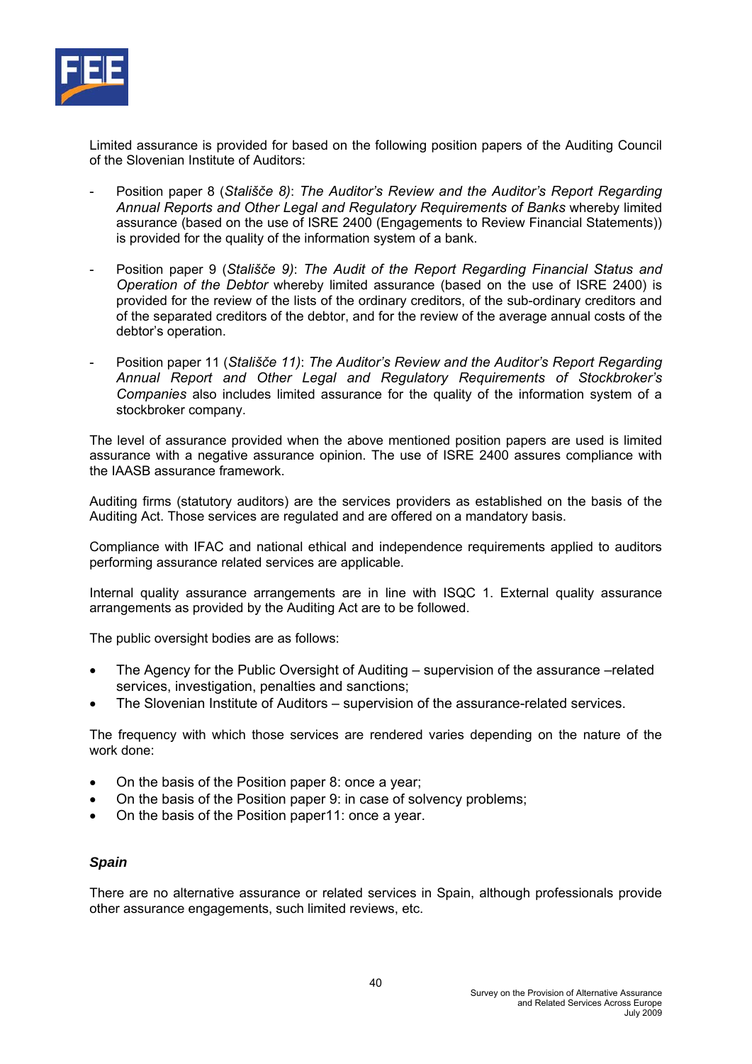Limited assurance is provided for based on the following position papers of the Auditing Council of the Slovenian Institute of Auditors:

- Position paper 8 (*Stališče 8)*: *The Auditor's Review and the Auditor's Report Regarding Annual Reports and Other Legal and Regulatory Requirements of Banks* whereby limited assurance (based on the use of ISRE 2400 (Engagements to Review Financial Statements)) is provided for the quality of the information system of a bank.

- Position paper 9 (*Stališče 9)*: *The Audit of the Report Regarding Financial Status and Operation of the Debtor* whereby limited assurance (based on the use of ISRE 2400) is provided for the review of the lists of the ordinary creditors, of the sub-ordinary creditors and of the separated creditors of the debtor, and for the review of the average annual costs of the debtor's operation.

- Position paper 11 (*Stališče 11)*: *The Auditor's Review and the Auditor's Report Regarding Annual Report and Other Legal and Regulatory Requirements of Stockbroker's Companies* also includes limited assurance for the quality of the information system of a stockbroker company.

The level of assurance provided when the above mentioned position papers are used is limited assurance with a negative assurance opinion. The use of ISRE 2400 assures compliance with the IAASB assurance framework.

Auditing firms (statutory auditors) are the services providers as established on the basis of the Auditing Act. Those services are regulated and are offered on a mandatory basis.

Compliance with IFAC and national ethical and independence requirements applied to auditors performing assurance related services are applicable.

Internal quality assurance arrangements are in line with ISQC 1. External quality assurance arrangements as provided by the Auditing Act are to be followed.

The public oversight bodies are as follows:

- The Agency for the Public Oversight of Auditing – supervision of the assurance –related services, investigation, penalties and sanctions;
- The Slovenian Institute of Auditors – supervision of the assurance-related services.

The frequency with which those services are rendered varies depending on the nature of the work done:

- On the basis of the Position paper 8: once a year;
- On the basis of the Position paper 9: in case of solvency problems;
- On the basis of the Position paper11: once a year.

### *Spain*

There are no alternative assurance or related services in Spain, although professionals provide other assurance engagements, such limited reviews, etc.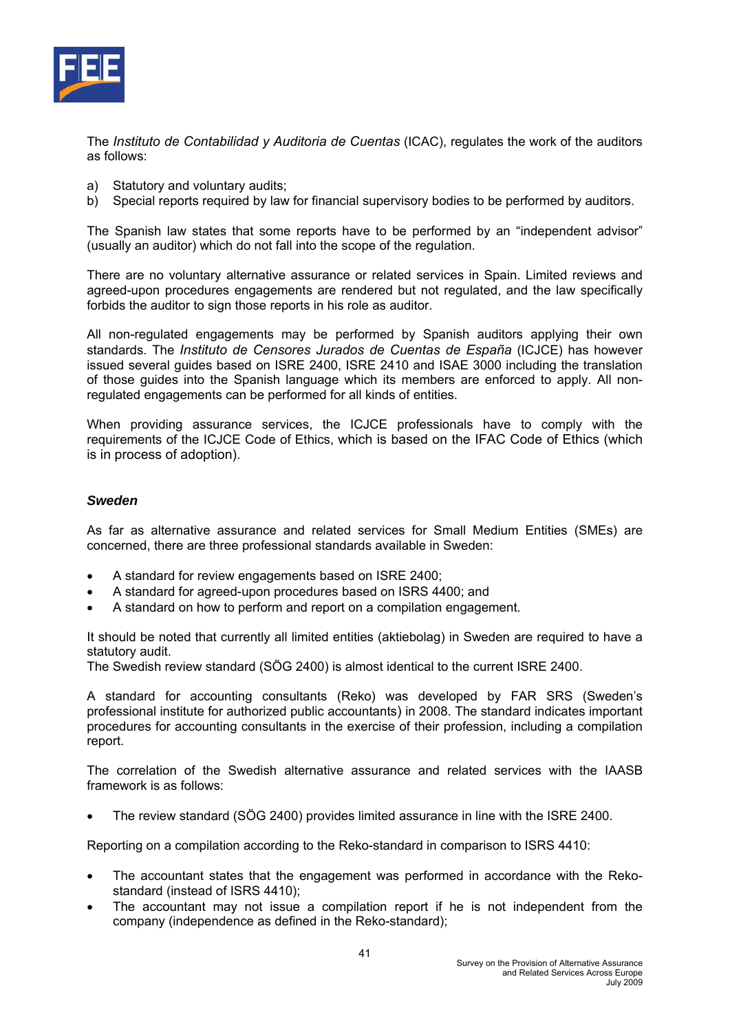The *Instituto de Contabilidad y Auditoria de Cuentas* (ICAC), regulates the work of the auditors as follows:

a) Statutory and voluntary audits;
b) Special reports required by law for financial supervisory bodies to be performed by auditors.

The Spanish law states that some reports have to be performed by an "independent advisor" (usually an auditor) which do not fall into the scope of the regulation.

There are no voluntary alternative assurance or related services in Spain. Limited reviews and agreed-upon procedures engagements are rendered but not regulated, and the law specifically forbids the auditor to sign those reports in his role as auditor.

All non-regulated engagements may be performed by Spanish auditors applying their own standards. The *Instituto de Censores Jurados de Cuentas de España* (ICJCE) has however issued several guides based on ISRE 2400, ISRE 2410 and ISAE 3000 including the translation of those guides into the Spanish language which its members are enforced to apply. All non-regulated engagements can be performed for all kinds of entities.

When providing assurance services, the ICJCE professionals have to comply with the requirements of the ICJCE Code of Ethics, which is based on the IFAC Code of Ethics (which is in process of adoption).

### *Sweden*

As far as alternative assurance and related services for Small Medium Entities (SMEs) are concerned, there are three professional standards available in Sweden:

- A standard for review engagements based on ISRE 2400;
- A standard for agreed-upon procedures based on ISRS 4400; and
- A standard on how to perform and report on a compilation engagement.

It should be noted that currently all limited entities (aktiebolag) in Sweden are required to have a statutory audit.
The Swedish review standard (SÖG 2400) is almost identical to the current ISRE 2400.

A standard for accounting consultants (Reko) was developed by FAR SRS (Sweden's professional institute for authorized public accountants) in 2008. The standard indicates important procedures for accounting consultants in the exercise of their profession, including a compilation report.

The correlation of the Swedish alternative assurance and related services with the IAASB framework is as follows:

- The review standard (SÖG 2400) provides limited assurance in line with the ISRE 2400.

Reporting on a compilation according to the Reko-standard in comparison to ISRS 4410:

- The accountant states that the engagement was performed in accordance with the Reko-standard (instead of ISRS 4410);
- The accountant may not issue a compilation report if he is not independent from the company (independence as defined in the Reko-standard);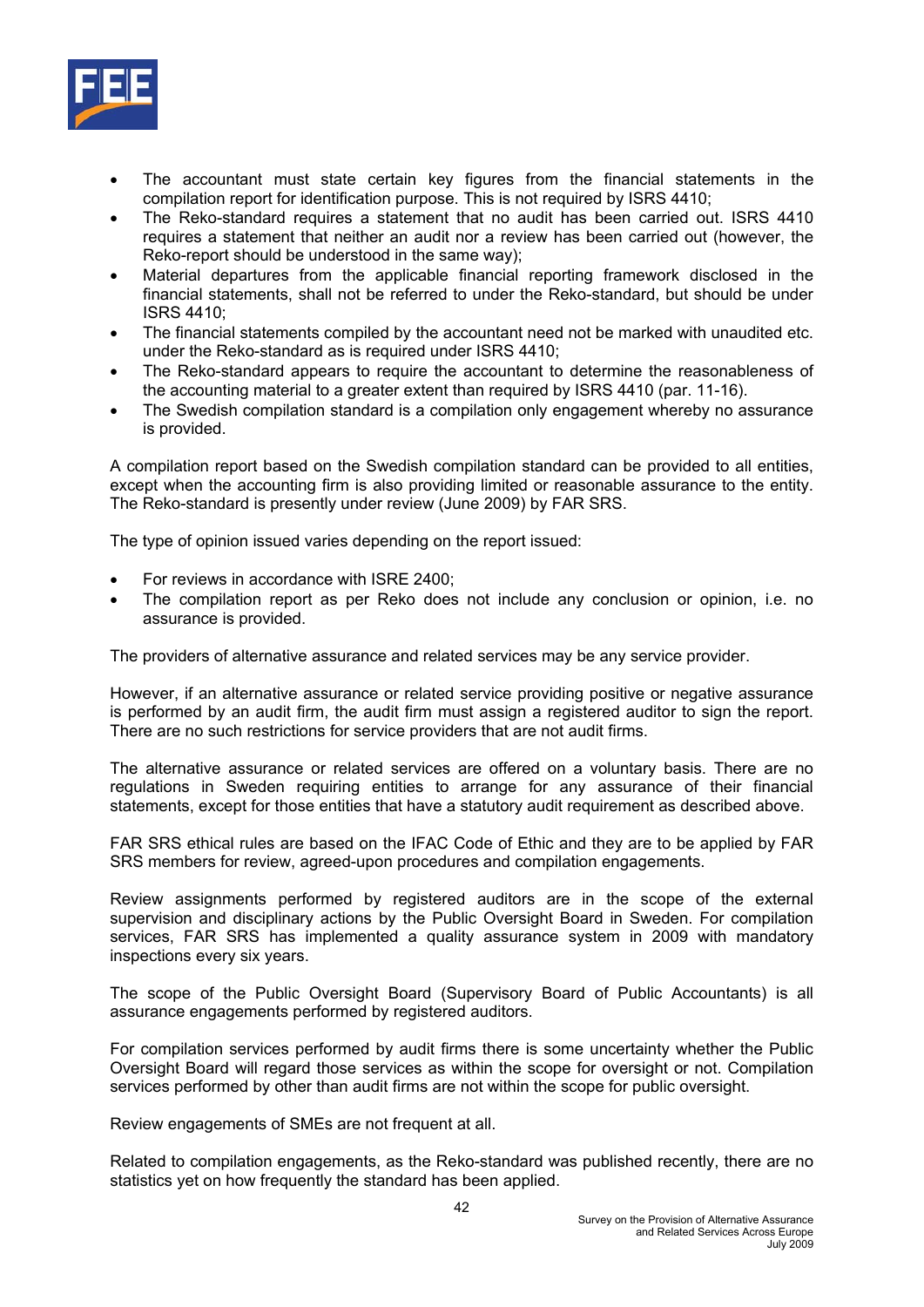- The accountant must state certain key figures from the financial statements in the compilation report for identification purpose. This is not required by ISRS 4410;
- The Reko-standard requires a statement that no audit has been carried out. ISRS 4410 requires a statement that neither an audit nor a review has been carried out (however, the Reko-report should be understood in the same way);
- Material departures from the applicable financial reporting framework disclosed in the financial statements, shall not be referred to under the Reko-standard, but should be under ISRS 4410;
- The financial statements compiled by the accountant need not be marked with unaudited etc. under the Reko-standard as is required under ISRS 4410;
- The Reko-standard appears to require the accountant to determine the reasonableness of the accounting material to a greater extent than required by ISRS 4410 (par. 11-16).
- The Swedish compilation standard is a compilation only engagement whereby no assurance is provided.

A compilation report based on the Swedish compilation standard can be provided to all entities, except when the accounting firm is also providing limited or reasonable assurance to the entity. The Reko-standard is presently under review (June 2009) by FAR SRS.

The type of opinion issued varies depending on the report issued:

- For reviews in accordance with ISRE 2400;
- The compilation report as per Reko does not include any conclusion or opinion, i.e. no assurance is provided.

The providers of alternative assurance and related services may be any service provider.

However, if an alternative assurance or related service providing positive or negative assurance is performed by an audit firm, the audit firm must assign a registered auditor to sign the report. There are no such restrictions for service providers that are not audit firms.

The alternative assurance or related services are offered on a voluntary basis. There are no regulations in Sweden requiring entities to arrange for any assurance of their financial statements, except for those entities that have a statutory audit requirement as described above.

FAR SRS ethical rules are based on the IFAC Code of Ethic and they are to be applied by FAR SRS members for review, agreed-upon procedures and compilation engagements.

Review assignments performed by registered auditors are in the scope of the external supervision and disciplinary actions by the Public Oversight Board in Sweden. For compilation services, FAR SRS has implemented a quality assurance system in 2009 with mandatory inspections every six years.

The scope of the Public Oversight Board (Supervisory Board of Public Accountants) is all assurance engagements performed by registered auditors.

For compilation services performed by audit firms there is some uncertainty whether the Public Oversight Board will regard those services as within the scope for oversight or not. Compilation services performed by other than audit firms are not within the scope for public oversight.

Review engagements of SMEs are not frequent at all.

Related to compilation engagements, as the Reko-standard was published recently, there are no statistics yet on how frequently the standard has been applied.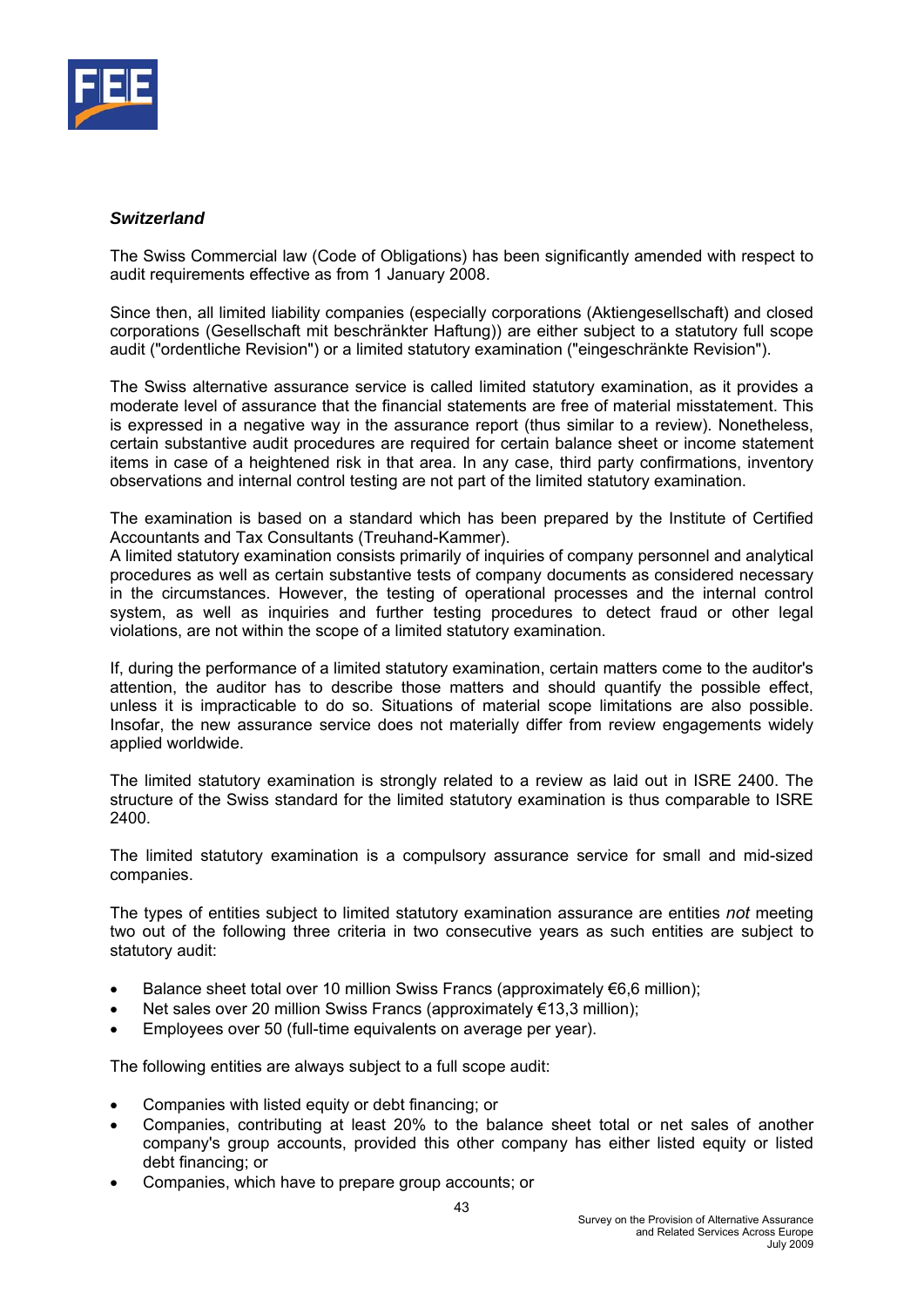### *Switzerland*

The Swiss Commercial law (Code of Obligations) has been significantly amended with respect to audit requirements effective as from 1 January 2008.

Since then, all limited liability companies (especially corporations (Aktiengesellschaft) and closed corporations (Gesellschaft mit beschränkter Haftung)) are either subject to a statutory full scope audit ("ordentliche Revision") or a limited statutory examination ("eingeschränkte Revision").

The Swiss alternative assurance service is called limited statutory examination, as it provides a moderate level of assurance that the financial statements are free of material misstatement. This is expressed in a negative way in the assurance report (thus similar to a review). Nonetheless, certain substantive audit procedures are required for certain balance sheet or income statement items in case of a heightened risk in that area. In any case, third party confirmations, inventory observations and internal control testing are not part of the limited statutory examination.

The examination is based on a standard which has been prepared by the Institute of Certified Accountants and Tax Consultants (Treuhand-Kammer).
A limited statutory examination consists primarily of inquiries of company personnel and analytical procedures as well as certain substantive tests of company documents as considered necessary in the circumstances. However, the testing of operational processes and the internal control system, as well as inquiries and further testing procedures to detect fraud or other legal violations, are not within the scope of a limited statutory examination.

If, during the performance of a limited statutory examination, certain matters come to the auditor's attention, the auditor has to describe those matters and should quantify the possible effect, unless it is impracticable to do so. Situations of material scope limitations are also possible. Insofar, the new assurance service does not materially differ from review engagements widely applied worldwide.

The limited statutory examination is strongly related to a review as laid out in ISRE 2400. The structure of the Swiss standard for the limited statutory examination is thus comparable to ISRE 2400.

The limited statutory examination is a compulsory assurance service for small and mid-sized companies.

The types of entities subject to limited statutory examination assurance are entities *not* meeting two out of the following three criteria in two consecutive years as such entities are subject to statutory audit:

- Balance sheet total over 10 million Swiss Francs (approximately €6,6 million);
- Net sales over 20 million Swiss Francs (approximately €13,3 million);
- Employees over 50 (full-time equivalents on average per year).

The following entities are always subject to a full scope audit:

- Companies with listed equity or debt financing; or
- Companies, contributing at least 20% to the balance sheet total or net sales of another company's group accounts, provided this other company has either listed equity or listed debt financing; or
- Companies, which have to prepare group accounts; or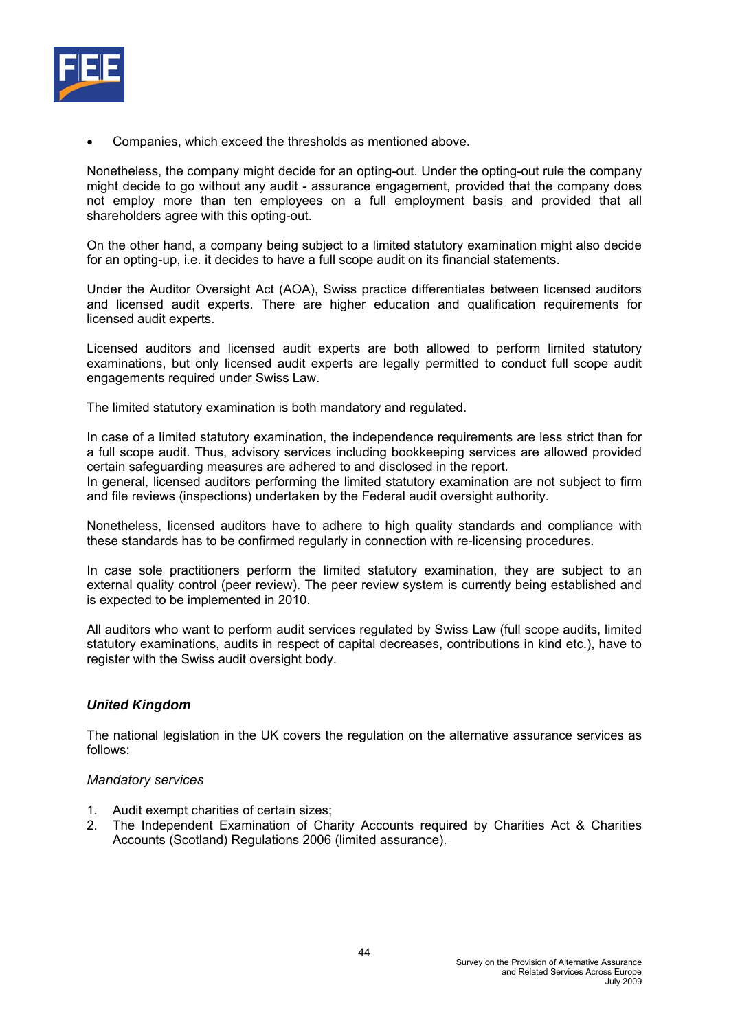- Companies, which exceed the thresholds as mentioned above.

Nonetheless, the company might decide for an opting-out. Under the opting-out rule the company might decide to go without any audit - assurance engagement, provided that the company does not employ more than ten employees on a full employment basis and provided that all shareholders agree with this opting-out.

On the other hand, a company being subject to a limited statutory examination might also decide for an opting-up, i.e. it decides to have a full scope audit on its financial statements.

Under the Auditor Oversight Act (AOA), Swiss practice differentiates between licensed auditors and licensed audit experts. There are higher education and qualification requirements for licensed audit experts.

Licensed auditors and licensed audit experts are both allowed to perform limited statutory examinations, but only licensed audit experts are legally permitted to conduct full scope audit engagements required under Swiss Law.

The limited statutory examination is both mandatory and regulated.

In case of a limited statutory examination, the independence requirements are less strict than for a full scope audit. Thus, advisory services including bookkeeping services are allowed provided certain safeguarding measures are adhered to and disclosed in the report.
In general, licensed auditors performing the limited statutory examination are not subject to firm and file reviews (inspections) undertaken by the Federal audit oversight authority.

Nonetheless, licensed auditors have to adhere to high quality standards and compliance with these standards has to be confirmed regularly in connection with re-licensing procedures.

In case sole practitioners perform the limited statutory examination, they are subject to an external quality control (peer review). The peer review system is currently being established and is expected to be implemented in 2010.

All auditors who want to perform audit services regulated by Swiss Law (full scope audits, limited statutory examinations, audits in respect of capital decreases, contributions in kind etc.), have to register with the Swiss audit oversight body.

### *United Kingdom*

The national legislation in the UK covers the regulation on the alternative assurance services as follows:

*Mandatory services*

1. Audit exempt charities of certain sizes;
2. The Independent Examination of Charity Accounts required by Charities Act & Charities Accounts (Scotland) Regulations 2006 (limited assurance).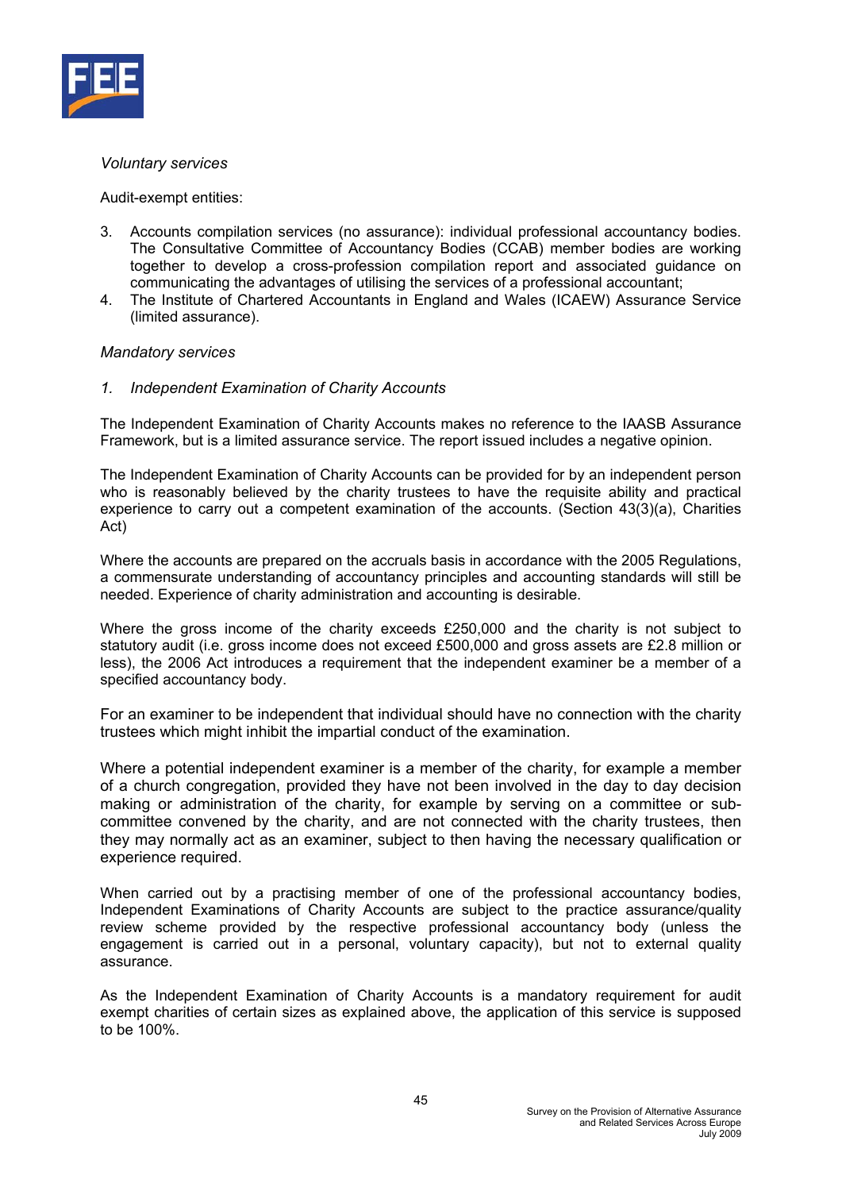*Voluntary services*

Audit-exempt entities:

3. Accounts compilation services (no assurance): individual professional accountancy bodies. The Consultative Committee of Accountancy Bodies (CCAB) member bodies are working together to develop a cross-profession compilation report and associated guidance on communicating the advantages of utilising the services of a professional accountant;
4. The Institute of Chartered Accountants in England and Wales (ICAEW) Assurance Service (limited assurance).

*Mandatory services*

*1. Independent Examination of Charity Accounts*

The Independent Examination of Charity Accounts makes no reference to the IAASB Assurance Framework, but is a limited assurance service. The report issued includes a negative opinion.

The Independent Examination of Charity Accounts can be provided for by an independent person who is reasonably believed by the charity trustees to have the requisite ability and practical experience to carry out a competent examination of the accounts. (Section 43(3)(a), Charities Act)

Where the accounts are prepared on the accruals basis in accordance with the 2005 Regulations, a commensurate understanding of accountancy principles and accounting standards will still be needed. Experience of charity administration and accounting is desirable.

Where the gross income of the charity exceeds £250,000 and the charity is not subject to statutory audit (i.e. gross income does not exceed £500,000 and gross assets are £2.8 million or less), the 2006 Act introduces a requirement that the independent examiner be a member of a specified accountancy body.

For an examiner to be independent that individual should have no connection with the charity trustees which might inhibit the impartial conduct of the examination.

Where a potential independent examiner is a member of the charity, for example a member of a church congregation, provided they have not been involved in the day to day decision making or administration of the charity, for example by serving on a committee or sub-committee convened by the charity, and are not connected with the charity trustees, then they may normally act as an examiner, subject to then having the necessary qualification or experience required.

When carried out by a practising member of one of the professional accountancy bodies, Independent Examinations of Charity Accounts are subject to the practice assurance/quality review scheme provided by the respective professional accountancy body (unless the engagement is carried out in a personal, voluntary capacity), but not to external quality assurance.

As the Independent Examination of Charity Accounts is a mandatory requirement for audit exempt charities of certain sizes as explained above, the application of this service is supposed to be 100%.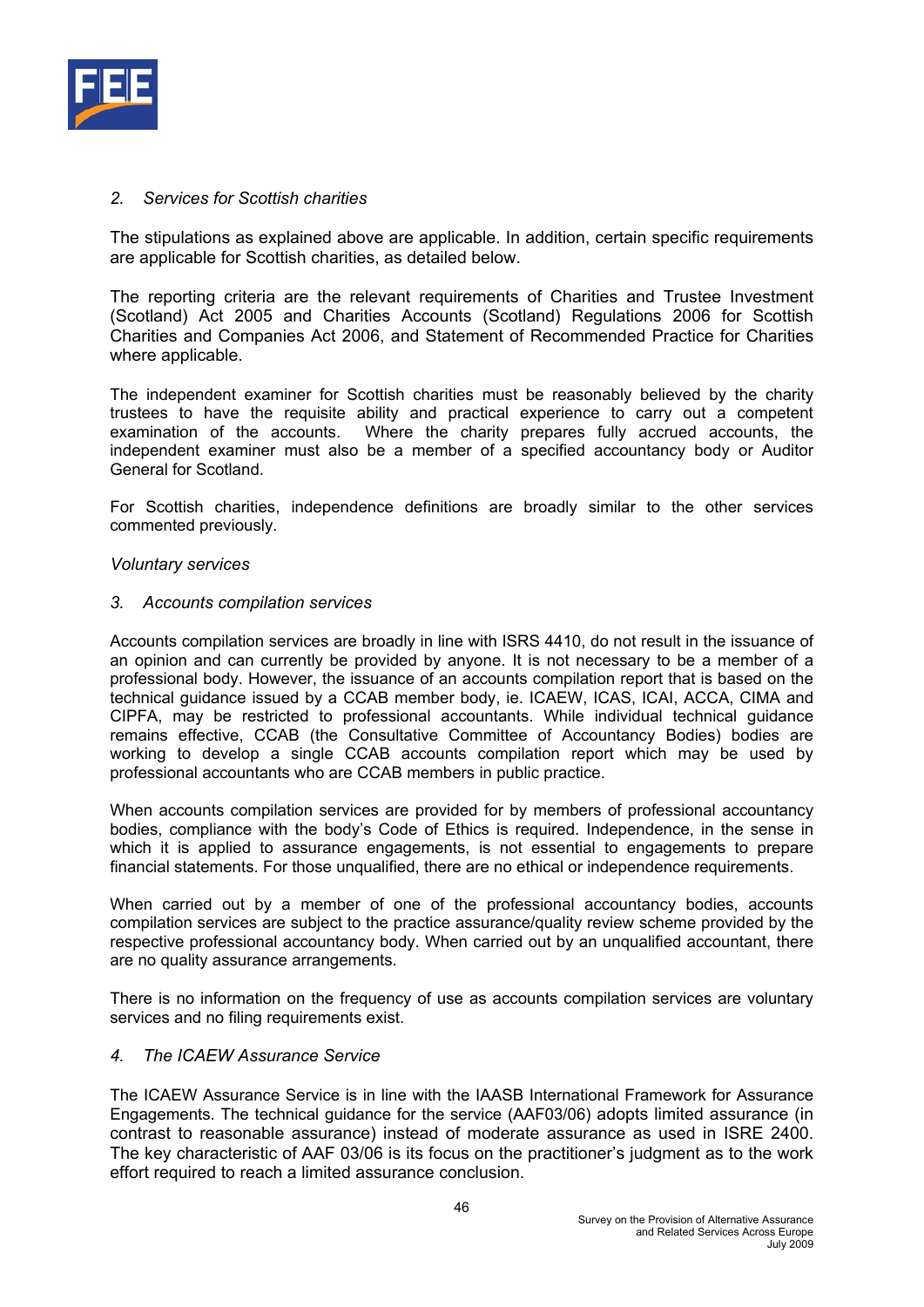*2. Services for Scottish charities*

The stipulations as explained above are applicable. In addition, certain specific requirements are applicable for Scottish charities, as detailed below.

The reporting criteria are the relevant requirements of Charities and Trustee Investment (Scotland) Act 2005 and Charities Accounts (Scotland) Regulations 2006 for Scottish Charities and Companies Act 2006, and Statement of Recommended Practice for Charities where applicable.

The independent examiner for Scottish charities must be reasonably believed by the charity trustees to have the requisite ability and practical experience to carry out a competent examination of the accounts. Where the charity prepares fully accrued accounts, the independent examiner must also be a member of a specified accountancy body or Auditor General for Scotland.

For Scottish charities, independence definitions are broadly similar to the other services commented previously.

*Voluntary services*

*3. Accounts compilation services*

Accounts compilation services are broadly in line with ISRS 4410, do not result in the issuance of an opinion and can currently be provided by anyone. It is not necessary to be a member of a professional body. However, the issuance of an accounts compilation report that is based on the technical guidance issued by a CCAB member body, ie. ICAEW, ICAS, ICAI, ACCA, CIMA and CIPFA, may be restricted to professional accountants. While individual technical guidance remains effective, CCAB (the Consultative Committee of Accountancy Bodies) bodies are working to develop a single CCAB accounts compilation report which may be used by professional accountants who are CCAB members in public practice.

When accounts compilation services are provided for by members of professional accountancy bodies, compliance with the body's Code of Ethics is required. Independence, in the sense in which it is applied to assurance engagements, is not essential to engagements to prepare financial statements. For those unqualified, there are no ethical or independence requirements.

When carried out by a member of one of the professional accountancy bodies, accounts compilation services are subject to the practice assurance/quality review scheme provided by the respective professional accountancy body. When carried out by an unqualified accountant, there are no quality assurance arrangements.

There is no information on the frequency of use as accounts compilation services are voluntary services and no filing requirements exist.

*4. The ICAEW Assurance Service*

The ICAEW Assurance Service is in line with the IAASB International Framework for Assurance Engagements. The technical guidance for the service (AAF03/06) adopts limited assurance (in contrast to reasonable assurance) instead of moderate assurance as used in ISRE 2400. The key characteristic of AAF 03/06 is its focus on the practitioner's judgment as to the work effort required to reach a limited assurance conclusion.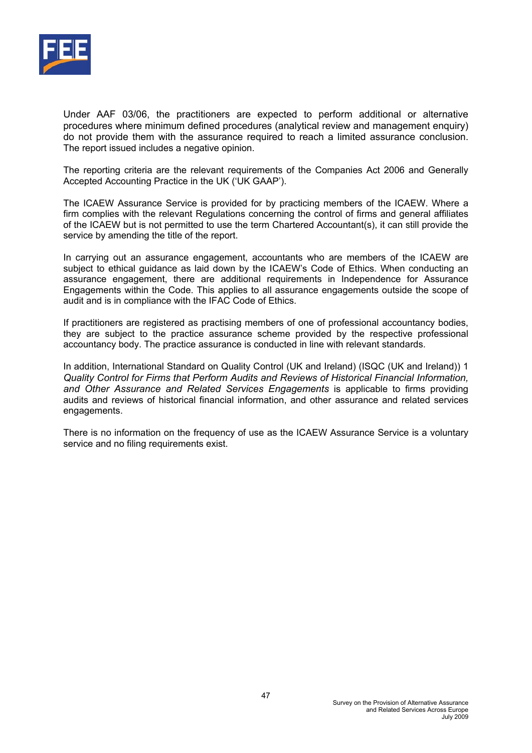Under AAF 03/06, the practitioners are expected to perform additional or alternative procedures where minimum defined procedures (analytical review and management enquiry) do not provide them with the assurance required to reach a limited assurance conclusion. The report issued includes a negative opinion.

The reporting criteria are the relevant requirements of the Companies Act 2006 and Generally Accepted Accounting Practice in the UK ('UK GAAP').

The ICAEW Assurance Service is provided for by practicing members of the ICAEW. Where a firm complies with the relevant Regulations concerning the control of firms and general affiliates of the ICAEW but is not permitted to use the term Chartered Accountant(s), it can still provide the service by amending the title of the report.

In carrying out an assurance engagement, accountants who are members of the ICAEW are subject to ethical guidance as laid down by the ICAEW's Code of Ethics. When conducting an assurance engagement, there are additional requirements in Independence for Assurance Engagements within the Code. This applies to all assurance engagements outside the scope of audit and is in compliance with the IFAC Code of Ethics.

If practitioners are registered as practising members of one of professional accountancy bodies, they are subject to the practice assurance scheme provided by the respective professional accountancy body. The practice assurance is conducted in line with relevant standards.

In addition, International Standard on Quality Control (UK and Ireland) (ISQC (UK and Ireland)) 1 *Quality Control for Firms that Perform Audits and Reviews of Historical Financial Information, and Other Assurance and Related Services Engagements* is applicable to firms providing audits and reviews of historical financial information, and other assurance and related services engagements.

There is no information on the frequency of use as the ICAEW Assurance Service is a voluntary service and no filing requirements exist.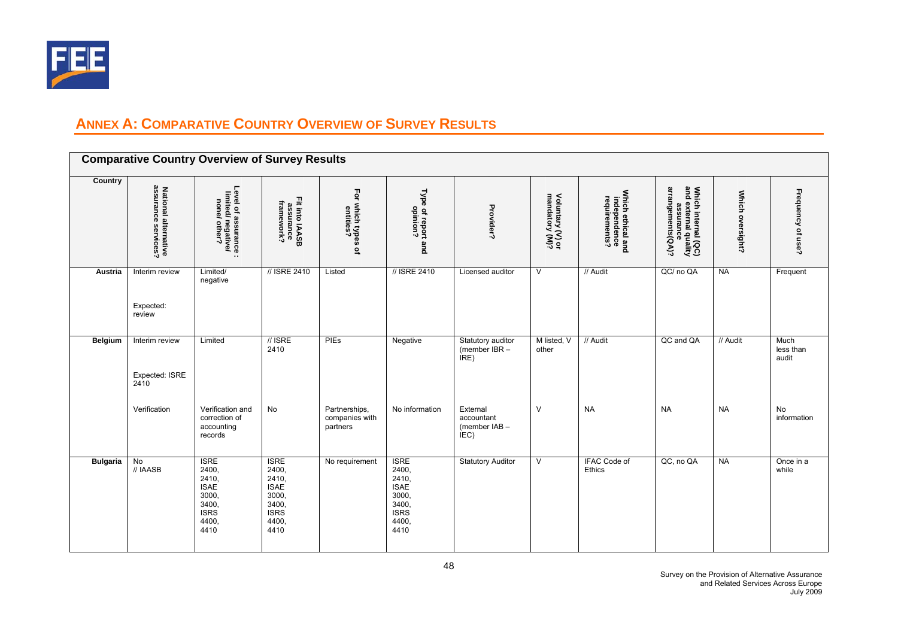## ANNEX A: COMPARATIVE COUNTRY OVERVIEW OF SURVEY RESULTS

**Comparative Country Overview of Survey Results**

| Country | National alternative assurance services? | Level of assurance : limited/ negative/ none/ other? | Fit into IAASB assurance framework? | For which types of entities? | Type of report and opinion? | Provider? | Voluntary (V) or mandatory (M)? | Which ethical and independence requirements? | Which internal (QC) and external quality assurance arrangements(QA)? | Which oversight? | Frequency of use? |
|---|---|---|---|---|---|---|---|---|---|---|---|
| **Austria** | Interim review<br><br>Expected: review | Limited/ negative | // ISRE 2410 | Listed | // ISRE 2410 | Licensed auditor | V | // Audit | QC/ no QA | NA | Frequent |
| **Belgium** | Interim review<br><br>Expected: ISRE 2410 | Limited | // ISRE 2410 | PIEs | Negative | Statutory auditor (member IBR – IRE) | M listed, V other | // Audit | QC and QA | // Audit | Much less than audit |
| | Verification | Verification and correction of accounting records | No | Partnerships, companies with partners | No information | External accountant (member IAB – IEC) | V | NA | NA | NA | No information |
| **Bulgaria** | No<br>// IAASB | ISRE 2400, 2410, ISAE 3000, 3400, ISRS 4400, 4410 | ISRE 2400, 2410, ISAE 3000, 3400, ISRS 4400, 4410 | No requirement | ISRE 2400, 2410, ISAE 3000, 3400, ISRS 4400, 4410 | Statutory Auditor | V | IFAC Code of Ethics | QC, no QA | NA | Once in a while |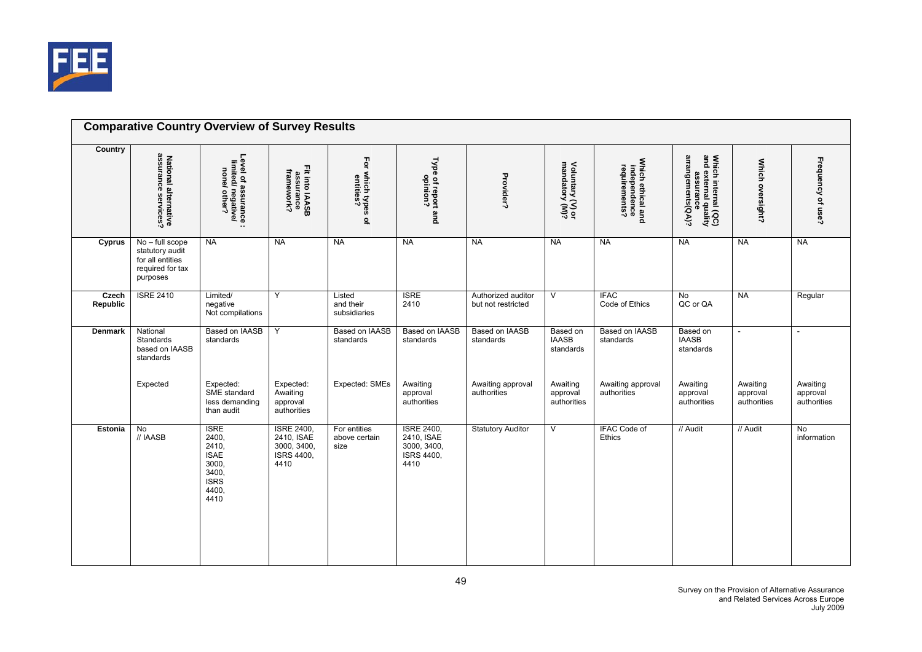## Comparative Country Overview of Survey Results

| Country | National alternative assurance services? | Level of assurance : limited/ negative/ none/ other? | Fit into IAASB assurance framework? | For which types of entities? | Type of report and opinion? | Provider? | Voluntary (V) or mandatory (M)? | Which ethical and independence requirements? | Which internal (QC) and external quality assurance arrangements(QA)? | Which oversight? | Frequency of use? |
|---|---|---|---|---|---|---|---|---|---|---|---|
| **Cyprus** | No – full scope statutory audit for all entities required for tax purposes | NA | NA | NA | NA | NA | NA | NA | NA | NA | NA |
| **Czech Republic** | ISRE 2410 | Limited/ negative Not compilations | Y | Listed and their subsidiaries | ISRE 2410 | Authorized auditor but not restricted | V | IFAC Code of Ethics | No QC or QA | NA | Regular |
| **Denmark** | National Standards based on IAASB standards | Based on IAASB standards | Y | Based on IAASB standards | Based on IAASB standards | Based on IAASB standards | Based on IAASB standards | Based on IAASB standards | Based on IAASB standards | - | - |
| | Expected | Expected: SME standard less demanding than audit | Expected: Awaiting approval authorities | Expected: SMEs | Awaiting approval authorities | Awaiting approval authorities | Awaiting approval authorities | Awaiting approval authorities | Awaiting approval authorities | Awaiting approval authorities | Awaiting approval authorities |
| **Estonia** | No // IAASB | ISRE 2400, 2410, ISAE 3000, 3400, ISRS 4400, 4410 | ISRE 2400, 2410, ISAE 3000, 3400, ISRS 4400, 4410 | For entities above certain size | ISRE 2400, 2410, ISAE 3000, 3400, ISRS 4400, 4410 | Statutory Auditor | V | IFAC Code of Ethics | // Audit | // Audit | No information |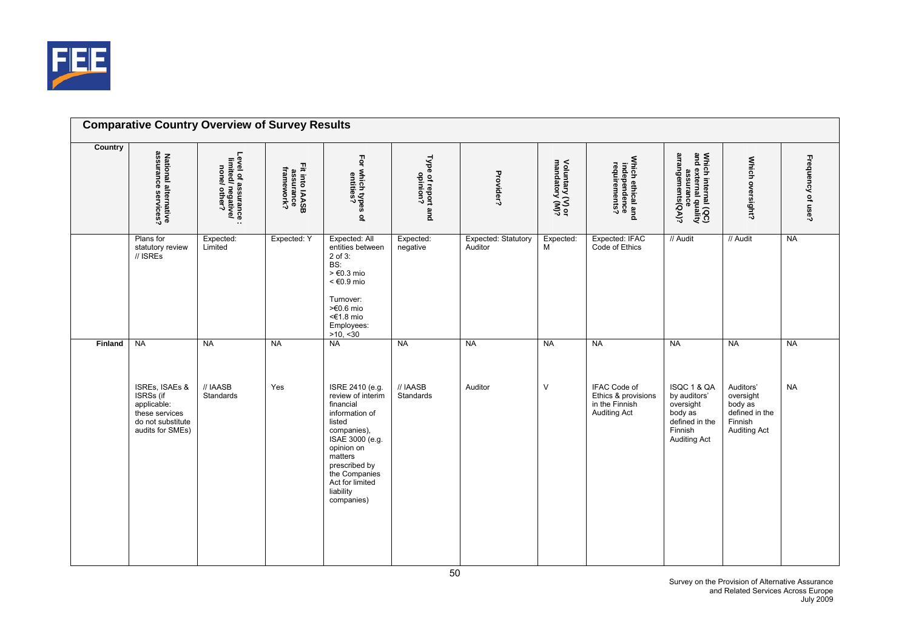## Comparative Country Overview of Survey Results

| Country | National alternative assurance services? | Level of assurance : limited/ negative/ none/ other? | Fit into IAASB assurance framework? | For which types of entities? | Type of report and opinion? | Provider? | Voluntary (V) or mandatory (M)? | Which ethical and independence requirements? | Which internal (QC) and external quality assurance arrangements(QA)? | Which oversight? | Frequency of use? |
|---|---|---|---|---|---|---|---|---|---|---|---|
| | Plans for statutory review // ISREs | Expected: Limited | Expected: Y | Expected: All entities between 2 of 3: BS: > €0.3 mio < €0.9 mio Turnover: >€0.6 mio <€1.8 mio Employees: >10, <30 | Expected: negative | Expected: Statutory Auditor | Expected: M | Expected: IFAC Code of Ethics | // Audit | // Audit | NA |
| **Finland** | NA | NA | NA | NA | NA | NA | NA | NA | NA | NA | NA |
| | ISREs, ISAEs & ISRSs (if applicable: these services do not substitute audits for SMEs) | // IAASB Standards | Yes | ISRE 2410 (e.g. review of interim financial information of listed companies), ISAE 3000 (e.g. opinion on matters prescribed by the Companies Act for limited liability companies) | // IAASB Standards | Auditor | V | IFAC Code of Ethics & provisions in the Finnish Auditing Act | ISQC 1 & QA by auditors' oversight body as defined in the Finnish Auditing Act | Auditors' oversight body as defined in the Finnish Auditing Act | NA |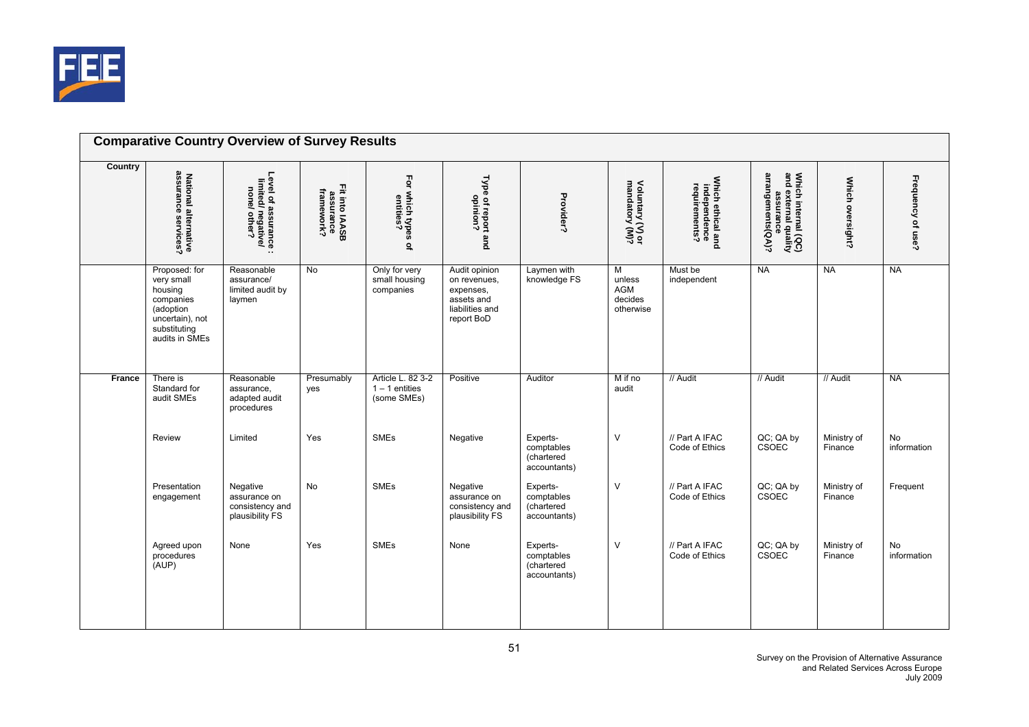## Comparative Country Overview of Survey Results

| Country | National alternative assurance services? | Level of assurance : limited/ negative/ none/ other? | Fit into IAASB assurance framework? | For which types of entities? | Type of report and opinion? | Provider? | Voluntary (V) or mandatory (M)? | Which ethical and independence requirements? | Which internal (QC) and external quality assurance arrangements(QA)? | Which oversight? | Frequency of use? |
|---|---|---|---|---|---|---|---|---|---|---|---|
| | Proposed: for very small housing companies (adoption uncertain), not substituting audits in SMEs | Reasonable assurance/ limited audit by laymen | No | Only for very small housing companies | Audit opinion on revenues, expenses, assets and liabilities and report BoD | Laymen with knowledge FS | M unless AGM decides otherwise | Must be independent | NA | NA | NA |
| France | There is Standard for audit SMEs | Reasonable assurance, adapted audit procedures | Presumably yes | Article L. 82 3-2 1 – 1 entities (some SMEs) | Positive | Auditor | M if no audit | // Audit | // Audit | // Audit | NA |
| | Review | Limited | Yes | SMEs | Negative | Experts-comptables (chartered accountants) | V | // Part A IFAC Code of Ethics | QC; QA by CSOEC | Ministry of Finance | No information |
| | Presentation engagement | Negative assurance on consistency and plausibility FS | No | SMEs | Negative assurance on consistency and plausibility FS | Experts-comptables (chartered accountants) | V | // Part A IFAC Code of Ethics | QC; QA by CSOEC | Ministry of Finance | Frequent |
| | Agreed upon procedures (AUP) | None | Yes | SMEs | None | Experts-comptables (chartered accountants) | V | // Part A IFAC Code of Ethics | QC; QA by CSOEC | Ministry of Finance | No information |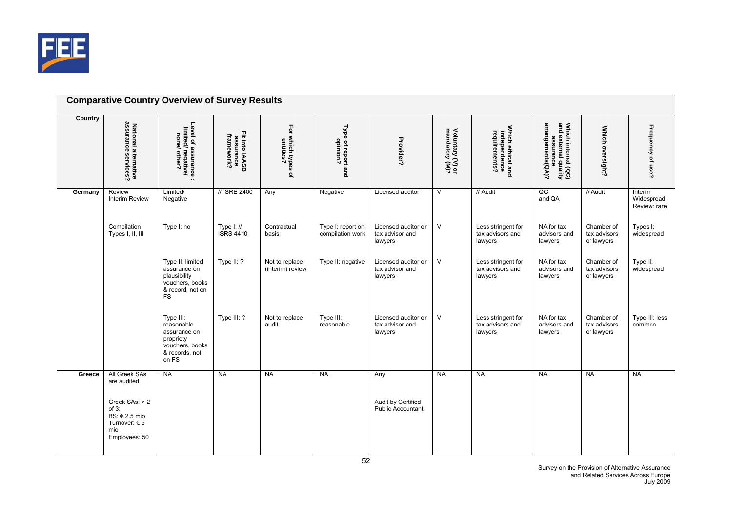## Comparative Country Overview of Survey Results

| Country | National alternative assurance services? | Level of assurance : limited/ negative/ none/ other? | Fit into IAASB assurance framework? | For which types of entities? | Type of report and opinion? | Provider? | Voluntary (V) or mandatory (M)? | Which ethical and independence requirements? | Which internal (QC) and external quality assurance arrangements(QA)? | Which oversight? | Frequency of use? |
|---|---|---|---|---|---|---|---|---|---|---|---|
| Germany | Review Interim Review | Limited/ Negative | // ISRE 2400 | Any | Negative | Licensed auditor | V | // Audit | QC and QA | // Audit | Interim Widespread Review: rare |
| | Compilation Types I, II, III | Type I: no | Type I: // ISRS 4410 | Contractual basis | Type I: report on compilation work | Licensed auditor or tax advisor and lawyers | V | Less stringent for tax advisors and lawyers | NA for tax advisors and lawyers | Chamber of tax advisors or lawyers | Types I: widespread |
| | | Type II: limited assurance on plausibility vouchers, books & record, not on FS | Type II: ? | Not to replace (interim) review | Type II: negative | Licensed auditor or tax advisor and lawyers | V | Less stringent for tax advisors and lawyers | NA for tax advisors and lawyers | Chamber of tax advisors or lawyers | Type II: widespread |
| | | Type III: reasonable assurance on propriety vouchers, books & records, not on FS | Type III: ? | Not to replace audit | Type III: reasonable | Licensed auditor or tax advisor and lawyers | V | Less stringent for tax advisors and lawyers | NA for tax advisors and lawyers | Chamber of tax advisors or lawyers | Type III: less common |
| Greece | All Greek SAs are audited | NA | NA | NA | NA | Any | NA | NA | NA | NA | NA |
| | Greek SAs: > 2 of 3: BS: € 2.5 mio Turnover: € 5 mio Employees: 50 | | | | | Audit by Certified Public Accountant | | | | | |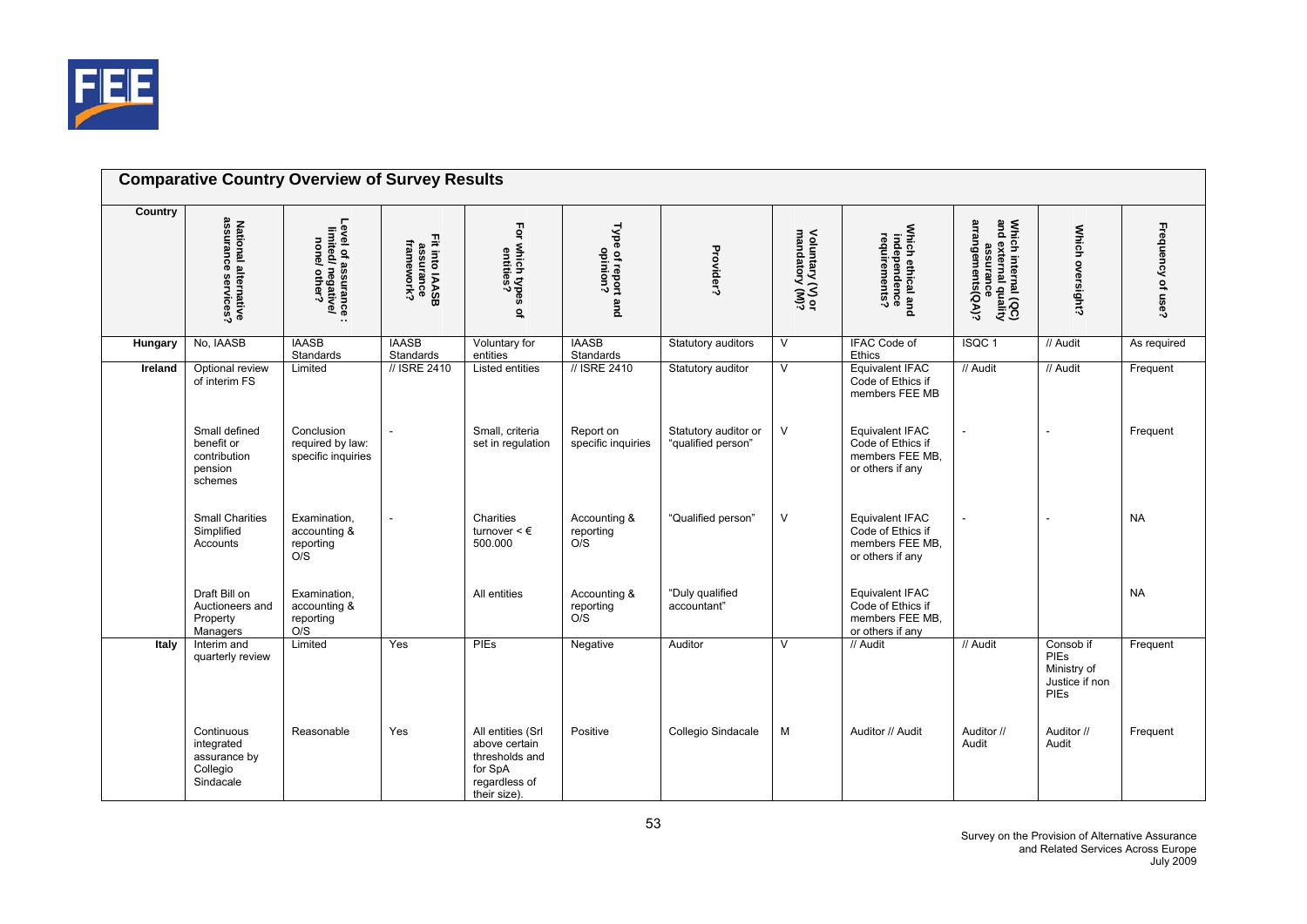## Comparative Country Overview of Survey Results

| Country | National alternative assurance services? | Level of assurance : limited/ negative/ none/ other? | Fit into IAASB assurance framework? | For which types of entities? | Type of report and opinion? | Provider? | Voluntary (V) or mandatory (M)? | Which ethical and independence requirements? | Which internal (QC) and external quality assurance arrangements(QA)? | Which oversight? | Frequency of use? |
|---|---|---|---|---|---|---|---|---|---|---|---|
| **Hungary** | No, IAASB | IAASB Standards | IAASB Standards | Voluntary for entities | IAASB Standards | Statutory auditors | V | IFAC Code of Ethics | ISQC 1 | // Audit | As required |
| **Ireland** | Optional review of interim FS | Limited | // ISRE 2410 | Listed entities | // ISRE 2410 | Statutory auditor | V | Equivalent IFAC Code of Ethics if members FEE MB | // Audit | // Audit | Frequent |
| | Small defined benefit or contribution pension schemes | Conclusion required by law: specific inquiries | - | Small, criteria set in regulation | Report on specific inquiries | Statutory auditor or "qualified person" | V | Equivalent IFAC Code of Ethics if members FEE MB, or others if any | - | - | Frequent |
| | Small Charities Simplified Accounts | Examination, accounting & reporting O/S | - | Charities turnover < € 500.000 | Accounting & reporting O/S | "Qualified person" | V | Equivalent IFAC Code of Ethics if members FEE MB, or others if any | - | - | NA |
| | Draft Bill on Auctioneers and Property Managers | Examination, accounting & reporting O/S | | All entities | Accounting & reporting O/S | "Duly qualified accountant" | | Equivalent IFAC Code of Ethics if members FEE MB, or others if any | | | NA |
| **Italy** | Interim and quarterly review | Limited | Yes | PIEs | Negative | Auditor | V | // Audit | // Audit | Consob if PIEs Ministry of Justice if non PIEs | Frequent |
| | Continuous integrated assurance by Collegio Sindacale | Reasonable | Yes | All entities (Srl above certain thresholds and for SpA regardless of their size). | Positive | Collegio Sindacale | M | Auditor // Audit | Auditor // Audit | Auditor // Audit | Frequent |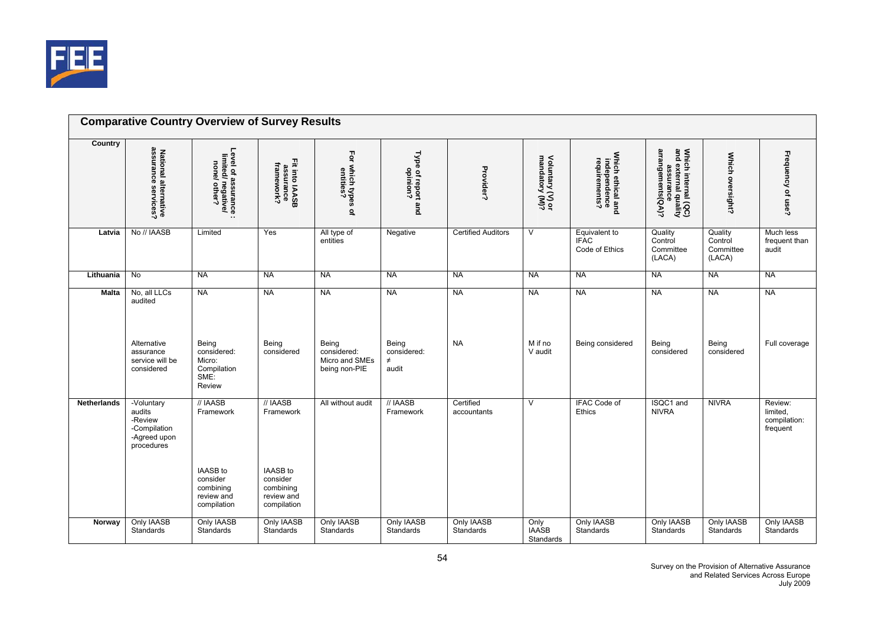## Comparative Country Overview of Survey Results

| Country | National alternative assurance services? | Level of assurance : limited/ negative/ none/ other? | Fit into IAASB assurance framework? | For which types of entities? | Type of report and opinion? | Provider? | Voluntary (V) or mandatory (M)? | Which ethical and independence requirements? | Which internal (QC) and external quality assurance arrangements(QA)? | Which oversight? | Frequency of use? |
|---|---|---|---|---|---|---|---|---|---|---|---|
| Latvia | No // IAASB | Limited | Yes | All type of entities | Negative | Certified Auditors | V | Equivalent to IFAC Code of Ethics | Quality Control Committee (LACA) | Quality Control Committee (LACA) | Much less frequent than audit |
| Lithuania | No | NA | NA | NA | NA | NA | NA | NA | NA | NA | NA |
| Malta | No, all LLCs audited | NA | NA | NA | NA | NA | NA | NA | NA | NA | NA |
| | Alternative assurance service will be considered | Being considered: Micro: Compilation SME: Review | Being considered | Being considered: Micro and SMEs being non-PIE | Being considered: ≠ audit | NA | M if no V audit | Being considered | Being considered | Being considered | Full coverage |
| Netherlands | -Voluntary audits -Review -Compilation -Agreed upon procedures | // IAASB Framework | // IAASB Framework | All without audit | // IAASB Framework | Certified accountants | V | IFAC Code of Ethics | ISQC1 and NIVRA | NIVRA | Review: limited, compilation: frequent |
| | | IAASB to consider combining review and compilation | IAASB to consider combining review and compilation | | | | | | | | |
| Norway | Only IAASB Standards | Only IAASB Standards | Only IAASB Standards | Only IAASB Standards | Only IAASB Standards | Only IAASB Standards | Only IAASB Standards | Only IAASB Standards | Only IAASB Standards | Only IAASB Standards | Only IAASB Standards |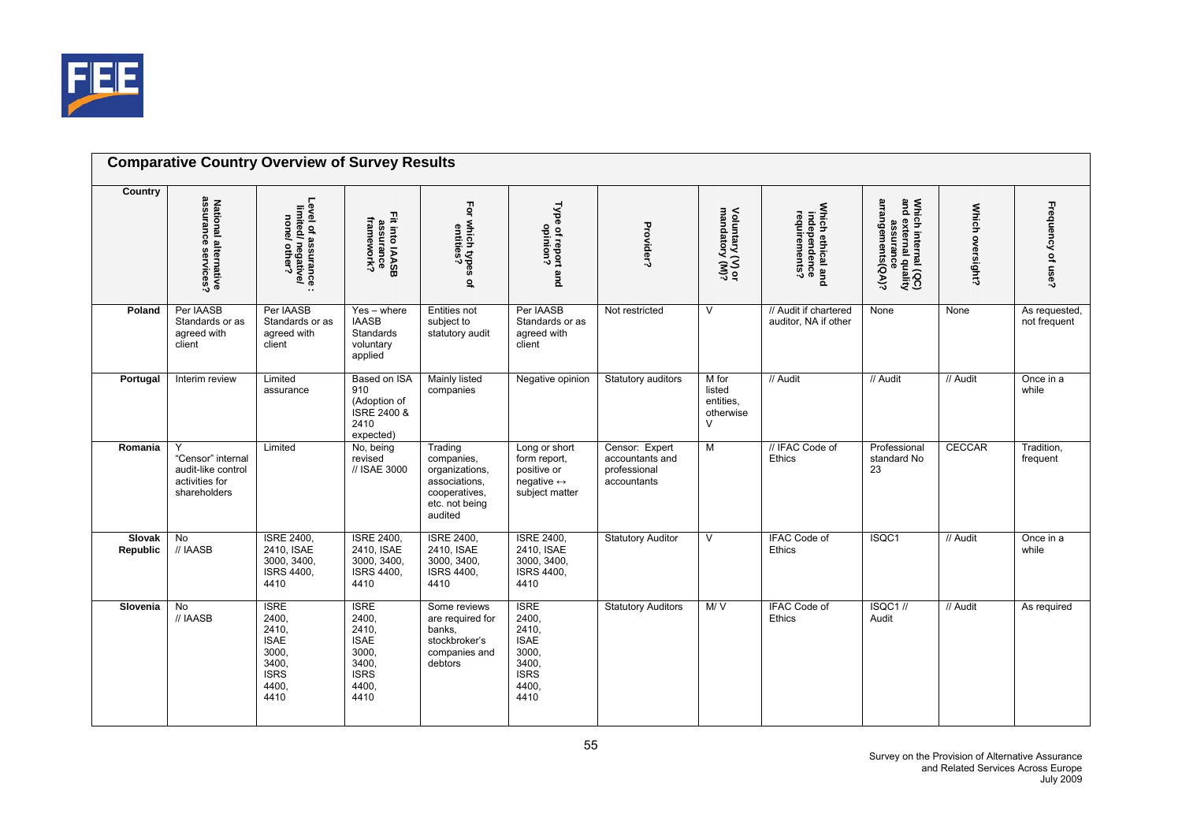## Comparative Country Overview of Survey Results

| Country | National alternative assurance services? | Level of assurance : limited/ negative/ none/ other? | Fit into IAASB assurance framework? | For which types of entities? | Type of report and opinion? | Provider? | Voluntary (V) or mandatory (M)? | Which ethical and independence requirements? | Which internal (QC) and external quality assurance arrangements(QA)? | Which oversight? | Frequency of use? |
|---|---|---|---|---|---|---|---|---|---|---|---|
| **Poland** | Per IAASB Standards or as agreed with client | Per IAASB Standards or as agreed with client | Yes – where IAASB Standards voluntary applied | Entities not subject to statutory audit | Per IAASB Standards or as agreed with client | Not restricted | V | // Audit if chartered auditor, NA if other | None | None | As requested, not frequent |
| **Portugal** | Interim review | Limited assurance | Based on ISA 910 (Adoption of ISRE 2400 & 2410 expected) | Mainly listed companies | Negative opinion | Statutory auditors | M for listed entities, otherwise V | // Audit | // Audit | // Audit | Once in a while |
| **Romania** | Y "Censor" internal audit-like control activities for shareholders | Limited | No, being revised // ISAE 3000 | Trading companies, organizations, associations, cooperatives, etc. not being audited | Long or short form report, positive or negative ↔ subject matter | Censor: Expert accountants and professional accountants | M | // IFAC Code of Ethics | Professional standard No 23 | CECCAR | Tradition, frequent |
| **Slovak Republic** | No // IAASB | ISRE 2400, 2410, ISAE 3000, 3400, ISRS 4400, 4410 | ISRE 2400, 2410, ISAE 3000, 3400, ISRS 4400, 4410 | ISRE 2400, 2410, ISAE 3000, 3400, ISRS 4400, 4410 | ISRE 2400, 2410, ISAE 3000, 3400, ISRS 4400, 4410 | Statutory Auditor | V | IFAC Code of Ethics | ISQC1 | // Audit | Once in a while |
| **Slovenia** | No // IAASB | ISRE 2400, 2410, ISAE 3000, 3400, ISRS 4400, 4410 | ISRE 2400, 2410, ISAE 3000, 3400, ISRS 4400, 4410 | Some reviews are required for banks, stockbroker's companies and debtors | ISRE 2400, 2410, ISAE 3000, 3400, ISRS 4400, 4410 | Statutory Auditors | M/ V | IFAC Code of Ethics | ISQC1 // Audit | // Audit | As required |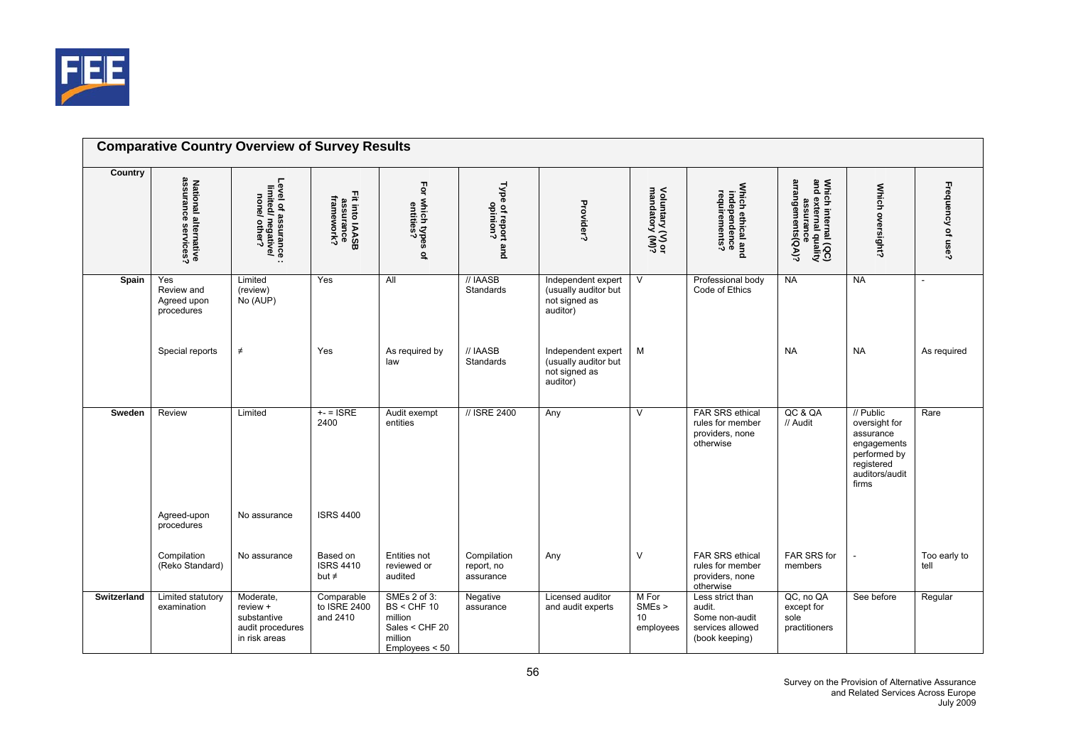## Comparative Country Overview of Survey Results

| Country | National alternative assurance services? | Level of assurance : limited/ negative/ none/ other? | Fit into IAASB assurance framework? | For which types of entities? | Type of report and opinion? | Provider? | Voluntary (V) or mandatory (M)? | Which ethical and independence requirements? | Which internal (QC) and external quality assurance arrangements(QA)? | Which oversight? | Frequency of use? |
|---|---|---|---|---|---|---|---|---|---|---|---|
| **Spain** | Yes<br>Review and Agreed upon procedures | Limited (review)<br>No (AUP) | Yes | All | // IAASB Standards | Independent expert (usually auditor but not signed as auditor) | V | Professional body Code of Ethics | NA | NA | - |
| | Special reports | ≠ | Yes | As required by law | // IAASB Standards | Independent expert (usually auditor but not signed as auditor) | M | | NA | NA | As required |
| **Sweden** | Review | Limited | +- = ISRE 2400 | Audit exempt entities | // ISRE 2400 | Any | V | FAR SRS ethical rules for member providers, none otherwise | QC & QA // Audit | // Public oversight for assurance engagements performed by registered auditors/audit firms | Rare |
| | Agreed-upon procedures | No assurance | ISRS 4400 | | | | | | | | |
| | Compilation (Reko Standard) | No assurance | Based on ISRS 4410 but ≠ | Entities not reviewed or audited | Compilation report, no assurance | Any | V | FAR SRS ethical rules for member providers, none otherwise | FAR SRS for members | - | Too early to tell |
| **Switzerland** | Limited statutory examination | Moderate, review + substantive audit procedures in risk areas | Comparable to ISRE 2400 and 2410 | SMEs 2 of 3:<br>BS < CHF 10 million<br>Sales < CHF 20 million<br>Employees < 50 | Negative assurance | Licensed auditor and audit experts | M For SMEs > 10 employees | Less strict than audit.<br>Some non-audit services allowed (book keeping) | QC, no QA except for sole practitioners | See before | Regular |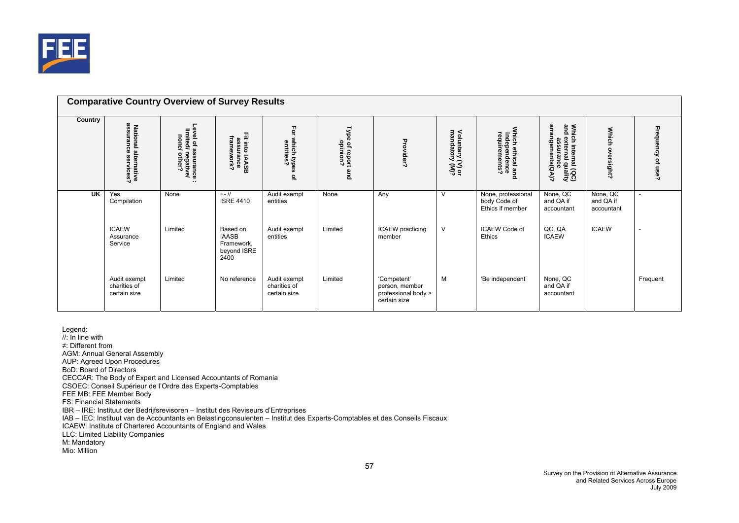## Comparative Country Overview of Survey Results

| Country | National alternative assurance services? | Level of assurance : limited/ negative/ none/ other? | Fit into IAASB assurance framework? | For which types of entities? | Type of report and opinion? | Provider? | Voluntary (V) or mandatory (M)? | Which ethical and independence requirements? | Which internal (QC) and external quality assurance arrangements(QA)? | Which oversight? | Frequency of use? |
|---|---|---|---|---|---|---|---|---|---|---|---|
| **UK** | Yes Compilation | None | +- // ISRE 4410 | Audit exempt entities | None | Any | V | None, professional body Code of Ethics if member | None, QC and QA if accountant | None, QC and QA if accountant | - |
| | ICAEW Assurance Service | Limited | Based on IAASB Framework, beyond ISRE 2400 | Audit exempt entities | Limited | ICAEW practicing member | V | ICAEW Code of Ethics | QC, QA ICAEW | ICAEW | - |
| | Audit exempt charities of certain size | Limited | No reference | Audit exempt charities of certain size | Limited | 'Competent' person, member professional body > certain size | M | 'Be independent' | None, QC and QA if accountant | | Frequent |

Legend:
//: In line with
≠: Different from
AGM: Annual General Assembly
AUP: Agreed Upon Procedures
BoD: Board of Directors
CECCAR: The Body of Expert and Licensed Accountants of Romania
CSOEC: Conseil Supérieur de l'Ordre des Experts-Comptables
FEE MB: FEE Member Body
FS: Financial Statements
IBR – IRE: Instituut der Bedrijfsrevisoren – Institut des Reviseurs d'Entreprises
IAB – IEC: Instituut van de Accountants en Belastingconsulenten – Institut des Experts-Comptables et des Conseils Fiscaux
ICAEW: Institute of Chartered Accountants of England and Wales
LLC: Limited Liability Companies
M: Mandatory
Mio: Million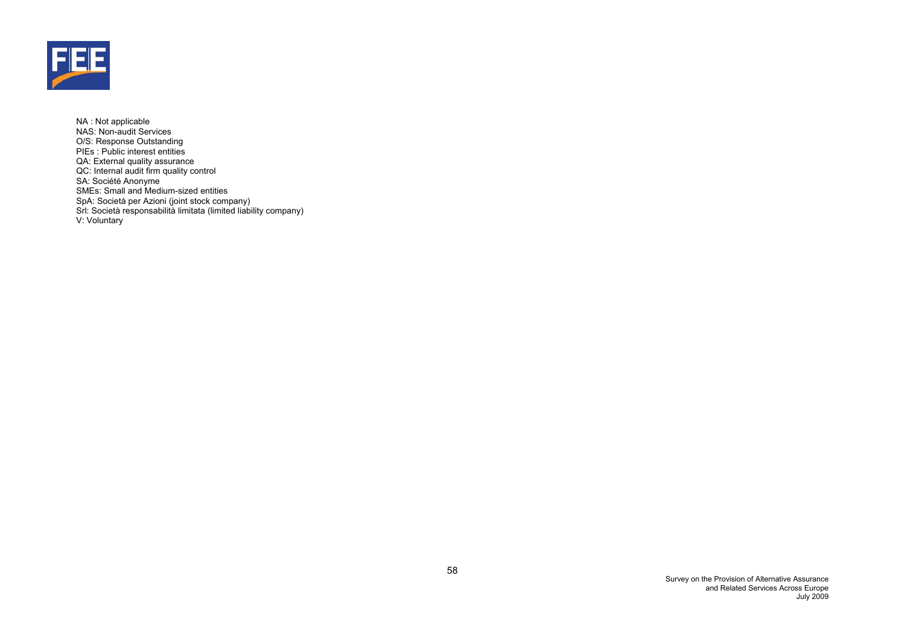NA : Not applicable
NAS: Non-audit Services
O/S: Response Outstanding
PIEs : Public interest entities
QA: External quality assurance
QC: Internal audit firm quality control
SA: Société Anonyme
SMEs: Small and Medium-sized entities
SpA: Società per Azioni (joint stock company)
Srl: Società responsabilità limitata (limited liability company)
V: Voluntary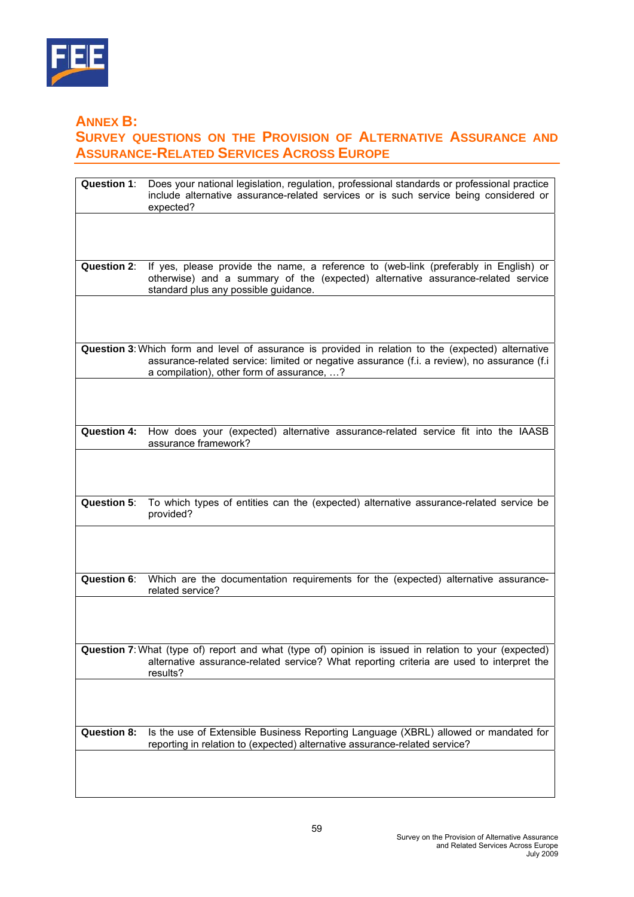# ANNEX B: SURVEY QUESTIONS ON THE PROVISION OF ALTERNATIVE ASSURANCE AND ASSURANCE-RELATED SERVICES ACROSS EUROPE

| | |
|---|---|
| **Question 1**: | Does your national legislation, regulation, professional standards or professional practice include alternative assurance-related services or is such service being considered or expected? |
| | |
| **Question 2**: | If yes, please provide the name, a reference to (web-link (preferably in English) or otherwise) and a summary of the (expected) alternative assurance-related service standard plus any possible guidance. |
| | |
| **Question 3**: | Which form and level of assurance is provided in relation to the (expected) alternative assurance-related service: limited or negative assurance (f.i. a review), no assurance (f.i a compilation), other form of assurance, …? |
| | |
| **Question 4:** | How does your (expected) alternative assurance-related service fit into the IAASB assurance framework? |
| | |
| **Question 5**: | To which types of entities can the (expected) alternative assurance-related service be provided? |
| | |
| **Question 6**: | Which are the documentation requirements for the (expected) alternative assurance-related service? |
| | |
| **Question 7**: | What (type of) report and what (type of) opinion is issued in relation to your (expected) alternative assurance-related service? What reporting criteria are used to interpret the results? |
| | |
| **Question 8:** | Is the use of Extensible Business Reporting Language (XBRL) allowed or mandated for reporting in relation to (expected) alternative assurance-related service? |
| | |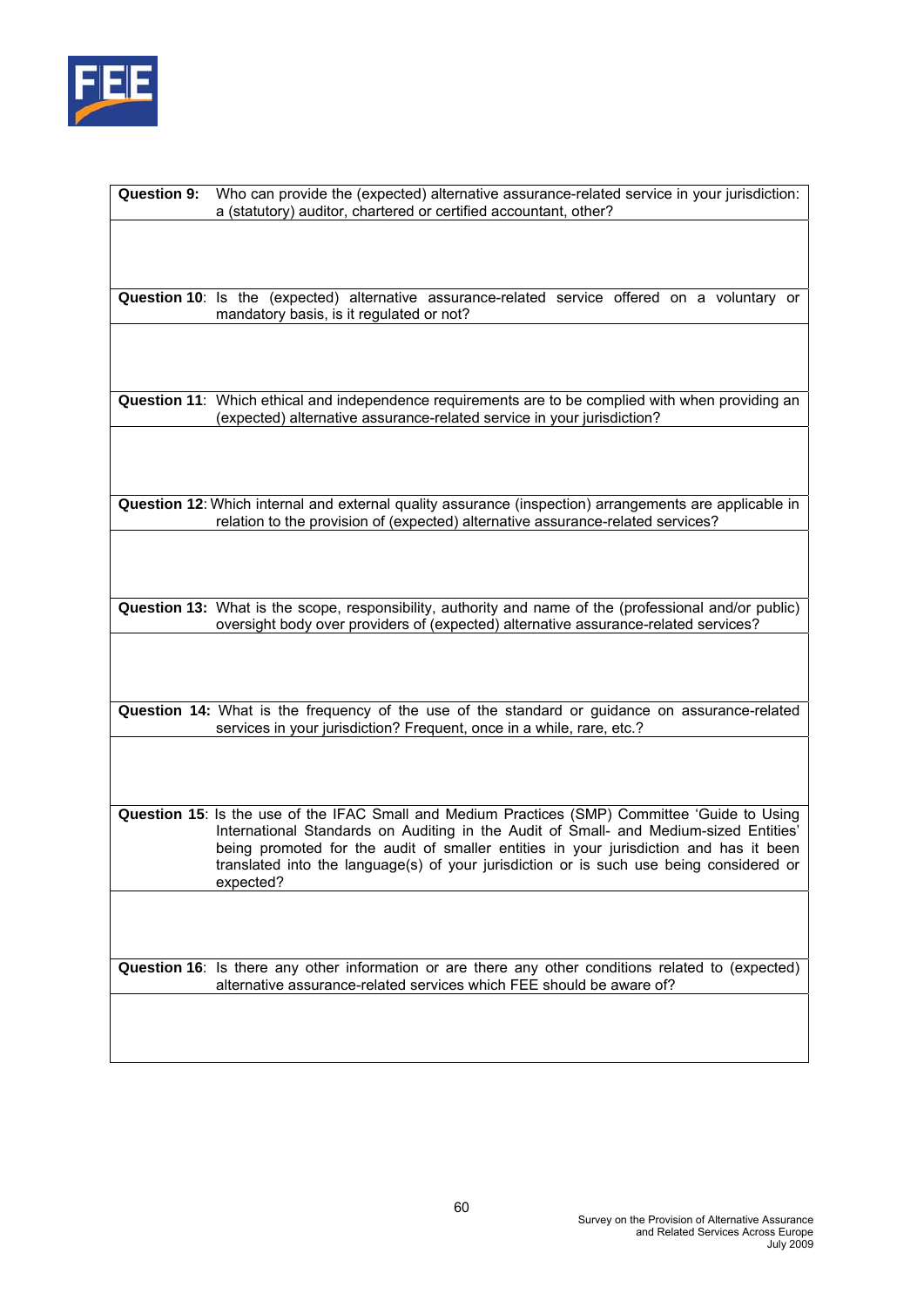| | |
|---|---|
| **Question 9:** | Who can provide the (expected) alternative assurance-related service in your jurisdiction: a (statutory) auditor, chartered or certified accountant, other? |
| | |
| **Question 10**: | Is the (expected) alternative assurance-related service offered on a voluntary or mandatory basis, is it regulated or not? |
| | |
| **Question 11**: | Which ethical and independence requirements are to be complied with when providing an (expected) alternative assurance-related service in your jurisdiction? |
| | |
| **Question 12**: | Which internal and external quality assurance (inspection) arrangements are applicable in relation to the provision of (expected) alternative assurance-related services? |
| | |
| **Question 13:** | What is the scope, responsibility, authority and name of the (professional and/or public) oversight body over providers of (expected) alternative assurance-related services? |
| | |
| **Question 14:** | What is the frequency of the use of the standard or guidance on assurance-related services in your jurisdiction? Frequent, once in a while, rare, etc.? |
| | |
| **Question 15**: | Is the use of the IFAC Small and Medium Practices (SMP) Committee 'Guide to Using International Standards on Auditing in the Audit of Small- and Medium-sized Entities' being promoted for the audit of smaller entities in your jurisdiction and has it been translated into the language(s) of your jurisdiction or is such use being considered or expected? |
| | |
| **Question 16**: | Is there any other information or are there any other conditions related to (expected) alternative assurance-related services which FEE should be aware of? |
| | |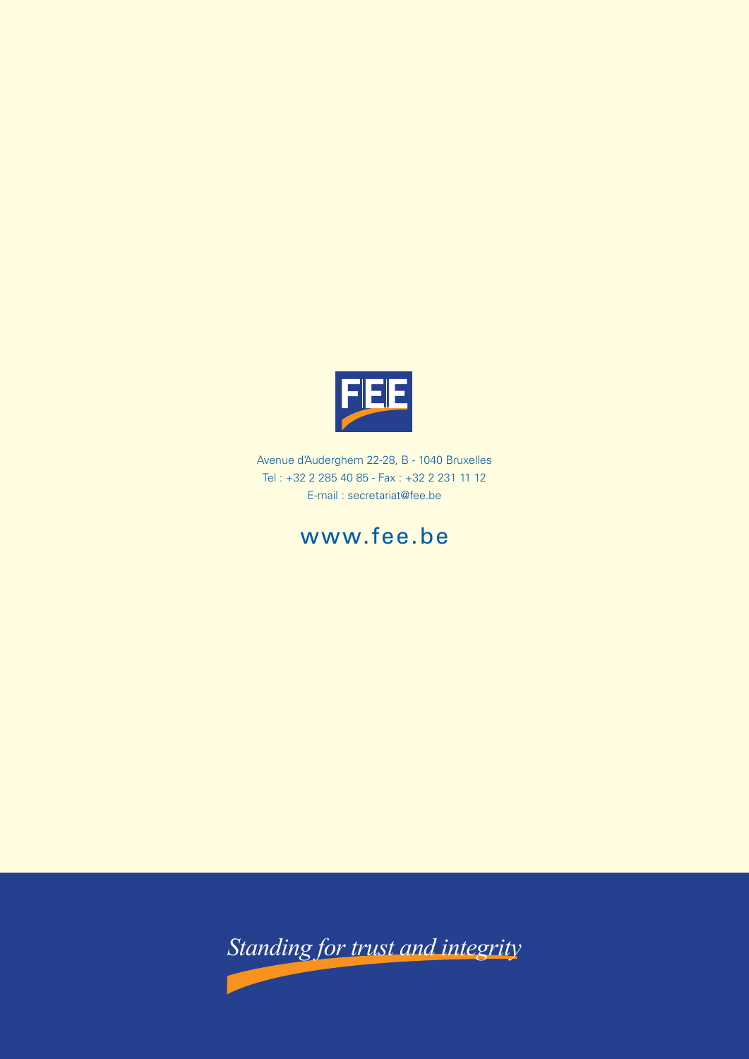FEE

Avenue d'Auderghem 22-28, B - 1040 Bruxelles
Tel : +32 2 285 40 85 - Fax : +32 2 231 11 12
E-mail : secretariat@fee.be

www.fee.be

*Standing for trust and integrity*